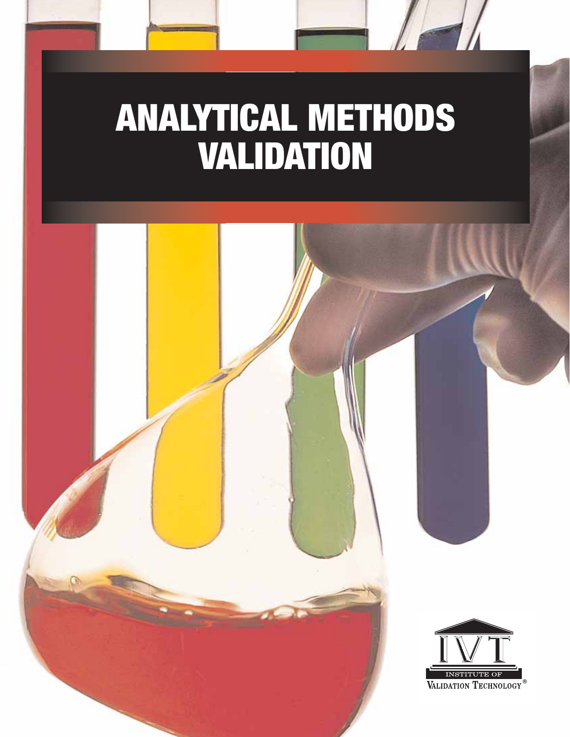# ANALYTICAL METHODS VALIDATION

INSTITUTE OF VALIDATION TECHNOLOGY®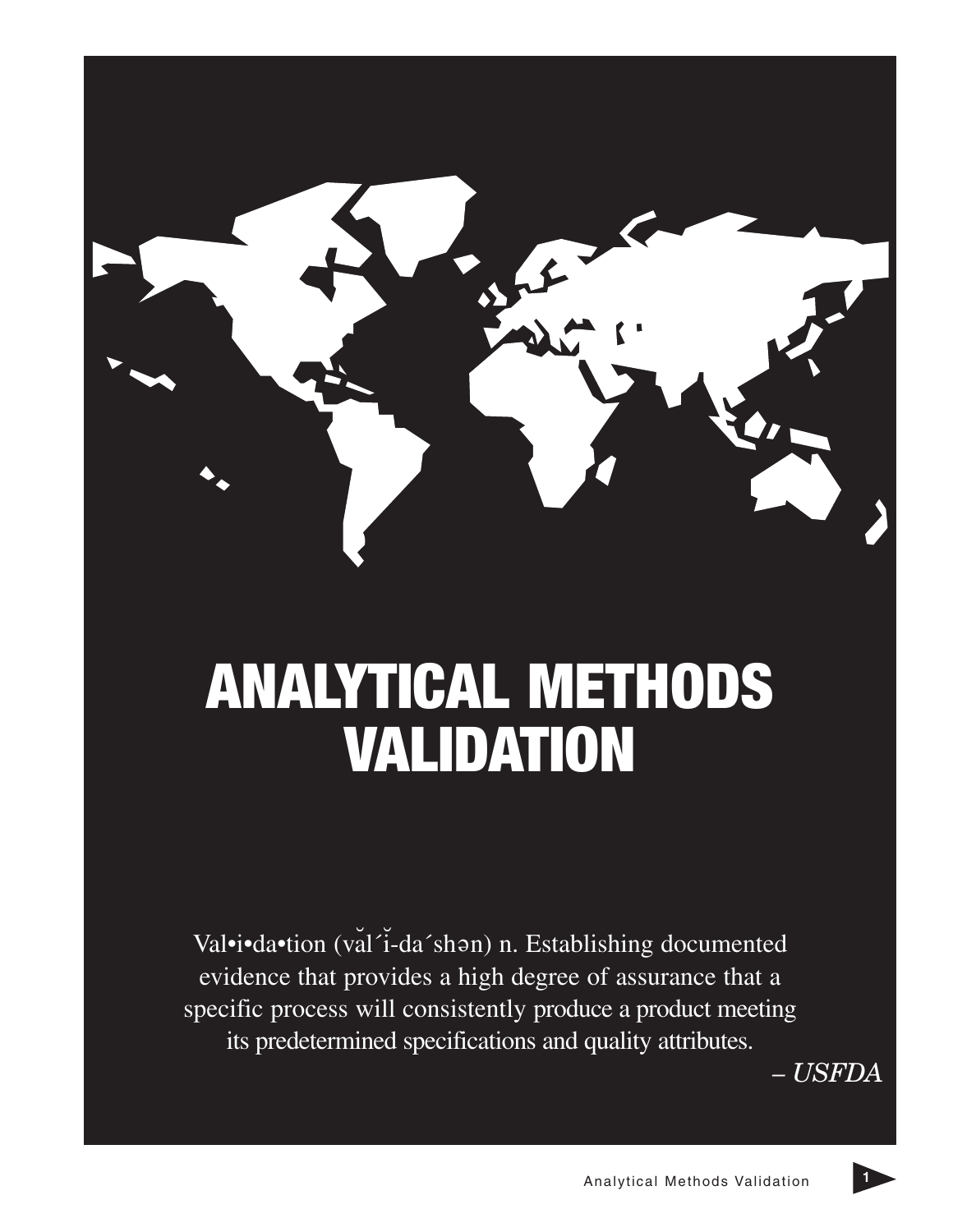# ANALYTICAL METHODS VALIDATION

Val•i•da•tion (văl´ĭ-da´shən) n. Establishing documented evidence that provides a high degree of assurance that a specific process will consistently produce a product meeting its predetermined specifications and quality attributes.

*– USFDA*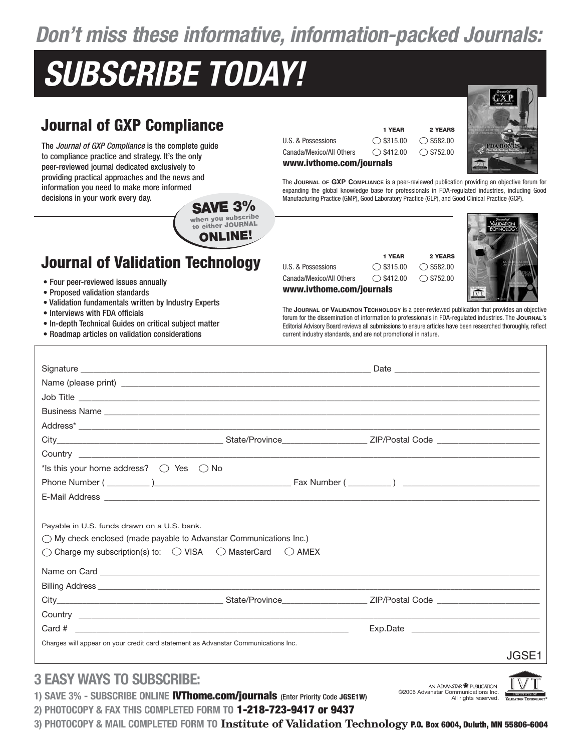# Don't miss these informative, information-packed Journals:

# SUBSCRIBE TODAY!

## Journal of GXP Compliance

The *Journal of GXP Compliance* is the complete guide to compliance practice and strategy. It's the only peer-reviewed journal dedicated exclusively to providing practical approaches and the news and information you need to make more informed decisions in your work every day.

| | 1 YEAR | 2 YEARS |
|---|---|---|
| U.S. & Possessions | ◯ $315.00 | ◯ $582.00 |
| Canada/Mexico/All Others | ◯ $412.00 | ◯ $752.00 |

**www.ivthome.com/journals**

The **JOURNAL OF GXP COMPLIANCE** is a peer-reviewed publication providing an objective forum for expanding the global knowledge base for professionals in FDA-regulated industries, including Good Manufacturing Practice (GMP), Good Laboratory Practice (GLP), and Good Clinical Practice (GCP).

**SAVE 3%** when you subscribe to either JOURNAL **ONLINE!**

## Journal of Validation Technology

- Four peer-reviewed issues annually
- Proposed validation standards
- Validation fundamentals written by Industry Experts
- Interviews with FDA officials
- In-depth Technical Guides on critical subject matter
- Roadmap articles on validation considerations

| | 1 YEAR | 2 YEARS |
|---|---|---|
| U.S. & Possessions | ◯ $315.00 | ◯ $582.00 |
| Canada/Mexico/All Others | ◯ $412.00 | ◯ $752.00 |

**www.ivthome.com/journals**

The **JOURNAL OF VALIDATION TECHNOLOGY** is a peer-reviewed publication that provides an objective forum for the dissemination of information to professionals in FDA-regulated industries. The **JOURNAL**'s Editorial Advisory Board reviews all submissions to ensure articles have been researched thoroughly, reflect current industry standards, and are not promotional in nature.

Signature ______________________ Date ______________

Name (please print) ______________________

Job Title ______________________

Business Name ______________________

Address* ______________________

City______________ State/Province____________ ZIP/Postal Code ____________

Country ______________________

*Is this your home address? ◯ Yes ◯ No

Phone Number ( ______ )______________ Fax Number ( ______ ) ______________

E-Mail Address ______________________

Payable in U.S. funds drawn on a U.S. bank.

◯ My check enclosed (made payable to Advanstar Communications Inc.)

◯ Charge my subscription(s) to: ◯ VISA ◯ MasterCard ◯ AMEX

Name on Card ______________________

Billing Address ______________________

City______________ State/Province____________ ZIP/Postal Code ____________

Country ______________________

Card # ______________________ Exp.Date ______________

Charges will appear on your credit card statement as Advanstar Communications Inc.

JGSE1

## 3 EASY WAYS TO SUBSCRIBE:

1) SAVE 3% - SUBSCRIBE ONLINE **IVThome.com/journals** (Enter Priority Code **JGSE1W**)

2) PHOTOCOPY & FAX THIS COMPLETED FORM TO **1-218-723-9417 or 9437**

3) PHOTOCOPY & MAIL COMPLETED FORM TO **Institute of Validation Technology P.O. Box 6004, Duluth, MN 55806-6004**

AN ADVANSTAR PUBLICATION
©2006 Advanstar Communications Inc. All rights reserved.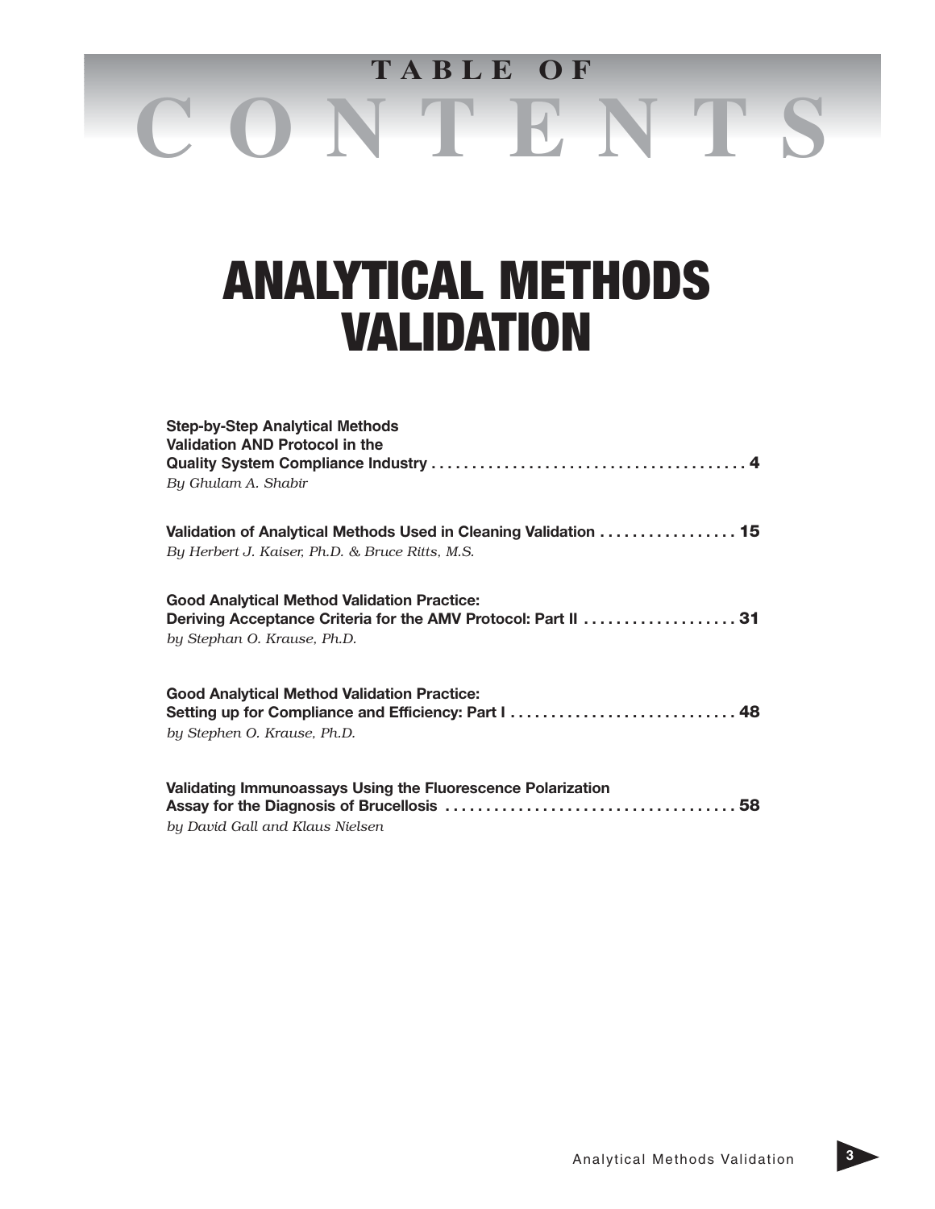# TABLE OF CONTENTS

# ANALYTICAL METHODS VALIDATION

**Step-by-Step Analytical Methods Validation AND Protocol in the Quality System Compliance Industry . . . . . . . . . . . . . . . . . . . . . . . . . . . . . . . . . . . . . . . 4**
*By Ghulam A. Shabir*

**Validation of Analytical Methods Used in Cleaning Validation . . . . . . . . . . . . . . . . . 15**
*By Herbert J. Kaiser, Ph.D. & Bruce Ritts, M.S.*

**Good Analytical Method Validation Practice: Deriving Acceptance Criteria for the AMV Protocol: Part II . . . . . . . . . . . . . . . . . . . 31**
*by Stephan O. Krause, Ph.D.*

**Good Analytical Method Validation Practice: Setting up for Compliance and Efficiency: Part I . . . . . . . . . . . . . . . . . . . . . . . . . . . . 48**
*by Stephen O. Krause, Ph.D.*

**Validating Immunoassays Using the Fluorescence Polarization Assay for the Diagnosis of Brucellosis . . . . . . . . . . . . . . . . . . . . . . . . . . . . . . . . . . . . 58**
*by David Gall and Klaus Nielsen*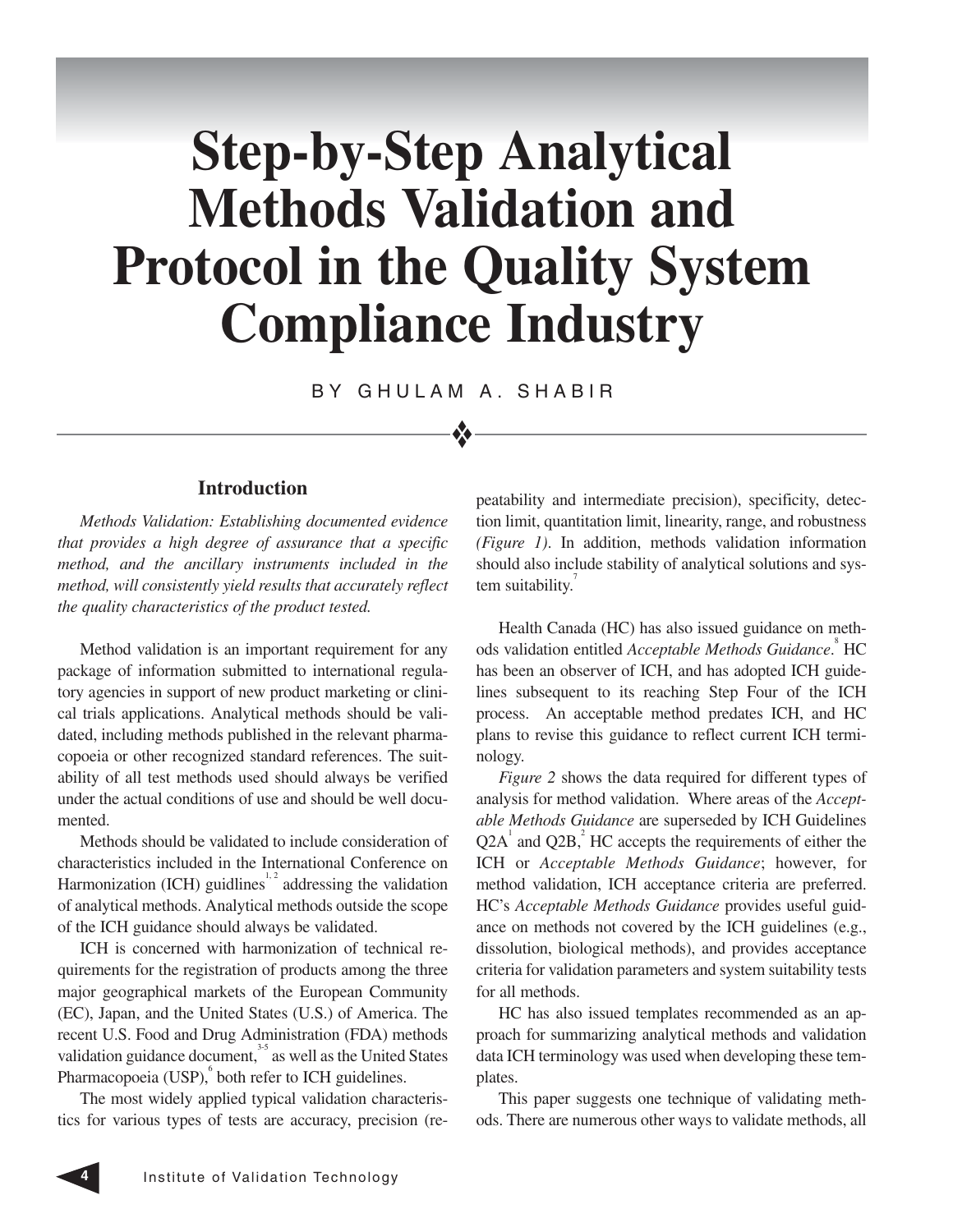# Step-by-Step Analytical Methods Validation and Protocol in the Quality System Compliance Industry

BY GHULAM A. SHABIR

## Introduction

*Methods Validation: Establishing documented evidence that provides a high degree of assurance that a specific method, and the ancillary instruments included in the method, will consistently yield results that accurately reflect the quality characteristics of the product tested.*

Method validation is an important requirement for any package of information submitted to international regulatory agencies in support of new product marketing or clinical trials applications. Analytical methods should be validated, including methods published in the relevant pharmacopoeia or other recognized standard references. The suitability of all test methods used should always be verified under the actual conditions of use and should be well documented.

Methods should be validated to include consideration of characteristics included in the International Conference on Harmonization (ICH) guidlines[1, 2] addressing the validation of analytical methods. Analytical methods outside the scope of the ICH guidance should always be validated.

ICH is concerned with harmonization of technical requirements for the registration of products among the three major geographical markets of the European Community (EC), Japan, and the United States (U.S.) of America. The recent U.S. Food and Drug Administration (FDA) methods validation guidance document,[3-5] as well as the United States Pharmacopoeia (USP),[6] both refer to ICH guidelines.

The most widely applied typical validation characteristics for various types of tests are accuracy, precision (repeatability and intermediate precision), specificity, detection limit, quantitation limit, linearity, range, and robustness *(Figure 1)*. In addition, methods validation information should also include stability of analytical solutions and system suitability.[7]

Health Canada (HC) has also issued guidance on methods validation entitled *Acceptable Methods Guidance*.[8] HC has been an observer of ICH, and has adopted ICH guidelines subsequent to its reaching Step Four of the ICH process. An acceptable method predates ICH, and HC plans to revise this guidance to reflect current ICH terminology.

*Figure 2* shows the data required for different types of analysis for method validation. Where areas of the *Acceptable Methods Guidance* are superseded by ICH Guidelines Q2A[1] and Q2B,[2] HC accepts the requirements of either the ICH or *Acceptable Methods Guidance*; however, for method validation, ICH acceptance criteria are preferred. HC's *Acceptable Methods Guidance* provides useful guidance on methods not covered by the ICH guidelines (e.g., dissolution, biological methods), and provides acceptance criteria for validation parameters and system suitability tests for all methods.

HC has also issued templates recommended as an approach for summarizing analytical methods and validation data ICH terminology was used when developing these templates.

This paper suggests one technique of validating methods. There are numerous other ways to validate methods, all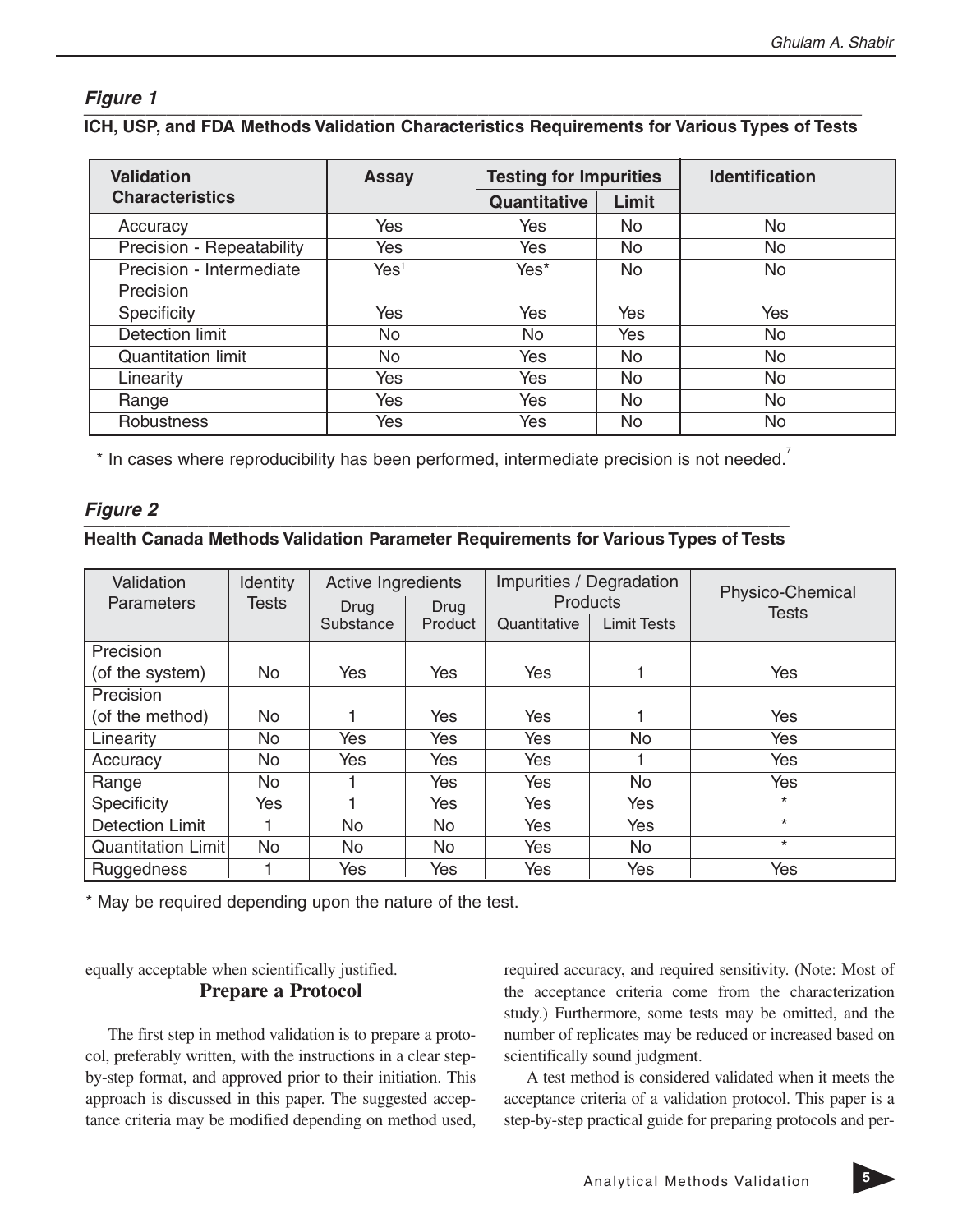### *Figure 1*

**ICH, USP, and FDA Methods Validation Characteristics Requirements for Various Types of Tests**

| Validation Characteristics | Assay | Testing for Impurities | | Identification |
|---|---|---|---|---|
| | | Quantitative | Limit | |
| Accuracy | Yes | Yes | No | No |
| Precision - Repeatability | Yes | Yes | No | No |
| Precision - Intermediate Precision | Yes[1] | Yes* | No | No |
| Specificity | Yes | Yes | Yes | Yes |
| Detection limit | No | No | Yes | No |
| Quantitation limit | No | Yes | No | No |
| Linearity | Yes | Yes | No | No |
| Range | Yes | Yes | No | No |
| Robustness | Yes | Yes | No | No |

\* In cases where reproducibility has been performed, intermediate precision is not needed.[7]

### *Figure 2*

**Health Canada Methods Validation Parameter Requirements for Various Types of Tests**

| Validation Parameters | Identity Tests | Active Ingredients | | Impurities / Degradation Products | | Physico-Chemical Tests |
|---|---|---|---|---|---|---|
| | | Drug Substance | Drug Product | Quantitative | Limit Tests | |
| Precision (of the system) | No | Yes | Yes | Yes | 1 | Yes |
| Precision (of the method) | No | 1 | Yes | Yes | 1 | Yes |
| Linearity | No | Yes | Yes | Yes | No | Yes |
| Accuracy | No | Yes | Yes | Yes | 1 | Yes |
| Range | No | 1 | Yes | Yes | No | Yes |
| Specificity | Yes | 1 | Yes | Yes | Yes | * |
| Detection Limit | 1 | No | No | Yes | Yes | * |
| Quantitation Limit | No | No | No | Yes | No | * |
| Ruggedness | 1 | Yes | Yes | Yes | Yes | Yes |

\* May be required depending upon the nature of the test.

equally acceptable when scientifically justified.

## Prepare a Protocol

The first step in method validation is to prepare a protocol, preferably written, with the instructions in a clear step-by-step format, and approved prior to their initiation. This approach is discussed in this paper. The suggested acceptance criteria may be modified depending on method used, required accuracy, and required sensitivity. (Note: Most of the acceptance criteria come from the characterization study.) Furthermore, some tests may be omitted, and the number of replicates may be reduced or increased based on scientifically sound judgment.

A test method is considered validated when it meets the acceptance criteria of a validation protocol. This paper is a step-by-step practical guide for preparing protocols and per-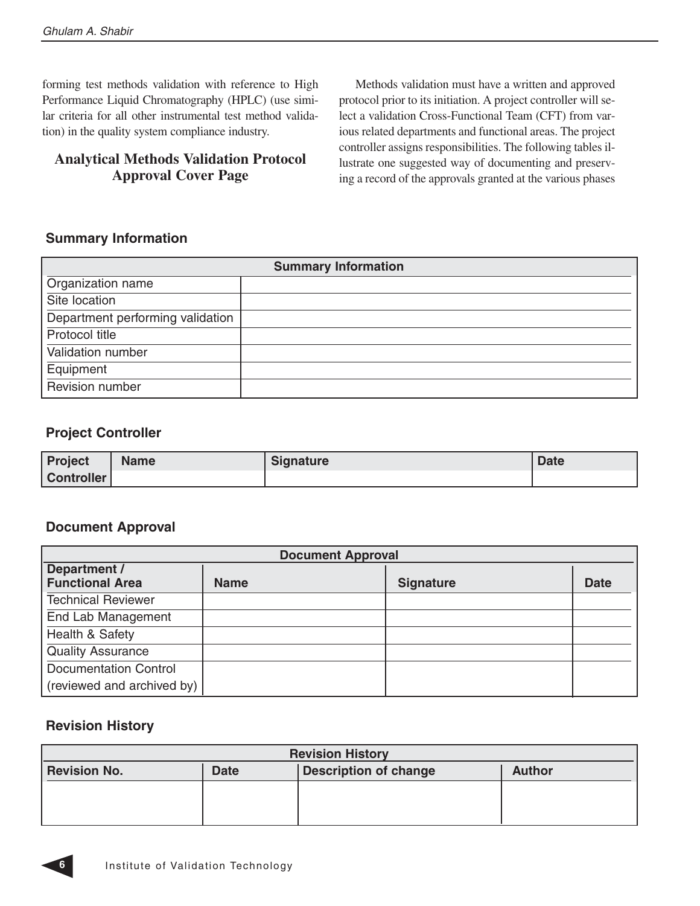forming test methods validation with reference to High Performance Liquid Chromatography (HPLC) (use similar criteria for all other instrumental test method validation) in the quality system compliance industry.

## Analytical Methods Validation Protocol Approval Cover Page

Methods validation must have a written and approved protocol prior to its initiation. A project controller will select a validation Cross-Functional Team (CFT) from various related departments and functional areas. The project controller assigns responsibilities. The following tables illustrate one suggested way of documenting and preserving a record of the approvals granted at the various phases

### Summary Information

| Summary Information | |
|---|---|
| Organization name | |
| Site location | |
| Department performing validation | |
| Protocol title | |
| Validation number | |
| Equipment | |
| Revision number | |

### Project Controller

| Project Controller | Name | Signature | Date |
|---|---|---|---|
| | | | |

### Document Approval

| Document Approval | | | |
|---|---|---|---|
| Department / Functional Area | Name | Signature | Date |
| Technical Reviewer | | | |
| End Lab Management | | | |
| Health & Safety | | | |
| Quality Assurance | | | |
| Documentation Control (reviewed and archived by) | | | |

### Revision History

| Revision History | | | |
|---|---|---|---|
| Revision No. | Date | Description of change | Author |
| | | | |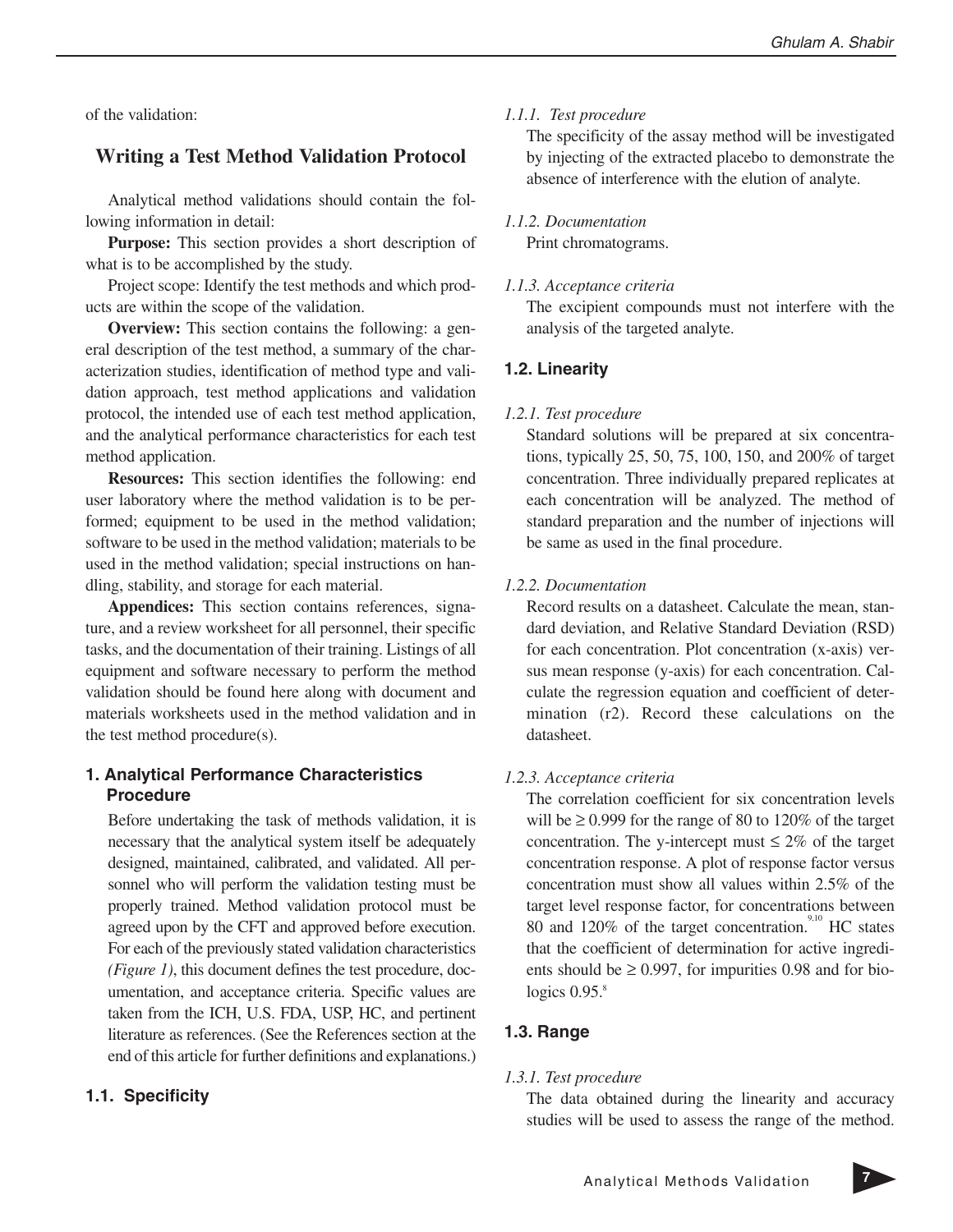of the validation:

## Writing a Test Method Validation Protocol

Analytical method validations should contain the following information in detail:

**Purpose:** This section provides a short description of what is to be accomplished by the study.

Project scope: Identify the test methods and which products are within the scope of the validation.

**Overview:** This section contains the following: a general description of the test method, a summary of the characterization studies, identification of method type and validation approach, test method applications and validation protocol, the intended use of each test method application, and the analytical performance characteristics for each test method application.

**Resources:** This section identifies the following: end user laboratory where the method validation is to be performed; equipment to be used in the method validation; software to be used in the method validation; materials to be used in the method validation; special instructions on handling, stability, and storage for each material.

**Appendices:** This section contains references, signature, and a review worksheet for all personnel, their specific tasks, and the documentation of their training. Listings of all equipment and software necessary to perform the method validation should be found here along with document and materials worksheets used in the method validation and in the test method procedure(s).

### 1. Analytical Performance Characteristics Procedure

Before undertaking the task of methods validation, it is necessary that the analytical system itself be adequately designed, maintained, calibrated, and validated. All personnel who will perform the validation testing must be properly trained. Method validation protocol must be agreed upon by the CFT and approved before execution. For each of the previously stated validation characteristics *(Figure 1)*, this document defines the test procedure, documentation, and acceptance criteria. Specific values are taken from the ICH, U.S. FDA, USP, HC, and pertinent literature as references. (See the References section at the end of this article for further definitions and explanations.)

### 1.1. Specificity

*1.1.1. Test procedure*

The specificity of the assay method will be investigated by injecting of the extracted placebo to demonstrate the absence of interference with the elution of analyte.

*1.1.2. Documentation*

Print chromatograms.

*1.1.3. Acceptance criteria*

The excipient compounds must not interfere with the analysis of the targeted analyte.

### 1.2. Linearity

*1.2.1. Test procedure*

Standard solutions will be prepared at six concentrations, typically 25, 50, 75, 100, 150, and 200% of target concentration. Three individually prepared replicates at each concentration will be analyzed. The method of standard preparation and the number of injections will be same as used in the final procedure.

*1.2.2. Documentation*

Record results on a datasheet. Calculate the mean, standard deviation, and Relative Standard Deviation (RSD) for each concentration. Plot concentration (x-axis) versus mean response (y-axis) for each concentration. Calculate the regression equation and coefficient of determination (r2). Record these calculations on the datasheet.

*1.2.3. Acceptance criteria*

The correlation coefficient for six concentration levels will be $\geq 0.999$ for the range of 80 to 120% of the target concentration. The y-intercept must $\leq 2\%$ of the target concentration response. A plot of response factor versus concentration must show all values within 2.5% of the target level response factor, for concentrations between 80 and 120% of the target concentration.[9,10] HC states that the coefficient of determination for active ingredients should be $\geq 0.997$, for impurities 0.98 and for biologics 0.95.[8]

### 1.3. Range

*1.3.1. Test procedure*

The data obtained during the linearity and accuracy studies will be used to assess the range of the method.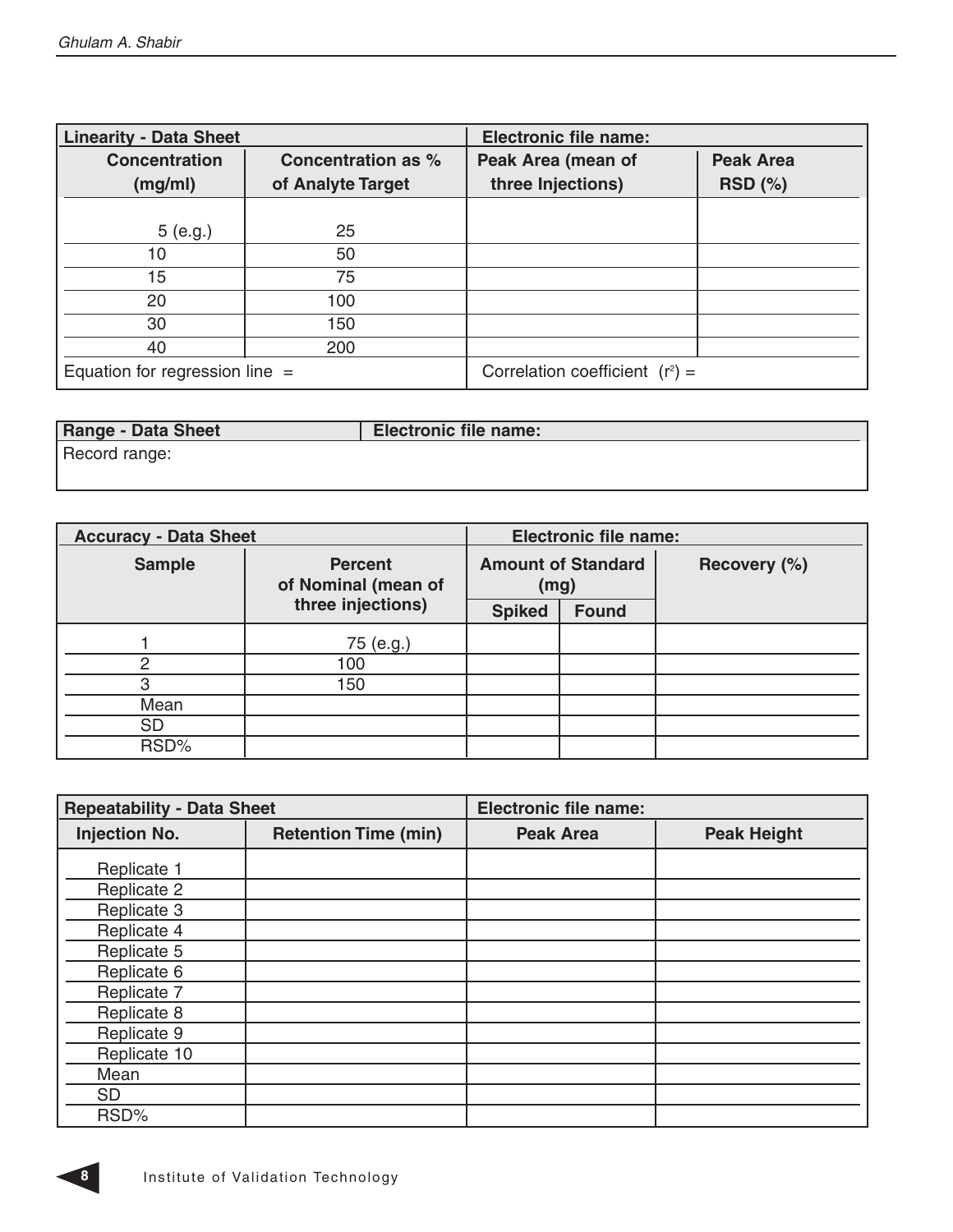| Linearity - Data Sheet | | Electronic file name: | |
|---|---|---|---|
| Concentration (mg/ml) | Concentration as % of Analyte Target | Peak Area (mean of three Injections) | Peak Area RSD (%) |
| 5 (e.g.) | 25 | | |
| 10 | 50 | | |
| 15 | 75 | | |
| 20 | 100 | | |
| 30 | 150 | | |
| 40 | 200 | | |
| Equation for regression line = | | Correlation coefficient ($r^2$) = | |

| Range - Data Sheet | Electronic file name: |
|---|---|
| Record range: | |

| Accuracy - Data Sheet | | Electronic file name: | | |
|---|---|---|---|---|
| Sample | Percent of Nominal (mean of three injections) | Amount of Standard (mg) | | Recovery (%) |
| | | Spiked | Found | |
| 1 | 75 (e.g.) | | | |
| 2 | 100 | | | |
| 3 | 150 | | | |
| Mean | | | | |
| SD | | | | |
| RSD% | | | | |

| Repeatability - Data Sheet | | Electronic file name: | |
|---|---|---|---|
| Injection No. | Retention Time (min) | Peak Area | Peak Height |
| Replicate 1 | | | |
| Replicate 2 | | | |
| Replicate 3 | | | |
| Replicate 4 | | | |
| Replicate 5 | | | |
| Replicate 6 | | | |
| Replicate 7 | | | |
| Replicate 8 | | | |
| Replicate 9 | | | |
| Replicate 10 | | | |
| Mean | | | |
| SD | | | |
| RSD% | | | |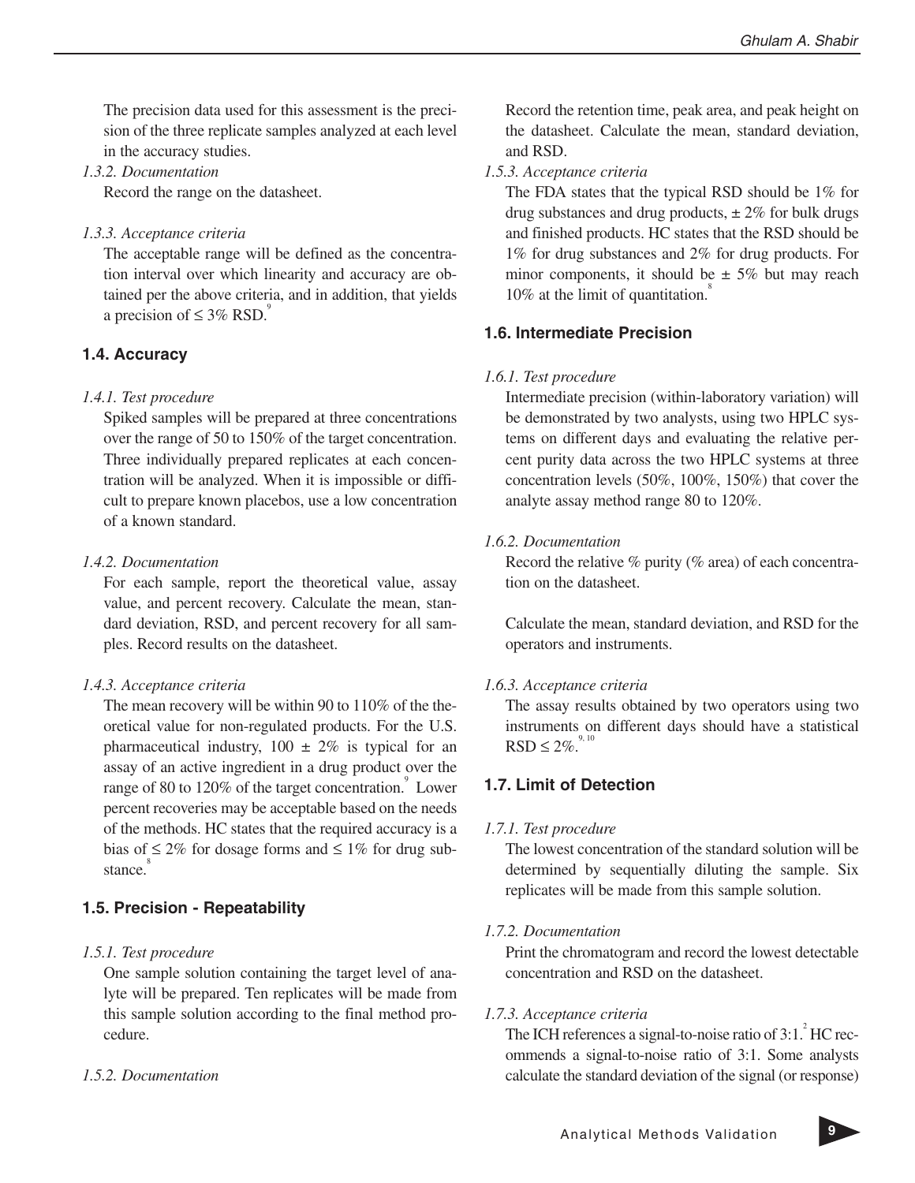The precision data used for this assessment is the precision of the three replicate samples analyzed at each level in the accuracy studies.

*1.3.2. Documentation*

Record the range on the datasheet.

*1.3.3. Acceptance criteria*

The acceptable range will be defined as the concentration interval over which linearity and accuracy are obtained per the above criteria, and in addition, that yields a precision of ≤ 3% RSD.[9]

### 1.4. Accuracy

*1.4.1. Test procedure*

Spiked samples will be prepared at three concentrations over the range of 50 to 150% of the target concentration. Three individually prepared replicates at each concentration will be analyzed. When it is impossible or difficult to prepare known placebos, use a low concentration of a known standard.

*1.4.2. Documentation*

For each sample, report the theoretical value, assay value, and percent recovery. Calculate the mean, standard deviation, RSD, and percent recovery for all samples. Record results on the datasheet.

*1.4.3. Acceptance criteria*

The mean recovery will be within 90 to 110% of the theoretical value for non-regulated products. For the U.S. pharmaceutical industry, 100 ± 2% is typical for an assay of an active ingredient in a drug product over the range of 80 to 120% of the target concentration.[9] Lower percent recoveries may be acceptable based on the needs of the methods. HC states that the required accuracy is a bias of ≤ 2% for dosage forms and ≤ 1% for drug substance.[8]

### 1.5. Precision - Repeatability

*1.5.1. Test procedure*

One sample solution containing the target level of analyte will be prepared. Ten replicates will be made from this sample solution according to the final method procedure.

*1.5.2. Documentation*

Record the retention time, peak area, and peak height on the datasheet. Calculate the mean, standard deviation, and RSD.

*1.5.3. Acceptance criteria*

The FDA states that the typical RSD should be 1% for drug substances and drug products, ± 2% for bulk drugs and finished products. HC states that the RSD should be 1% for drug substances and 2% for drug products. For minor components, it should be ± 5% but may reach 10% at the limit of quantitation.[8]

### 1.6. Intermediate Precision

*1.6.1. Test procedure*

Intermediate precision (within-laboratory variation) will be demonstrated by two analysts, using two HPLC systems on different days and evaluating the relative percent purity data across the two HPLC systems at three concentration levels (50%, 100%, 150%) that cover the analyte assay method range 80 to 120%.

*1.6.2. Documentation*

Record the relative % purity (% area) of each concentration on the datasheet.

Calculate the mean, standard deviation, and RSD for the operators and instruments.

*1.6.3. Acceptance criteria*

The assay results obtained by two operators using two instruments on different days should have a statistical RSD ≤ 2%.[9, 10]

### 1.7. Limit of Detection

*1.7.1. Test procedure*

The lowest concentration of the standard solution will be determined by sequentially diluting the sample. Six replicates will be made from this sample solution.

*1.7.2. Documentation*

Print the chromatogram and record the lowest detectable concentration and RSD on the datasheet.

*1.7.3. Acceptance criteria*

The ICH references a signal-to-noise ratio of 3:1.[2] HC recommends a signal-to-noise ratio of 3:1. Some analysts calculate the standard deviation of the signal (or response)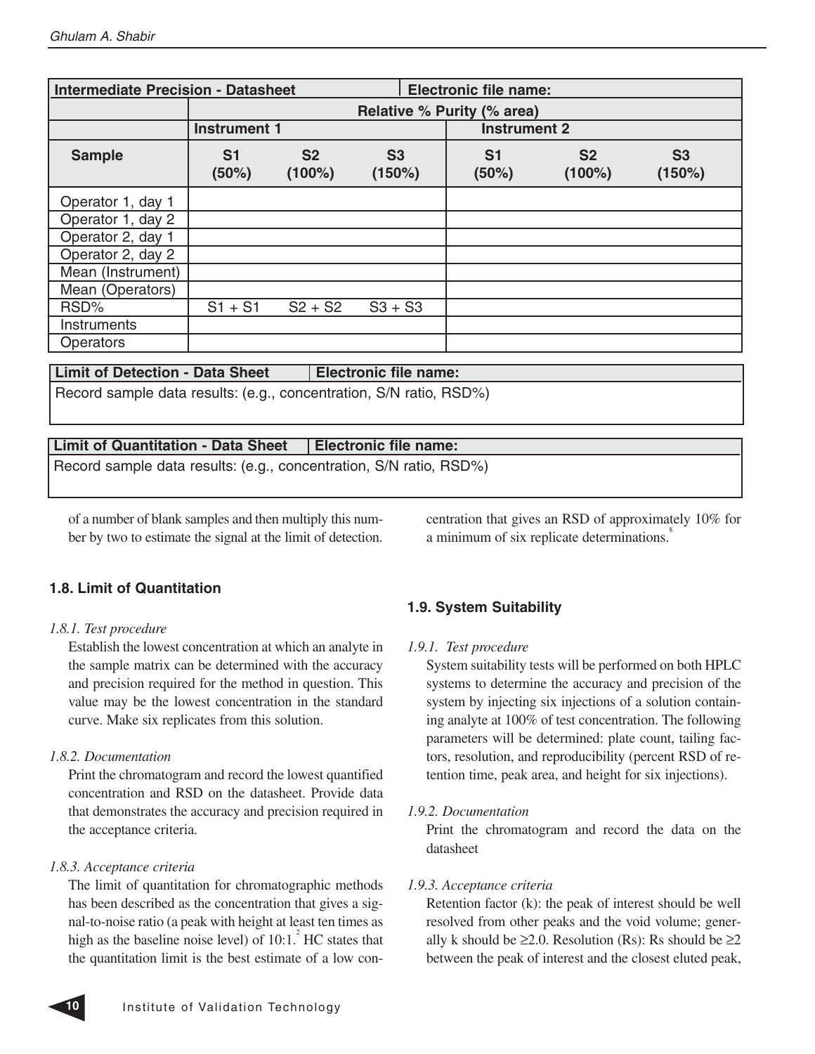| Intermediate Precision - Datasheet | | | | Electronic file name: | | |
|---|---|---|---|---|---|---|
| | Relative % Purity (% area) | | | | | |
| | Instrument 1 | | | Instrument 2 | | |
| Sample | S1 (50%) | S2 (100%) | S3 (150%) | S1 (50%) | S2 (100%) | S3 (150%) |
| Operator 1, day 1 | | | | | | |
| Operator 1, day 2 | | | | | | |
| Operator 2, day 1 | | | | | | |
| Operator 2, day 2 | | | | | | |
| Mean (Instrument) | | | | | | |
| Mean (Operators) | | | | | | |
| RSD% | S1 + S1 | S2 + S2 | S3 + S3 | | | |
| Instruments | | | | | | |
| Operators | | | | | | |

| Limit of Detection - Data Sheet | Electronic file name: |
|---|---|
| Record sample data results: (e.g., concentration, S/N ratio, RSD%) | |

| Limit of Quantitation - Data Sheet | Electronic file name: |
|---|---|
| Record sample data results: (e.g., concentration, S/N ratio, RSD%) | |

of a number of blank samples and then multiply this number by two to estimate the signal at the limit of detection.

### 1.8. Limit of Quantitation

*1.8.1. Test procedure*

Establish the lowest concentration at which an analyte in the sample matrix can be determined with the accuracy and precision required for the method in question. This value may be the lowest concentration in the standard curve. Make six replicates from this solution.

*1.8.2. Documentation*

Print the chromatogram and record the lowest quantified concentration and RSD on the datasheet. Provide data that demonstrates the accuracy and precision required in the acceptance criteria.

*1.8.3. Acceptance criteria*

The limit of quantitation for chromatographic methods has been described as the concentration that gives a signal-to-noise ratio (a peak with height at least ten times as high as the baseline noise level) of 10:1.[2] HC states that the quantitation limit is the best estimate of a low concentration that gives an RSD of approximately 10% for a minimum of six replicate determinations.[8]

### 1.9. System Suitability

*1.9.1. Test procedure*

System suitability tests will be performed on both HPLC systems to determine the accuracy and precision of the system by injecting six injections of a solution containing analyte at 100% of test concentration. The following parameters will be determined: plate count, tailing factors, resolution, and reproducibility (percent RSD of retention time, peak area, and height for six injections).

*1.9.2. Documentation*

Print the chromatogram and record the data on the datasheet

*1.9.3. Acceptance criteria*

Retention factor (k): the peak of interest should be well resolved from other peaks and the void volume; generally k should be ≥2.0. Resolution (Rs): Rs should be ≥2 between the peak of interest and the closest eluted peak,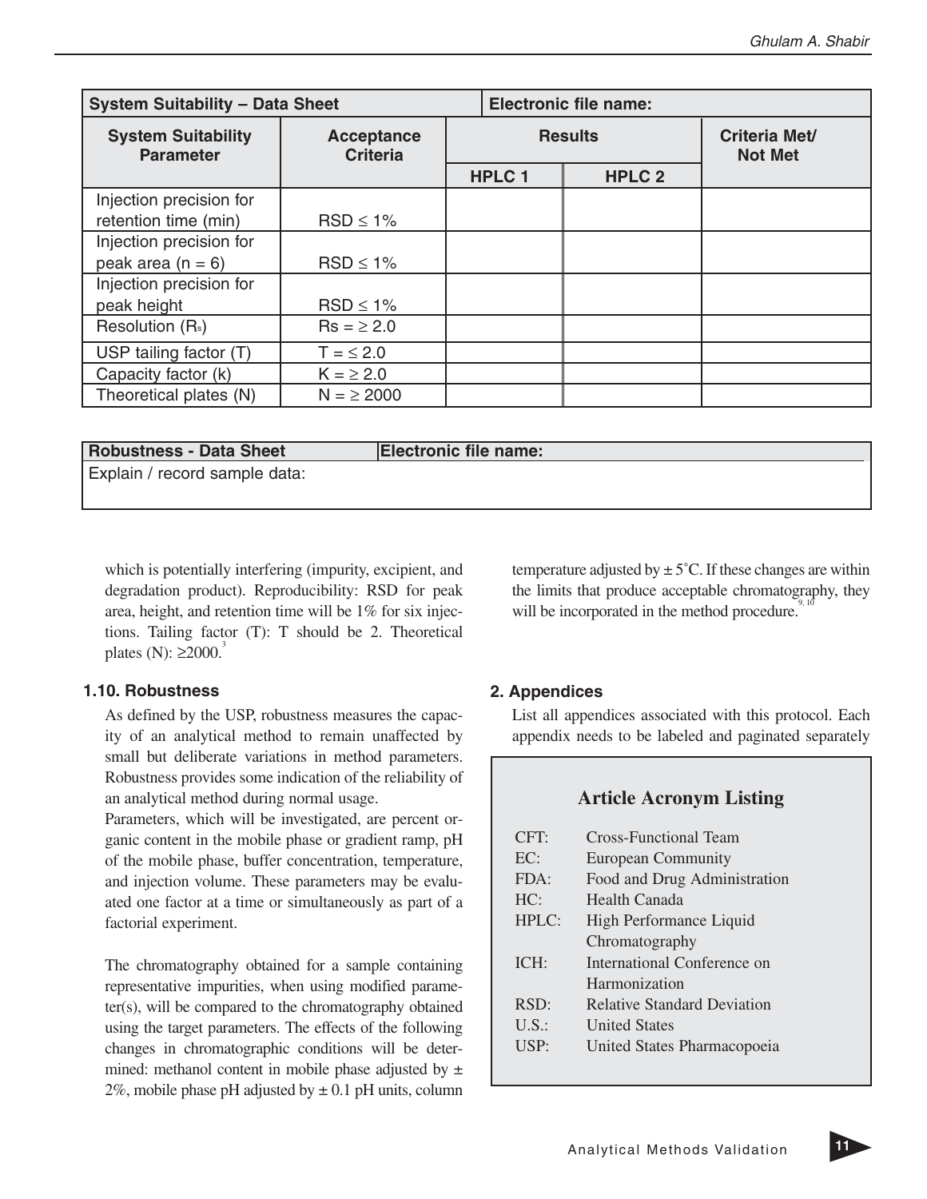| System Suitability – Data Sheet | | Electronic file name: | | |
|---|---|---|---|---|
| **System Suitability Parameter** | **Acceptance Criteria** | **Results** | | **Criteria Met/ Not Met** |
| | | **HPLC 1** | **HPLC 2** | |
| Injection precision for retention time (min) | RSD ≤ 1% | | | |
| Injection precision for peak area (n = 6) | RSD ≤ 1% | | | |
| Injection precision for peak height | RSD ≤ 1% | | | |
| Resolution ($R_s$) | Rs = ≥ 2.0 | | | |
| USP tailing factor (T) | T = ≤ 2.0 | | | |
| Capacity factor (k) | K = ≥ 2.0 | | | |
| Theoretical plates (N) | N = ≥ 2000 | | | |

| Robustness - Data Sheet | Electronic file name: |
|---|---|
| Explain / record sample data: | |

which is potentially interfering (impurity, excipient, and degradation product). Reproducibility: RSD for peak area, height, and retention time will be 1% for six injections. Tailing factor (T): T should be 2. Theoretical plates (N): ≥2000.[3]

### 1.10. Robustness

As defined by the USP, robustness measures the capacity of an analytical method to remain unaffected by small but deliberate variations in method parameters. Robustness provides some indication of the reliability of an analytical method during normal usage.

Parameters, which will be investigated, are percent organic content in the mobile phase or gradient ramp, pH of the mobile phase, buffer concentration, temperature, and injection volume. These parameters may be evaluated one factor at a time or simultaneously as part of a factorial experiment.

The chromatography obtained for a sample containing representative impurities, when using modified parameter(s), will be compared to the chromatography obtained using the target parameters. The effects of the following changes in chromatographic conditions will be determined: methanol content in mobile phase adjusted by ± 2%, mobile phase pH adjusted by ± 0.1 pH units, column temperature adjusted by ± 5˚C. If these changes are within the limits that produce acceptable chromatography, they will be incorporated in the method procedure.[9, 10]

### 2. Appendices

List all appendices associated with this protocol. Each appendix needs to be labeled and paginated separately

**Article Acronym Listing**

| | |
|---|---|
| CFT: | Cross-Functional Team |
| EC: | European Community |
| FDA: | Food and Drug Administration |
| HC: | Health Canada |
| HPLC: | High Performance Liquid Chromatography |
| ICH: | International Conference on Harmonization |
| RSD: | Relative Standard Deviation |
| U.S.: | United States |
| USP: | United States Pharmacopoeia |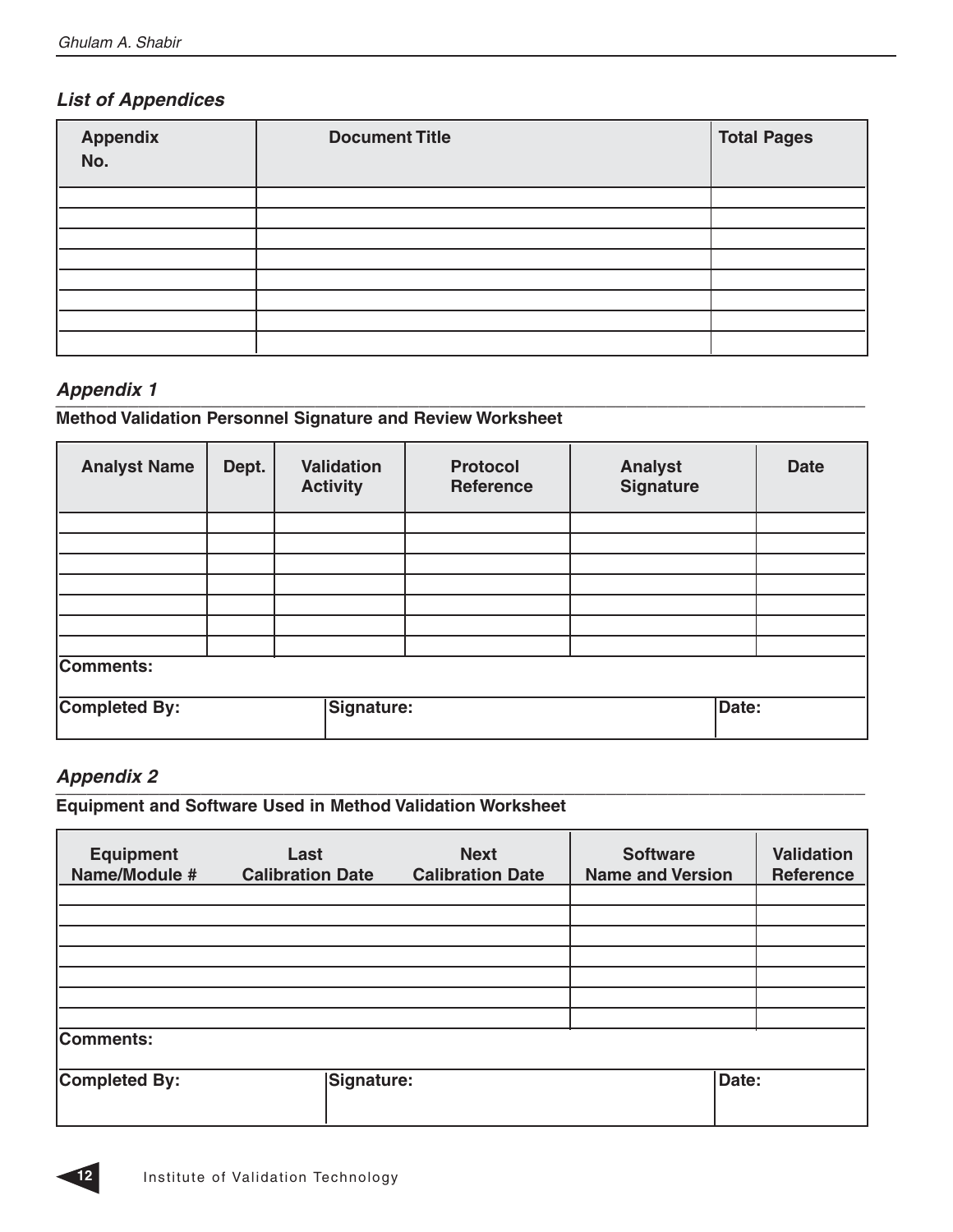### *List of Appendices*

| Appendix No. | Document Title | Total Pages |
|---|---|---|
| | | |
| | | |
| | | |
| | | |
| | | |
| | | |
| | | |
| | | |

### *Appendix 1*

**Method Validation Personnel Signature and Review Worksheet**

| Analyst Name | Dept. | Validation Activity | Protocol Reference | Analyst Signature | Date |
|---|---|---|---|---|---|
| | | | | | |
| | | | | | |
| | | | | | |
| | | | | | |
| | | | | | |
| | | | | | |
| | | | | | |
| **Comments:** | | | | | |
| **Completed By:** | | **Signature:** | | | **Date:** |

### *Appendix 2*

**Equipment and Software Used in Method Validation Worksheet**

| Equipment Name/Module # | Last Calibration Date | Next Calibration Date | Software Name and Version | Validation Reference |
|---|---|---|---|---|
| | | | | |
| | | | | |
| | | | | |
| | | | | |
| | | | | |
| | | | | |
| | | | | |
| **Comments:** | | | | |
| **Completed By:** | **Signature:** | | | **Date:** |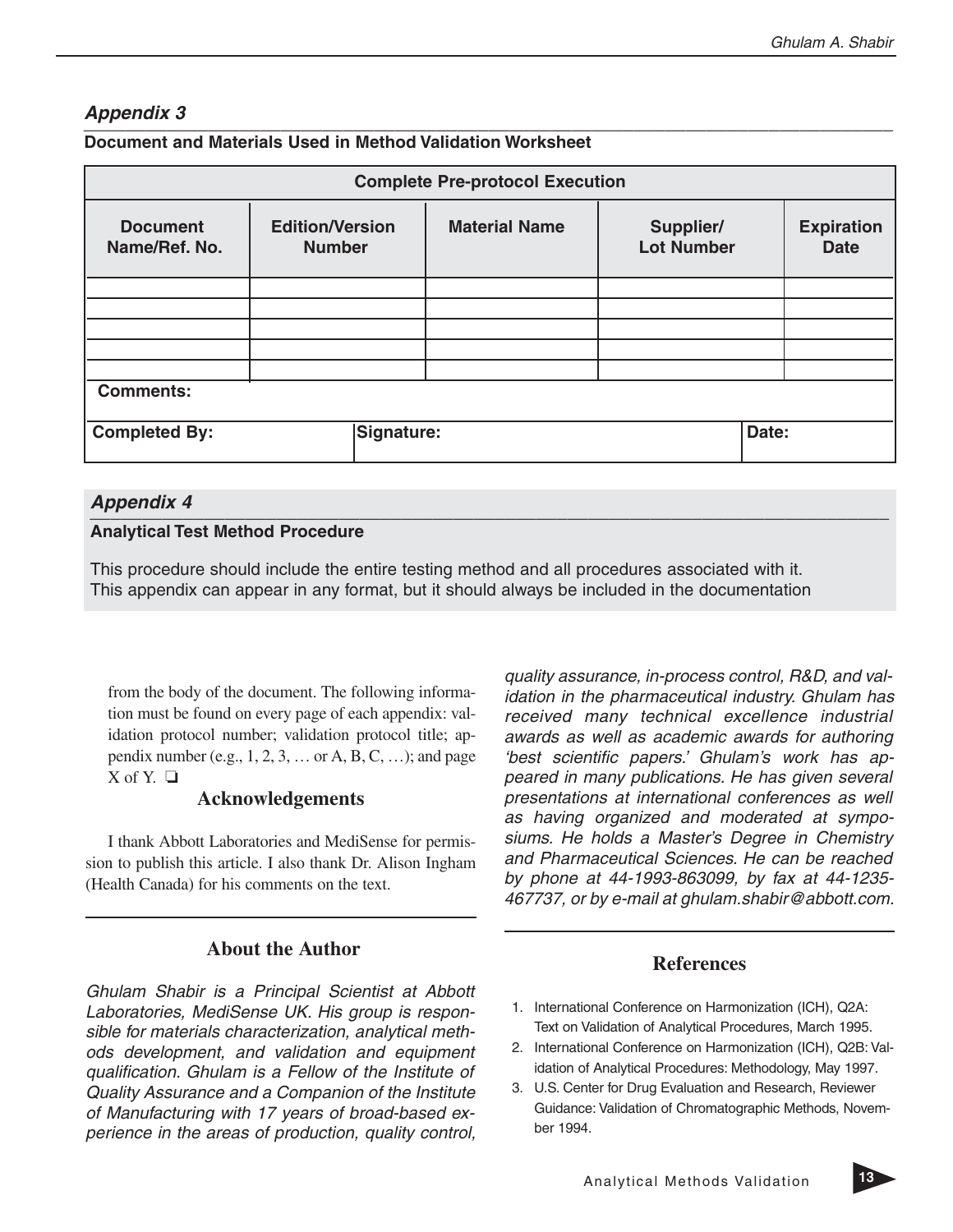### *Appendix 3*

**Document and Materials Used in Method Validation Worksheet**

| Complete Pre-protocol Execution | | | | |
|---|---|---|---|---|
| **Document Name/Ref. No.** | **Edition/Version Number** | **Material Name** | **Supplier/ Lot Number** | **Expiration Date** |
| | | | | |
| | | | | |
| | | | | |
| | | | | |
| | | | | |
| **Comments:** | | | | |
| **Completed By:** | **Signature:** | | **Date:** | |

### *Appendix 4*

**Analytical Test Method Procedure**

This procedure should include the entire testing method and all procedures associated with it. This appendix can appear in any format, but it should always be included in the documentation

from the body of the document. The following information must be found on every page of each appendix: validation protocol number; validation protocol title; appendix number (e.g., 1, 2, 3, … or A, B, C, …); and page X of Y. ❑

## Acknowledgements

I thank Abbott Laboratories and MediSense for permission to publish this article. I also thank Dr. Alison Ingham (Health Canada) for his comments on the text.

## About the Author

*Ghulam Shabir is a Principal Scientist at Abbott Laboratories, MediSense UK. His group is responsible for materials characterization, analytical methods development, and validation and equipment qualification. Ghulam is a Fellow of the Institute of Quality Assurance and a Companion of the Institute of Manufacturing with 17 years of broad-based experience in the areas of production, quality control, quality assurance, in-process control, R&D, and validation in the pharmaceutical industry. Ghulam has received many technical excellence industrial awards as well as academic awards for authoring 'best scientific papers.' Ghulam's work has appeared in many publications. He has given several presentations at international conferences as well as having organized and moderated at symposiums. He holds a Master's Degree in Chemistry and Pharmaceutical Sciences. He can be reached by phone at 44-1993-863099, by fax at 44-1235-467737, or by e-mail at ghulam.shabir@abbott.com.*

## References

1. International Conference on Harmonization (ICH), Q2A: Text on Validation of Analytical Procedures, March 1995.
2. International Conference on Harmonization (ICH), Q2B: Validation of Analytical Procedures: Methodology, May 1997.
3. U.S. Center for Drug Evaluation and Research, Reviewer Guidance: Validation of Chromatographic Methods, November 1994.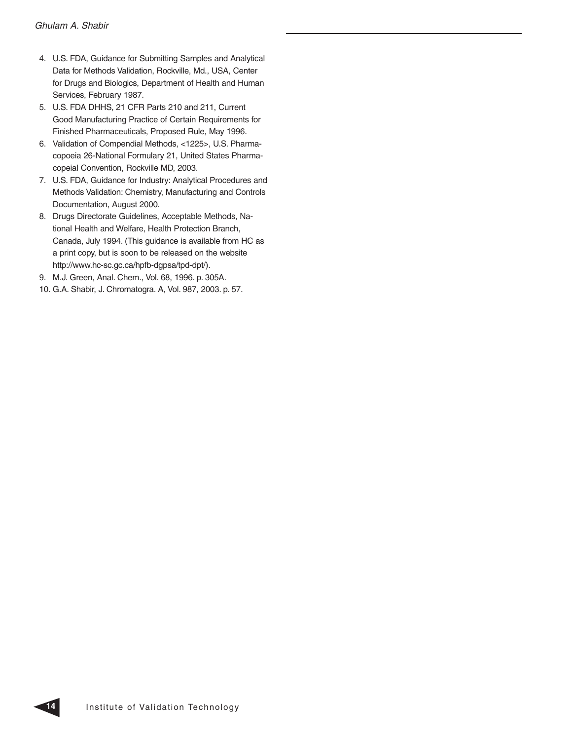4. U.S. FDA, Guidance for Submitting Samples and Analytical Data for Methods Validation, Rockville, Md., USA, Center for Drugs and Biologics, Department of Health and Human Services, February 1987.
5. U.S. FDA DHHS, 21 CFR Parts 210 and 211, Current Good Manufacturing Practice of Certain Requirements for Finished Pharmaceuticals, Proposed Rule, May 1996.
6. Validation of Compendial Methods, <1225>, U.S. Pharmacopoeia 26-National Formulary 21, United States Pharmacopeial Convention, Rockville MD, 2003.
7. U.S. FDA, Guidance for Industry: Analytical Procedures and Methods Validation: Chemistry, Manufacturing and Controls Documentation, August 2000.
8. Drugs Directorate Guidelines, Acceptable Methods, National Health and Welfare, Health Protection Branch, Canada, July 1994. (This guidance is available from HC as a print copy, but is soon to be released on the website http://www.hc-sc.gc.ca/hpfb-dgpsa/tpd-dpt/).
9. M.J. Green, Anal. Chem., Vol. 68, 1996. p. 305A.
10. G.A. Shabir, J. Chromatogra. A, Vol. 987, 2003. p. 57.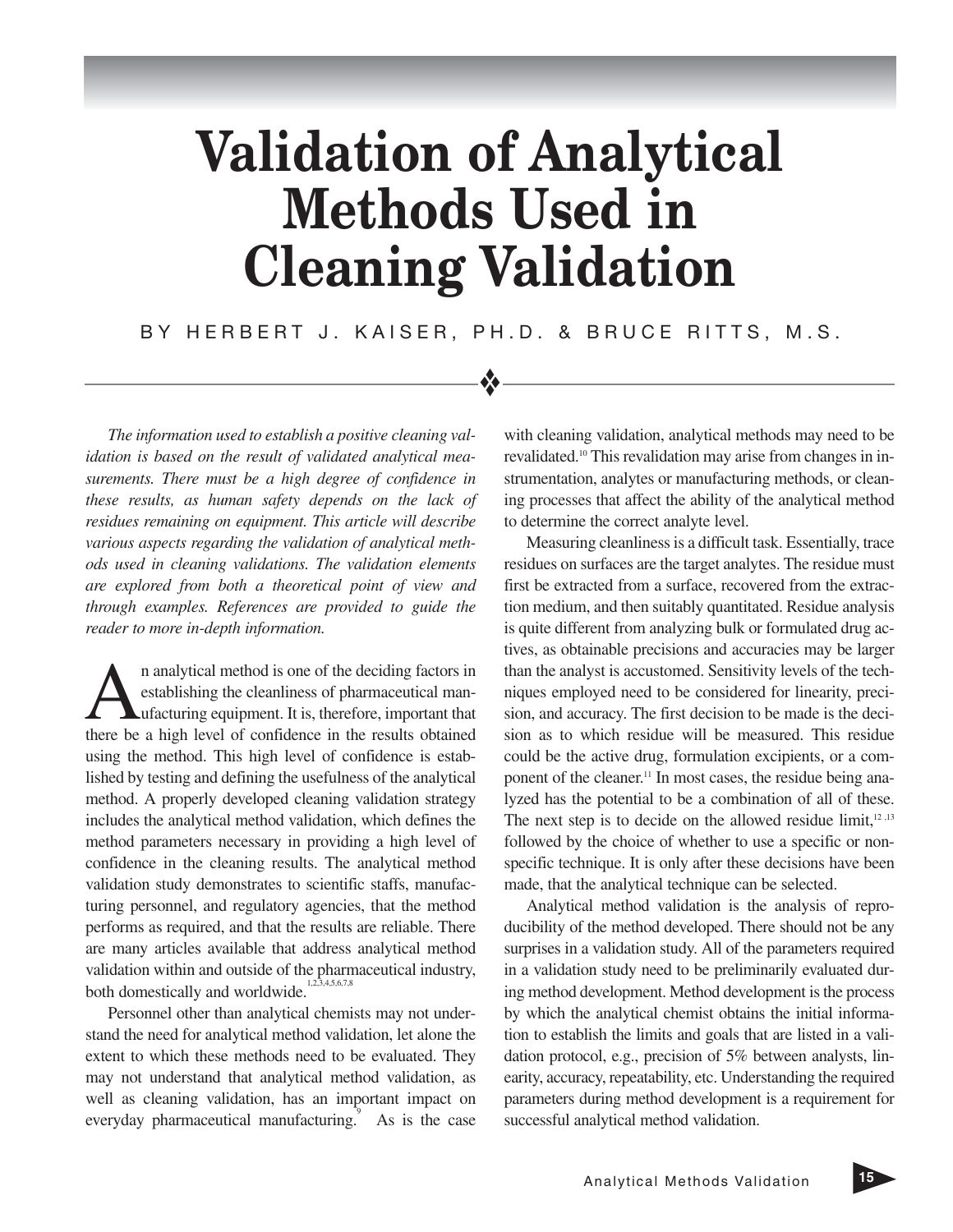# Validation of Analytical Methods Used in Cleaning Validation

BY HERBERT J. KAISER, PH.D. & BRUCE RITTS, M.S.

*The information used to establish a positive cleaning validation is based on the result of validated analytical measurements. There must be a high degree of confidence in these results, as human safety depends on the lack of residues remaining on equipment. This article will describe various aspects regarding the validation of analytical methods used in cleaning validations. The validation elements are explored from both a theoretical point of view and through examples. References are provided to guide the reader to more in-depth information.*

An analytical method is one of the deciding factors in establishing the cleanliness of pharmaceutical manufacturing equipment. It is, therefore, important that there be a high level of confidence in the results obtained using the method. This high level of confidence is established by testing and defining the usefulness of the analytical method. A properly developed cleaning validation strategy includes the analytical method validation, which defines the method parameters necessary in providing a high level of confidence in the cleaning results. The analytical method validation study demonstrates to scientific staffs, manufacturing personnel, and regulatory agencies, that the method performs as required, and that the results are reliable. There are many articles available that address analytical method validation within and outside of the pharmaceutical industry, both domestically and worldwide.[1,2,3,4,5,6,7,8]

Personnel other than analytical chemists may not understand the need for analytical method validation, let alone the extent to which these methods need to be evaluated. They may not understand that analytical method validation, as well as cleaning validation, has an important impact on everyday pharmaceutical manufacturing.[9] As is the case with cleaning validation, analytical methods may need to be revalidated.[10] This revalidation may arise from changes in instrumentation, analytes or manufacturing methods, or cleaning processes that affect the ability of the analytical method to determine the correct analyte level.

Measuring cleanliness is a difficult task. Essentially, trace residues on surfaces are the target analytes. The residue must first be extracted from a surface, recovered from the extraction medium, and then suitably quantitated. Residue analysis is quite different from analyzing bulk or formulated drug actives, as obtainable precisions and accuracies may be larger than the analyst is accustomed. Sensitivity levels of the techniques employed need to be considered for linearity, precision, and accuracy. The first decision to be made is the decision as to which residue will be measured. This residue could be the active drug, formulation excipients, or a component of the cleaner.[11] In most cases, the residue being analyzed has the potential to be a combination of all of these. The next step is to decide on the allowed residue limit,[12,13] followed by the choice of whether to use a specific or non-specific technique. It is only after these decisions have been made, that the analytical technique can be selected.

Analytical method validation is the analysis of reproducibility of the method developed. There should not be any surprises in a validation study. All of the parameters required in a validation study need to be preliminarily evaluated during method development. Method development is the process by which the analytical chemist obtains the initial information to establish the limits and goals that are listed in a validation protocol, e.g., precision of 5% between analysts, linearity, accuracy, repeatability, etc. Understanding the required parameters during method development is a requirement for successful analytical method validation.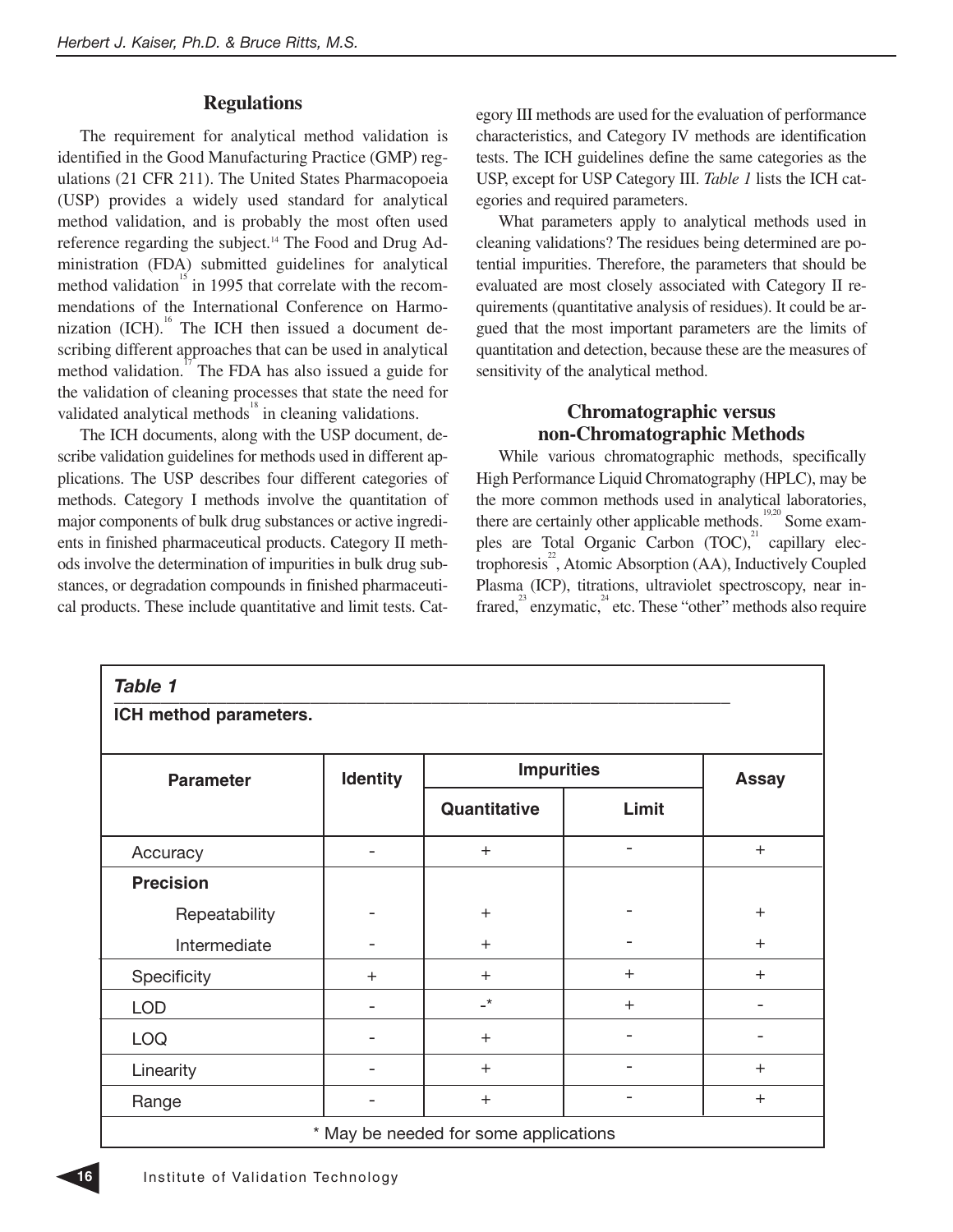## Regulations

The requirement for analytical method validation is identified in the Good Manufacturing Practice (GMP) regulations (21 CFR 211). The United States Pharmacopoeia (USP) provides a widely used standard for analytical method validation, and is probably the most often used reference regarding the subject.[14] The Food and Drug Administration (FDA) submitted guidelines for analytical method validation[15] in 1995 that correlate with the recommendations of the International Conference on Harmonization (ICH).[16] The ICH then issued a document describing different approaches that can be used in analytical method validation.[17] The FDA has also issued a guide for the validation of cleaning processes that state the need for validated analytical methods[18] in cleaning validations.

The ICH documents, along with the USP document, describe validation guidelines for methods used in different applications. The USP describes four different categories of methods. Category I methods involve the quantitation of major components of bulk drug substances or active ingredients in finished pharmaceutical products. Category II methods involve the determination of impurities in bulk drug substances, or degradation compounds in finished pharmaceutical products. These include quantitative and limit tests. Category III methods are used for the evaluation of performance characteristics, and Category IV methods are identification tests. The ICH guidelines define the same categories as the USP, except for USP Category III. *Table 1* lists the ICH categories and required parameters.

What parameters apply to analytical methods used in cleaning validations? The residues being determined are potential impurities. Therefore, the parameters that should be evaluated are most closely associated with Category II requirements (quantitative analysis of residues). It could be argued that the most important parameters are the limits of quantitation and detection, because these are the measures of sensitivity of the analytical method.

## Chromatographic versus non-Chromatographic Methods

While various chromatographic methods, specifically High Performance Liquid Chromatography (HPLC), may be the more common methods used in analytical laboratories, there are certainly other applicable methods.[19,20] Some examples are Total Organic Carbon (TOC),[21] capillary electrophoresis[22], Atomic Absorption (AA), Inductively Coupled Plasma (ICP), titrations, ultraviolet spectroscopy, near infrared,[23] enzymatic,[24] etc. These "other" methods also require

***Table 1***

**ICH method parameters.**

| Parameter | Identity | Impurities | | Assay |
|---|---|---|---|---|
| | | Quantitative | Limit | |
| Accuracy | - | + | - | + |
| **Precision** | | | | |
| Repeatability | - | + | - | + |
| Intermediate | - | + | - | + |
| Specificity | + | + | + | + |
| LOD | - | -* | + | - |
| LOQ | - | + | - | - |
| Linearity | - | + | - | + |
| Range | - | + | - | + |

\* May be needed for some applications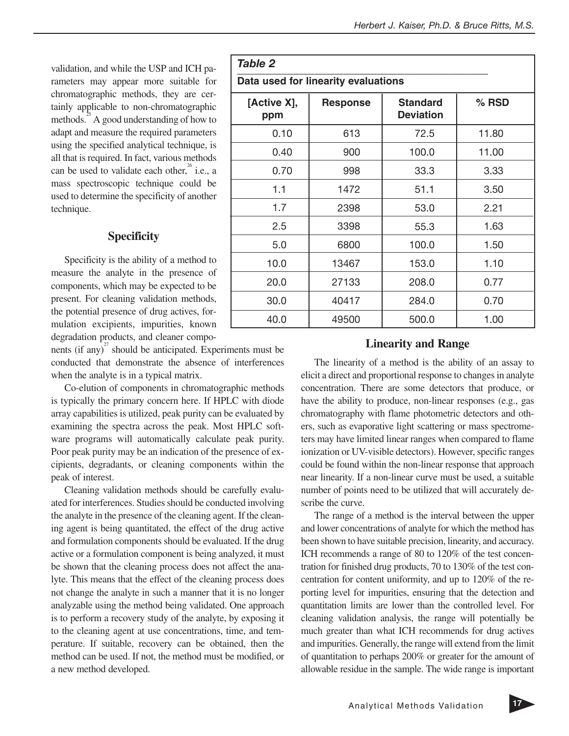validation, and while the USP and ICH parameters may appear more suitable for chromatographic methods, they are certainly applicable to non-chromatographic methods.[25] A good understanding of how to adapt and measure the required parameters using the specified analytical technique, is all that is required. In fact, various methods can be used to validate each other,[26] i.e., a mass spectroscopic technique could be used to determine the specificity of another technique.

## Specificity

Specificity is the ability of a method to measure the analyte in the presence of components, which may be expected to be present. For cleaning validation methods, the potential presence of drug actives, formulation excipients, impurities, known degradation products, and cleaner components (if any)[27] should be anticipated. Experiments must be conducted that demonstrate the absence of interferences when the analyte is in a typical matrix.

Co-elution of components in chromatographic methods is typically the primary concern here. If HPLC with diode array capabilities is utilized, peak purity can be evaluated by examining the spectra across the peak. Most HPLC software programs will automatically calculate peak purity. Poor peak purity may be an indication of the presence of excipients, degradants, or cleaning components within the peak of interest.

Cleaning validation methods should be carefully evaluated for interferences. Studies should be conducted involving the analyte in the presence of the cleaning agent. If the cleaning agent is being quantitated, the effect of the drug active and formulation components should be evaluated. If the drug active or a formulation component is being analyzed, it must be shown that the cleaning process does not affect the analyte. This means that the effect of the cleaning process does not change the analyte in such a manner that it is no longer analyzable using the method being validated. One approach is to perform a recovery study of the analyte, by exposing it to the cleaning agent at use concentrations, time, and temperature. If suitable, recovery can be obtained, then the method can be used. If not, the method must be modified, or a new method developed.

*Table 2*

**Data used for linearity evaluations**

| [Active X], ppm | Response | Standard Deviation | % RSD |
|---|---|---|---|
| 0.10 | 613 | 72.5 | 11.80 |
| 0.40 | 900 | 100.0 | 11.00 |
| 0.70 | 998 | 33.3 | 3.33 |
| 1.1 | 1472 | 51.1 | 3.50 |
| 1.7 | 2398 | 53.0 | 2.21 |
| 2.5 | 3398 | 55.3 | 1.63 |
| 5.0 | 6800 | 100.0 | 1.50 |
| 10.0 | 13467 | 153.0 | 1.10 |
| 20.0 | 27133 | 208.0 | 0.77 |
| 30.0 | 40417 | 284.0 | 0.70 |
| 40.0 | 49500 | 500.0 | 1.00 |

## Linearity and Range

The linearity of a method is the ability of an assay to elicit a direct and proportional response to changes in analyte concentration. There are some detectors that produce, or have the ability to produce, non-linear responses (e.g., gas chromatography with flame photometric detectors and others, such as evaporative light scattering or mass spectrometers may have limited linear ranges when compared to flame ionization or UV-visible detectors). However, specific ranges could be found within the non-linear response that approach near linearity. If a non-linear curve must be used, a suitable number of points need to be utilized that will accurately describe the curve.

The range of a method is the interval between the upper and lower concentrations of analyte for which the method has been shown to have suitable precision, linearity, and accuracy. ICH recommends a range of 80 to 120% of the test concentration for finished drug products, 70 to 130% of the test concentration for content uniformity, and up to 120% of the reporting level for impurities, ensuring that the detection and quantitation limits are lower than the controlled level. For cleaning validation analysis, the range will potentially be much greater than what ICH recommends for drug actives and impurities. Generally, the range will extend from the limit of quantitation to perhaps 200% or greater for the amount of allowable residue in the sample. The wide range is important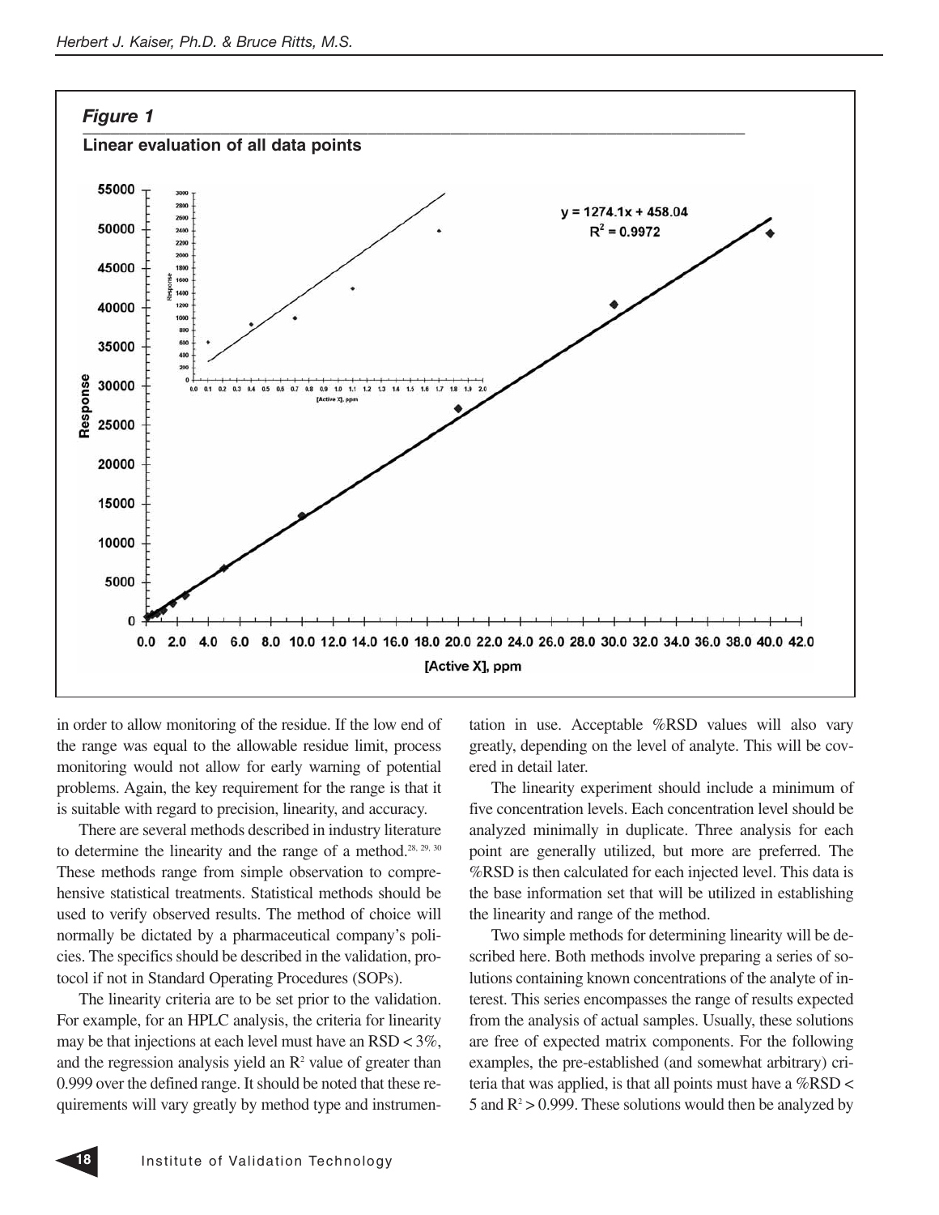*Figure 1*

**Linear evaluation of all data points**

in order to allow monitoring of the residue. If the low end of the range was equal to the allowable residue limit, process monitoring would not allow for early warning of potential problems. Again, the key requirement for the range is that it is suitable with regard to precision, linearity, and accuracy.

There are several methods described in industry literature to determine the linearity and the range of a method.[28, 29, 30] These methods range from simple observation to comprehensive statistical treatments. Statistical methods should be used to verify observed results. The method of choice will normally be dictated by a pharmaceutical company's policies. The specifics should be described in the validation, protocol if not in Standard Operating Procedures (SOPs).

The linearity criteria are to be set prior to the validation. For example, for an HPLC analysis, the criteria for linearity may be that injections at each level must have an RSD < 3%, and the regression analysis yield an $R^2$ value of greater than 0.999 over the defined range. It should be noted that these requirements will vary greatly by method type and instrumentation in use. Acceptable %RSD values will also vary greatly, depending on the level of analyte. This will be covered in detail later.

The linearity experiment should include a minimum of five concentration levels. Each concentration level should be analyzed minimally in duplicate. Three analysis for each point are generally utilized, but more are preferred. The %RSD is then calculated for each injected level. This data is the base information set that will be utilized in establishing the linearity and range of the method.

Two simple methods for determining linearity will be described here. Both methods involve preparing a series of solutions containing known concentrations of the analyte of interest. This series encompasses the range of results expected from the analysis of actual samples. Usually, these solutions are free of expected matrix components. For the following examples, the pre-established (and somewhat arbitrary) criteria that was applied, is that all points must have a %RSD < 5 and $R^2 > 0.999$. These solutions would then be analyzed by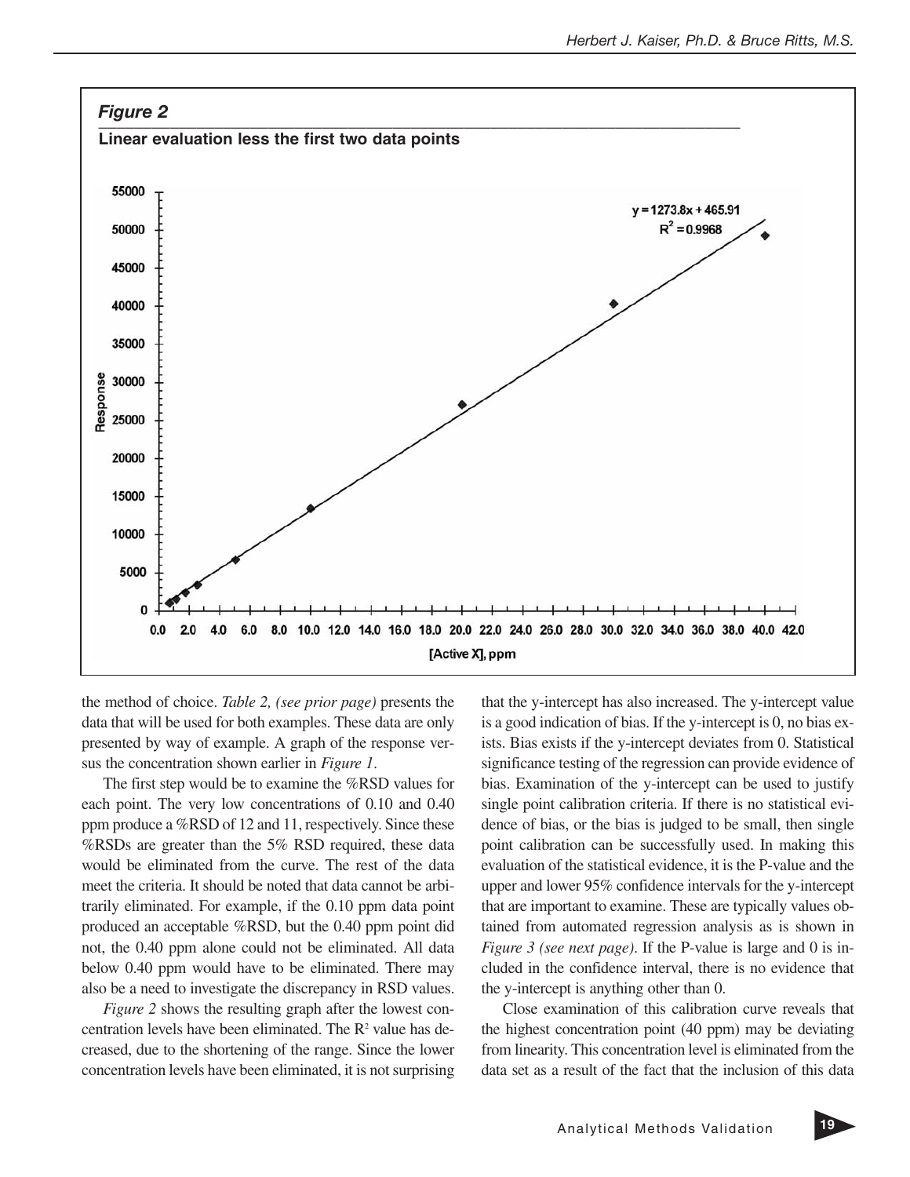*Figure 2*

**Linear evaluation less the first two data points**

the method of choice. *Table 2, (see prior page)* presents the data that will be used for both examples. These data are only presented by way of example. A graph of the response versus the concentration shown earlier in *Figure 1*.

The first step would be to examine the %RSD values for each point. The very low concentrations of 0.10 and 0.40 ppm produce a %RSD of 12 and 11, respectively. Since these %RSDs are greater than the 5% RSD required, these data would be eliminated from the curve. The rest of the data meet the criteria. It should be noted that data cannot be arbitrarily eliminated. For example, if the 0.10 ppm data point produced an acceptable %RSD, but the 0.40 ppm point did not, the 0.40 ppm alone could not be eliminated. All data below 0.40 ppm would have to be eliminated. There may also be a need to investigate the discrepancy in RSD values.

*Figure 2* shows the resulting graph after the lowest concentration levels have been eliminated. The $R^2$ value has decreased, due to the shortening of the range. Since the lower concentration levels have been eliminated, it is not surprising that the y-intercept has also increased. The y-intercept value is a good indication of bias. If the y-intercept is 0, no bias exists. Bias exists if the y-intercept deviates from 0. Statistical significance testing of the regression can provide evidence of bias. Examination of the y-intercept can be used to justify single point calibration criteria. If there is no statistical evidence of bias, or the bias is judged to be small, then single point calibration can be successfully used. In making this evaluation of the statistical evidence, it is the P-value and the upper and lower 95% confidence intervals for the y-intercept that are important to examine. These are typically values obtained from automated regression analysis as is shown in *Figure 3 (see next page)*. If the P-value is large and 0 is included in the confidence interval, there is no evidence that the y-intercept is anything other than 0.

Close examination of this calibration curve reveals that the highest concentration point (40 ppm) may be deviating from linearity. This concentration level is eliminated from the data set as a result of the fact that the inclusion of this data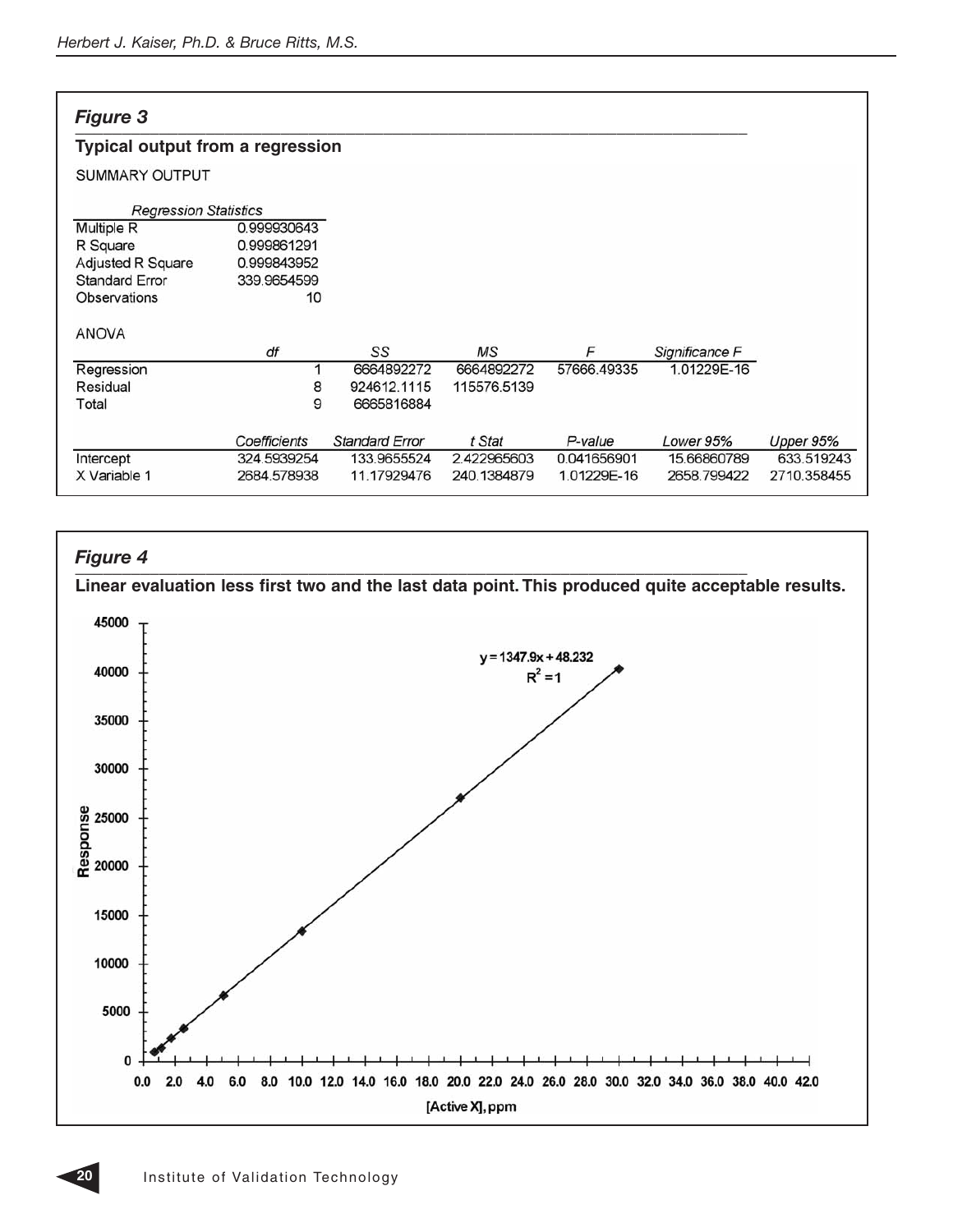## Figure 3

### Typical output from a regression

SUMMARY OUTPUT

| *Regression Statistics* | |
|---|---|
| Multiple R | 0.999930643 |
| R Square | 0.999861291 |
| Adjusted R Square | 0.999843952 |
| Standard Error | 339.9654599 |
| Observations | 10 |

ANOVA

| | *df* | *SS* | *MS* | *F* | *Significance F* |
|---|---|---|---|---|---|
| Regression | 1 | 6664892272 | 6664892272 | 57666.49335 | 1.01229E-16 |
| Residual | 8 | 924612.1115 | 115576.5139 | | |
| Total | 9 | 6665816884 | | | |

| | *Coefficients* | *Standard Error* | *t Stat* | *P-value* | *Lower 95%* | *Upper 95%* |
|---|---|---|---|---|---|---|
| Intercept | 324.5939254 | 133.9655524 | 2.422965603 | 0.041656901 | 15.66860789 | 633.519243 |
| X Variable 1 | 2684.578938 | 11.17929476 | 240.1384879 | 1.01229E-16 | 2658.799422 | 2710.358455 |

## Figure 4

**Linear evaluation less first two and the last data point. This produced quite acceptable results.**

$y = 1347.9x + 48.232$

$R^2 = 1$

Response

[Active X], ppm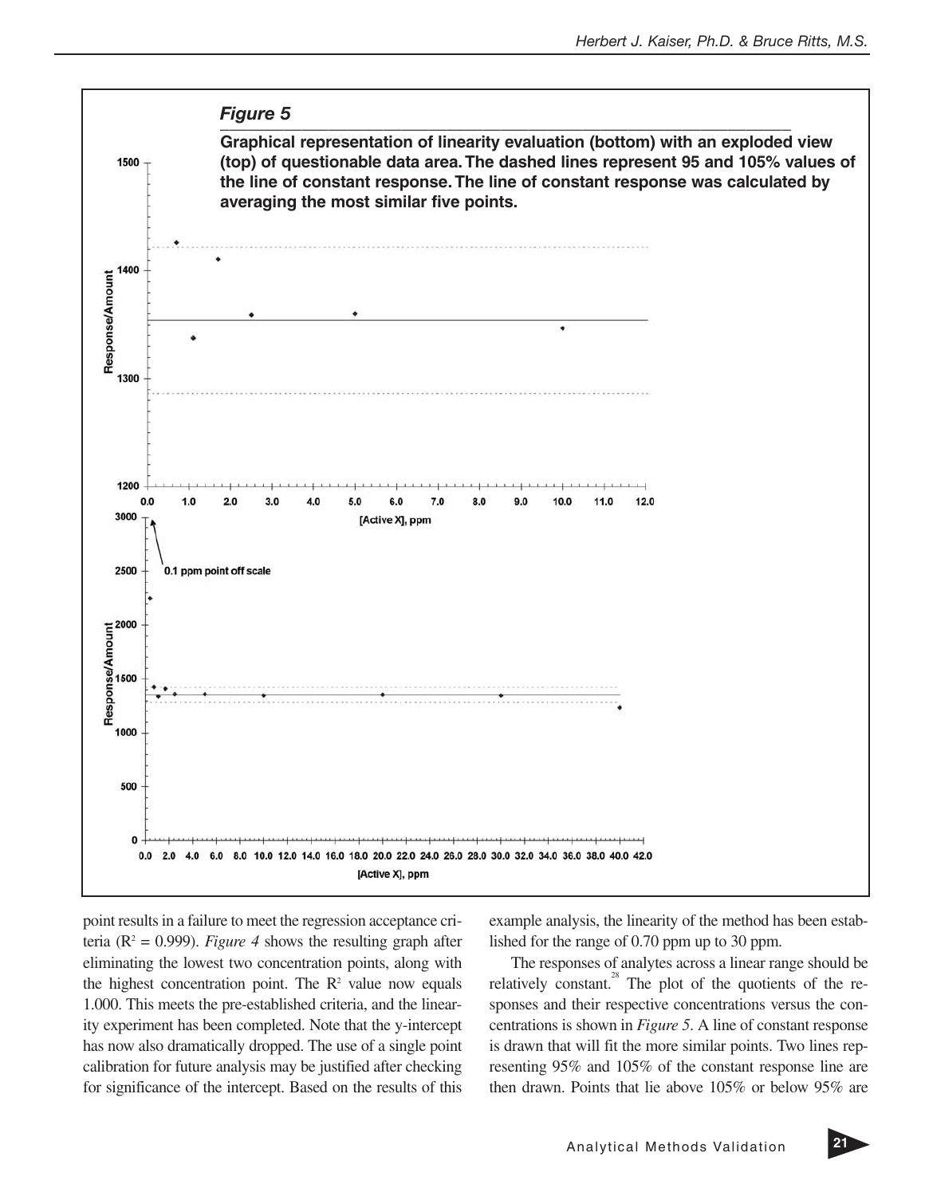*Figure 5*

**Graphical representation of linearity evaluation (bottom) with an exploded view (top) of questionable data area. The dashed lines represent 95 and 105% values of the line of constant response. The line of constant response was calculated by averaging the most similar five points.**

point results in a failure to meet the regression acceptance criteria ($R^2$ = 0.999). *Figure 4* shows the resulting graph after eliminating the lowest two concentration points, along with the highest concentration point. The $R^2$ value now equals 1.000. This meets the pre-established criteria, and the linearity experiment has been completed. Note that the y-intercept has now also dramatically dropped. The use of a single point calibration for future analysis may be justified after checking for significance of the intercept. Based on the results of this example analysis, the linearity of the method has been established for the range of 0.70 ppm up to 30 ppm.

The responses of analytes across a linear range should be relatively constant.[28] The plot of the quotients of the responses and their respective concentrations versus the concentrations is shown in *Figure 5*. A line of constant response is drawn that will fit the more similar points. Two lines representing 95% and 105% of the constant response line are then drawn. Points that lie above 105% or below 95% are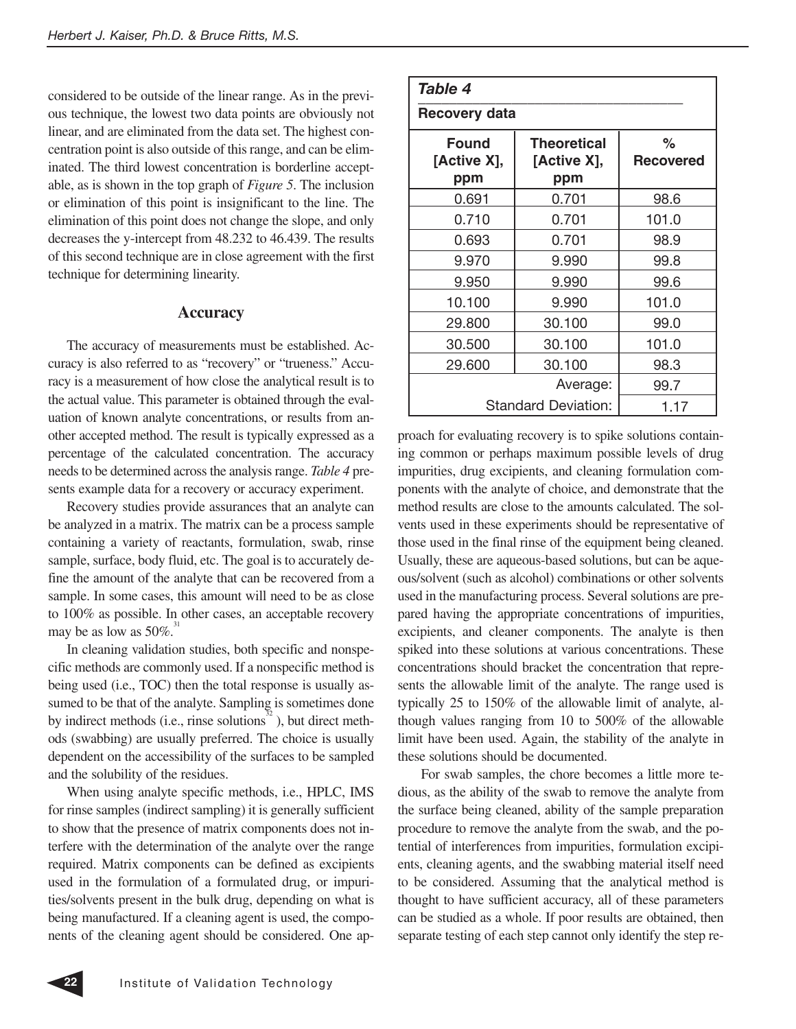considered to be outside of the linear range. As in the previous technique, the lowest two data points are obviously not linear, and are eliminated from the data set. The highest concentration point is also outside of this range, and can be eliminated. The third lowest concentration is borderline acceptable, as is shown in the top graph of *Figure 5*. The inclusion or elimination of this point is insignificant to the line. The elimination of this point does not change the slope, and only decreases the y-intercept from 48.232 to 46.439. The results of this second technique are in close agreement with the first technique for determining linearity.

## Accuracy

The accuracy of measurements must be established. Accuracy is also referred to as "recovery" or "trueness." Accuracy is a measurement of how close the analytical result is to the actual value. This parameter is obtained through the evaluation of known analyte concentrations, or results from another accepted method. The result is typically expressed as a percentage of the calculated concentration. The accuracy needs to be determined across the analysis range. *Table 4* presents example data for a recovery or accuracy experiment.

Recovery studies provide assurances that an analyte can be analyzed in a matrix. The matrix can be a process sample containing a variety of reactants, formulation, swab, rinse sample, surface, body fluid, etc. The goal is to accurately define the amount of the analyte that can be recovered from a sample. In some cases, this amount will need to be as close to 100% as possible. In other cases, an acceptable recovery may be as low as 50%.[31]

In cleaning validation studies, both specific and nonspecific methods are commonly used. If a nonspecific method is being used (i.e., TOC) then the total response is usually assumed to be that of the analyte. Sampling is sometimes done by indirect methods (i.e., rinse solutions[32]), but direct methods (swabbing) are usually preferred. The choice is usually dependent on the accessibility of the surfaces to be sampled and the solubility of the residues.

When using analyte specific methods, i.e., HPLC, IMS for rinse samples (indirect sampling) it is generally sufficient to show that the presence of matrix components does not interfere with the determination of the analyte over the range required. Matrix components can be defined as excipients used in the formulation of a formulated drug, or impurities/solvents present in the bulk drug, depending on what is being manufactured. If a cleaning agent is used, the components of the cleaning agent should be considered. One approach for evaluating recovery is to spike solutions containing common or perhaps maximum possible levels of drug impurities, drug excipients, and cleaning formulation components with the analyte of choice, and demonstrate that the method results are close to the amounts calculated. The solvents used in these experiments should be representative of those used in the final rinse of the equipment being cleaned. Usually, these are aqueous-based solutions, but can be aqueous/solvent (such as alcohol) combinations or other solvents used in the manufacturing process. Several solutions are prepared having the appropriate concentrations of impurities, excipients, and cleaner components. The analyte is then spiked into these solutions at various concentrations. These concentrations should bracket the concentration that represents the allowable limit of the analyte. The range used is typically 25 to 150% of the allowable limit of analyte, although values ranging from 10 to 500% of the allowable limit have been used. Again, the stability of the analyte in these solutions should be documented.

**Table 4**

**Recovery data**

| Found [Active X], ppm | Theoretical [Active X], ppm | % Recovered |
|---|---|---|
| 0.691 | 0.701 | 98.6 |
| 0.710 | 0.701 | 101.0 |
| 0.693 | 0.701 | 98.9 |
| 9.970 | 9.990 | 99.8 |
| 9.950 | 9.990 | 99.6 |
| 10.100 | 9.990 | 101.0 |
| 29.800 | 30.100 | 99.0 |
| 30.500 | 30.100 | 101.0 |
| 29.600 | 30.100 | 98.3 |
| | Average: | 99.7 |
| | Standard Deviation: | 1.17 |

For swab samples, the chore becomes a little more tedious, as the ability of the swab to remove the analyte from the surface being cleaned, ability of the sample preparation procedure to remove the analyte from the swab, and the potential of interferences from impurities, formulation excipients, cleaning agents, and the swabbing material itself need to be considered. Assuming that the analytical method is thought to have sufficient accuracy, all of these parameters can be studied as a whole. If poor results are obtained, then separate testing of each step cannot only identify the step re-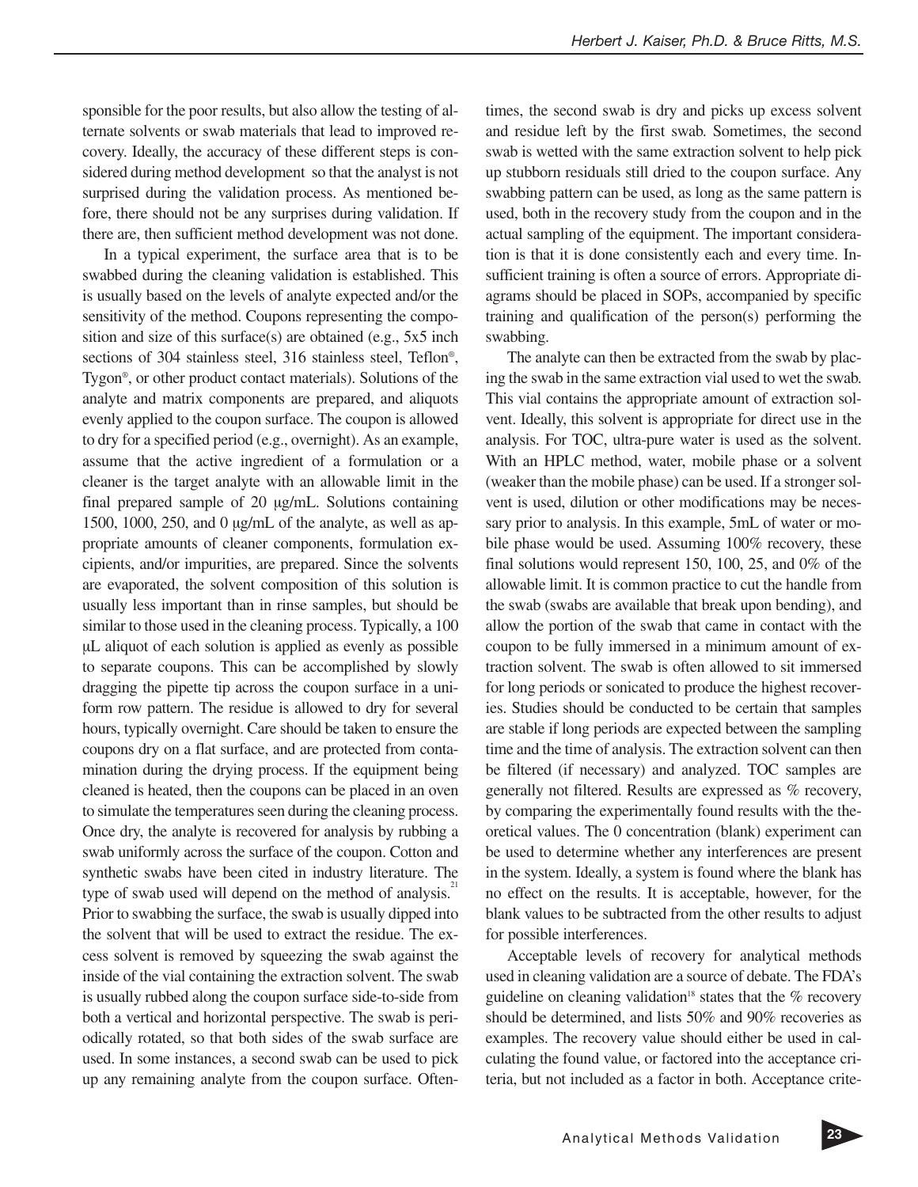sponsible for the poor results, but also allow the testing of alternate solvents or swab materials that lead to improved recovery. Ideally, the accuracy of these different steps is considered during method development so that the analyst is not surprised during the validation process. As mentioned before, there should not be any surprises during validation. If there are, then sufficient method development was not done.

In a typical experiment, the surface area that is to be swabbed during the cleaning validation is established. This is usually based on the levels of analyte expected and/or the sensitivity of the method. Coupons representing the composition and size of this surface(s) are obtained (e.g., 5x5 inch sections of 304 stainless steel, 316 stainless steel, Teflon®, Tygon®, or other product contact materials). Solutions of the analyte and matrix components are prepared, and aliquots evenly applied to the coupon surface. The coupon is allowed to dry for a specified period (e.g., overnight). As an example, assume that the active ingredient of a formulation or a cleaner is the target analyte with an allowable limit in the final prepared sample of 20 μg/mL. Solutions containing 1500, 1000, 250, and 0 μg/mL of the analyte, as well as appropriate amounts of cleaner components, formulation excipients, and/or impurities, are prepared. Since the solvents are evaporated, the solvent composition of this solution is usually less important than in rinse samples, but should be similar to those used in the cleaning process. Typically, a 100 μL aliquot of each solution is applied as evenly as possible to separate coupons. This can be accomplished by slowly dragging the pipette tip across the coupon surface in a uniform row pattern. The residue is allowed to dry for several hours, typically overnight. Care should be taken to ensure the coupons dry on a flat surface, and are protected from contamination during the drying process. If the equipment being cleaned is heated, then the coupons can be placed in an oven to simulate the temperatures seen during the cleaning process. Once dry, the analyte is recovered for analysis by rubbing a swab uniformly across the surface of the coupon. Cotton and synthetic swabs have been cited in industry literature. The type of swab used will depend on the method of analysis.[21] Prior to swabbing the surface, the swab is usually dipped into the solvent that will be used to extract the residue. The excess solvent is removed by squeezing the swab against the inside of the vial containing the extraction solvent. The swab is usually rubbed along the coupon surface side-to-side from both a vertical and horizontal perspective. The swab is periodically rotated, so that both sides of the swab surface are used. In some instances, a second swab can be used to pick up any remaining analyte from the coupon surface. Oftentimes, the second swab is dry and picks up excess solvent and residue left by the first swab. Sometimes, the second swab is wetted with the same extraction solvent to help pick up stubborn residuals still dried to the coupon surface. Any swabbing pattern can be used, as long as the same pattern is used, both in the recovery study from the coupon and in the actual sampling of the equipment. The important consideration is that it is done consistently each and every time. Insufficient training is often a source of errors. Appropriate diagrams should be placed in SOPs, accompanied by specific training and qualification of the person(s) performing the swabbing.

The analyte can then be extracted from the swab by placing the swab in the same extraction vial used to wet the swab. This vial contains the appropriate amount of extraction solvent. Ideally, this solvent is appropriate for direct use in the analysis. For TOC, ultra-pure water is used as the solvent. With an HPLC method, water, mobile phase or a solvent (weaker than the mobile phase) can be used. If a stronger solvent is used, dilution or other modifications may be necessary prior to analysis. In this example, 5mL of water or mobile phase would be used. Assuming 100% recovery, these final solutions would represent 150, 100, 25, and 0% of the allowable limit. It is common practice to cut the handle from the swab (swabs are available that break upon bending), and allow the portion of the swab that came in contact with the coupon to be fully immersed in a minimum amount of extraction solvent. The swab is often allowed to sit immersed for long periods or sonicated to produce the highest recoveries. Studies should be conducted to be certain that samples are stable if long periods are expected between the sampling time and the time of analysis. The extraction solvent can then be filtered (if necessary) and analyzed. TOC samples are generally not filtered. Results are expressed as % recovery, by comparing the experimentally found results with the theoretical values. The 0 concentration (blank) experiment can be used to determine whether any interferences are present in the system. Ideally, a system is found where the blank has no effect on the results. It is acceptable, however, for the blank values to be subtracted from the other results to adjust for possible interferences.

Acceptable levels of recovery for analytical methods used in cleaning validation are a source of debate. The FDA's guideline on cleaning validation[18] states that the % recovery should be determined, and lists 50% and 90% recoveries as examples. The recovery value should either be used in calculating the found value, or factored into the acceptance criteria, but not included as a factor in both. Acceptance crite-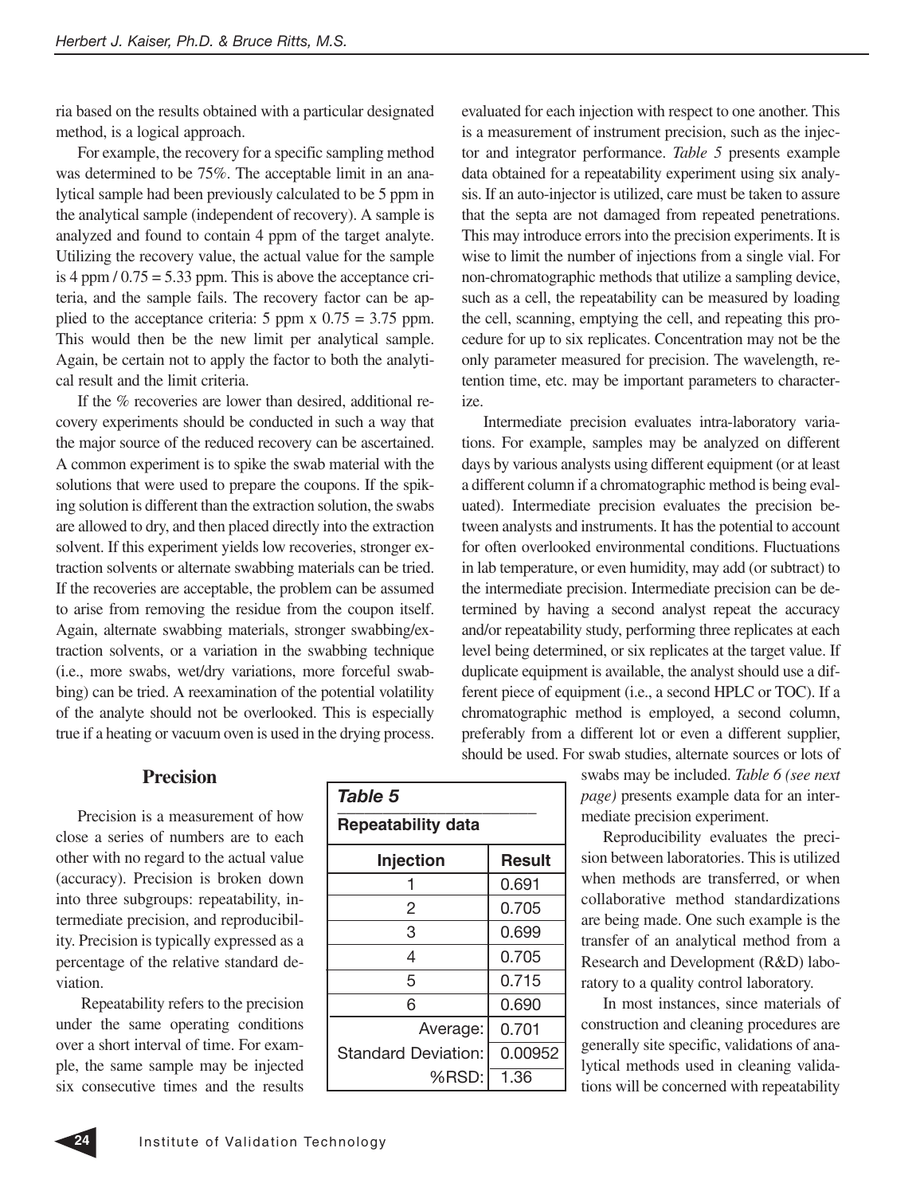ria based on the results obtained with a particular designated method, is a logical approach.

For example, the recovery for a specific sampling method was determined to be 75%. The acceptable limit in an analytical sample had been previously calculated to be 5 ppm in the analytical sample (independent of recovery). A sample is analyzed and found to contain 4 ppm of the target analyte. Utilizing the recovery value, the actual value for the sample is 4 ppm / 0.75 = 5.33 ppm. This is above the acceptance criteria, and the sample fails. The recovery factor can be applied to the acceptance criteria: 5 ppm x 0.75 = 3.75 ppm. This would then be the new limit per analytical sample. Again, be certain not to apply the factor to both the analytical result and the limit criteria.

If the % recoveries are lower than desired, additional recovery experiments should be conducted in such a way that the major source of the reduced recovery can be ascertained. A common experiment is to spike the swab material with the solutions that were used to prepare the coupons. If the spiking solution is different than the extraction solution, the swabs are allowed to dry, and then placed directly into the extraction solvent. If this experiment yields low recoveries, stronger extraction solvents or alternate swabbing materials can be tried. If the recoveries are acceptable, the problem can be assumed to arise from removing the residue from the coupon itself. Again, alternate swabbing materials, stronger swabbing/extraction solvents, or a variation in the swabbing technique (i.e., more swabs, wet/dry variations, more forceful swabbing) can be tried. A reexamination of the potential volatility of the analyte should not be overlooked. This is especially true if a heating or vacuum oven is used in the drying process.

## Precision

Precision is a measurement of how close a series of numbers are to each other with no regard to the actual value (accuracy). Precision is broken down into three subgroups: repeatability, intermediate precision, and reproducibility. Precision is typically expressed as a percentage of the relative standard deviation.

Repeatability refers to the precision under the same operating conditions over a short interval of time. For example, the same sample may be injected six consecutive times and the results evaluated for each injection with respect to one another. This is a measurement of instrument precision, such as the injector and integrator performance. *Table 5* presents example data obtained for a repeatability experiment using six analysis. If an auto-injector is utilized, care must be taken to assure that the septa are not damaged from repeated penetrations. This may introduce errors into the precision experiments. It is wise to limit the number of injections from a single vial. For non-chromatographic methods that utilize a sampling device, such as a cell, the repeatability can be measured by loading the cell, scanning, emptying the cell, and repeating this procedure for up to six replicates. Concentration may not be the only parameter measured for precision. The wavelength, retention time, etc. may be important parameters to characterize.

**Table 5**

**Repeatability data**

| Injection | Result |
|---|---|
| 1 | 0.691 |
| 2 | 0.705 |
| 3 | 0.699 |
| 4 | 0.705 |
| 5 | 0.715 |
| 6 | 0.690 |
| Average: | 0.701 |
| Standard Deviation: | 0.00952 |
| %RSD: | 1.36 |

Intermediate precision evaluates intra-laboratory variations. For example, samples may be analyzed on different days by various analysts using different equipment (or at least a different column if a chromatographic method is being evaluated). Intermediate precision evaluates the precision between analysts and instruments. It has the potential to account for often overlooked environmental conditions. Fluctuations in lab temperature, or even humidity, may add (or subtract) to the intermediate precision. Intermediate precision can be determined by having a second analyst repeat the accuracy and/or repeatability study, performing three replicates at each level being determined, or six replicates at the target value. If duplicate equipment is available, the analyst should use a different piece of equipment (i.e., a second HPLC or TOC). If a chromatographic method is employed, a second column, preferably from a different lot or even a different supplier, should be used. For swab studies, alternate sources or lots of swabs may be included. *Table 6 (see next page)* presents example data for an intermediate precision experiment.

Reproducibility evaluates the precision between laboratories. This is utilized when methods are transferred, or when collaborative method standardizations are being made. One such example is the transfer of an analytical method from a Research and Development (R&D) laboratory to a quality control laboratory.

In most instances, since materials of construction and cleaning procedures are generally site specific, validations of analytical methods used in cleaning validations will be concerned with repeatability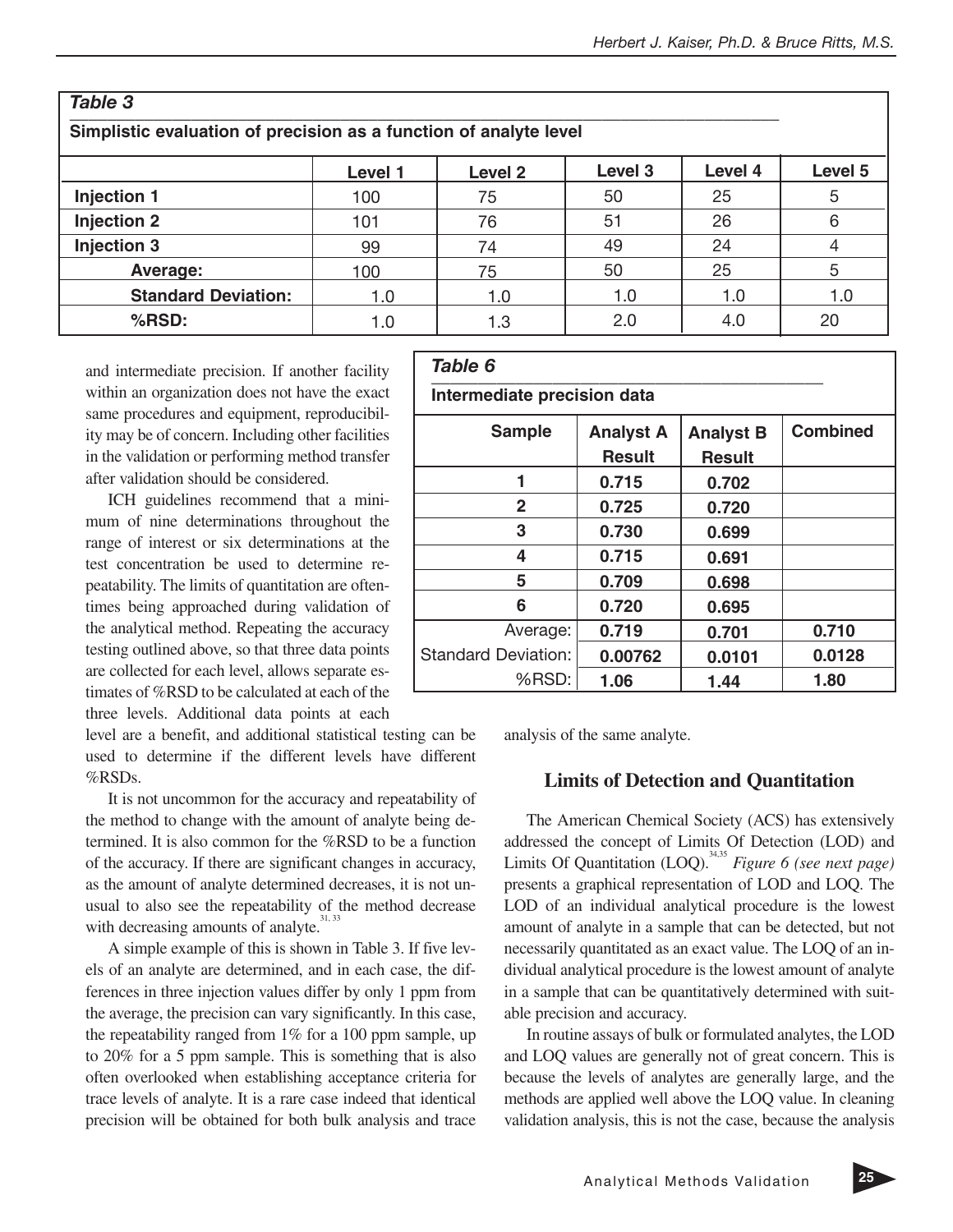**Table 3**

**Simplistic evaluation of precision as a function of analyte level**

| | Level 1 | Level 2 | Level 3 | Level 4 | Level 5 |
|---|---|---|---|---|---|
| **Injection 1** | 100 | 75 | 50 | 25 | 5 |
| **Injection 2** | 101 | 76 | 51 | 26 | 6 |
| **Injection 3** | 99 | 74 | 49 | 24 | 4 |
| **Average:** | 100 | 75 | 50 | 25 | 5 |
| **Standard Deviation:** | 1.0 | 1.0 | 1.0 | 1.0 | 1.0 |
| **%RSD:** | 1.0 | 1.3 | 2.0 | 4.0 | 20 |

and intermediate precision. If another facility within an organization does not have the exact same procedures and equipment, reproducibility may be of concern. Including other facilities in the validation or performing method transfer after validation should be considered.

ICH guidelines recommend that a minimum of nine determinations throughout the range of interest or six determinations at the test concentration be used to determine repeatability. The limits of quantitation are oftentimes being approached during validation of the analytical method. Repeating the accuracy testing outlined above, so that three data points are collected for each level, allows separate estimates of %RSD to be calculated at each of the three levels. Additional data points at each level are a benefit, and additional statistical testing can be used to determine if the different levels have different %RSDs.

It is not uncommon for the accuracy and repeatability of the method to change with the amount of analyte being determined. It is also common for the %RSD to be a function of the accuracy. If there are significant changes in accuracy, as the amount of analyte determined decreases, it is not unusual to also see the repeatability of the method decrease with decreasing amounts of analyte.[31, 33]

A simple example of this is shown in Table 3. If five levels of an analyte are determined, and in each case, the differences in three injection values differ by only 1 ppm from the average, the precision can vary significantly. In this case, the repeatability ranged from 1% for a 100 ppm sample, up to 20% for a 5 ppm sample. This is something that is also often overlooked when establishing acceptance criteria for trace levels of analyte. It is a rare case indeed that identical precision will be obtained for both bulk analysis and trace analysis of the same analyte.

**Table 6**

**Intermediate precision data**

| Sample | Analyst A Result | Analyst B Result | Combined |
|---|---|---|---|
| 1 | 0.715 | 0.702 | |
| 2 | 0.725 | 0.720 | |
| 3 | 0.730 | 0.699 | |
| 4 | 0.715 | 0.691 | |
| 5 | 0.709 | 0.698 | |
| 6 | 0.720 | 0.695 | |
| Average: | 0.719 | 0.701 | 0.710 |
| Standard Deviation: | 0.00762 | 0.0101 | 0.0128 |
| %RSD: | 1.06 | 1.44 | 1.80 |

## Limits of Detection and Quantitation

The American Chemical Society (ACS) has extensively addressed the concept of Limits Of Detection (LOD) and Limits Of Quantitation (LOQ).[34,35] *Figure 6 (see next page)* presents a graphical representation of LOD and LOQ. The LOD of an individual analytical procedure is the lowest amount of analyte in a sample that can be detected, but not necessarily quantitated as an exact value. The LOQ of an individual analytical procedure is the lowest amount of analyte in a sample that can be quantitatively determined with suitable precision and accuracy.

In routine assays of bulk or formulated analytes, the LOD and LOQ values are generally not of great concern. This is because the levels of analytes are generally large, and the methods are applied well above the LOQ value. In cleaning validation analysis, this is not the case, because the analysis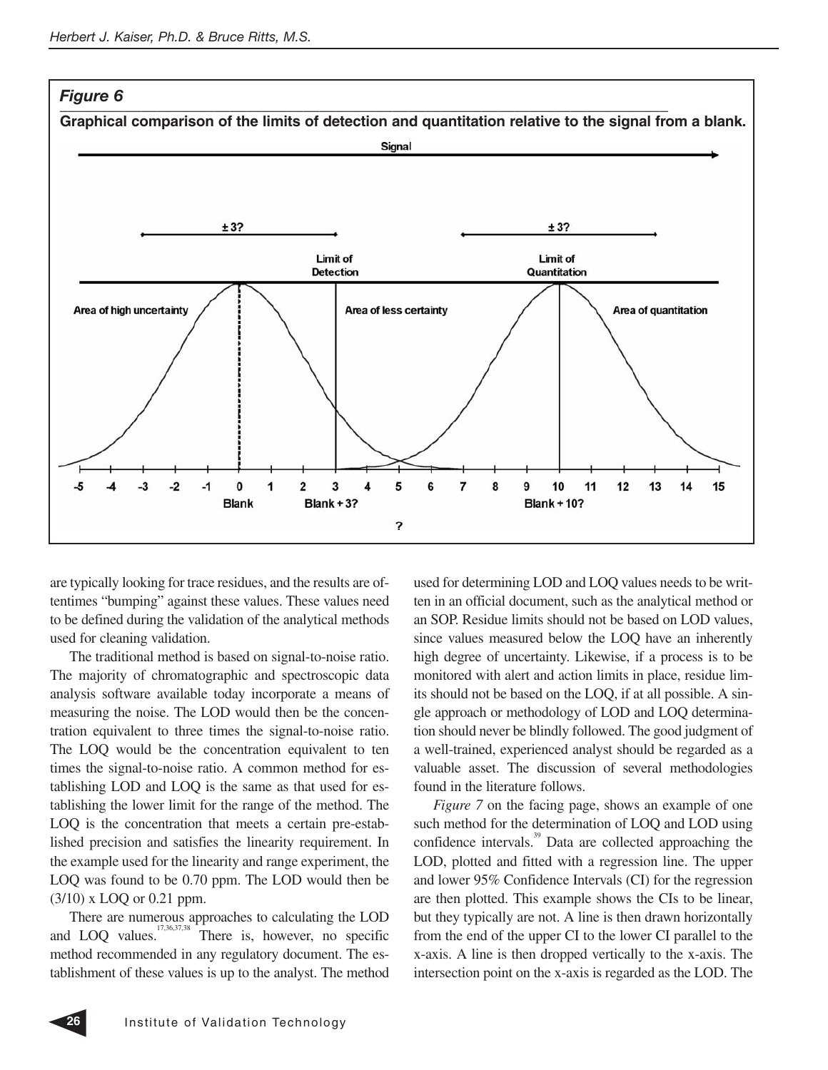*Figure 6*

**Graphical comparison of the limits of detection and quantitation relative to the signal from a blank.**

Signal

± 3?    ± 3?

Limit of Detection    Limit of Quantitation

Area of high uncertainty    Area of less certainty    Area of quantitation

-5 -4 -3 -2 -1 0 1 2 3 4 5 6 7 8 9 10 11 12 13 14 15

Blank    Blank + 3?    Blank + 10?

?

are typically looking for trace residues, and the results are oftentimes "bumping" against these values. These values need to be defined during the validation of the analytical methods used for cleaning validation.

The traditional method is based on signal-to-noise ratio. The majority of chromatographic and spectroscopic data analysis software available today incorporate a means of measuring the noise. The LOD would then be the concentration equivalent to three times the signal-to-noise ratio. The LOQ would be the concentration equivalent to ten times the signal-to-noise ratio. A common method for establishing LOD and LOQ is the same as that used for establishing the lower limit for the range of the method. The LOQ is the concentration that meets a certain pre-established precision and satisfies the linearity requirement. In the example used for the linearity and range experiment, the LOQ was found to be 0.70 ppm. The LOD would then be (3/10) x LOQ or 0.21 ppm.

There are numerous approaches to calculating the LOD and LOQ values.[17,36,37,38] There is, however, no specific method recommended in any regulatory document. The establishment of these values is up to the analyst. The method used for determining LOD and LOQ values needs to be written in an official document, such as the analytical method or an SOP. Residue limits should not be based on LOD values, since values measured below the LOQ have an inherently high degree of uncertainty. Likewise, if a process is to be monitored with alert and action limits in place, residue limits should not be based on the LOQ, if at all possible. A single approach or methodology of LOD and LOQ determination should never be blindly followed. The good judgment of a well-trained, experienced analyst should be regarded as a valuable asset. The discussion of several methodologies found in the literature follows.

*Figure 7* on the facing page, shows an example of one such method for the determination of LOQ and LOD using confidence intervals.[39] Data are collected approaching the LOD, plotted and fitted with a regression line. The upper and lower 95% Confidence Intervals (CI) for the regression are then plotted. This example shows the CIs to be linear, but they typically are not. A line is then drawn horizontally from the end of the upper CI to the lower CI parallel to the x-axis. A line is then dropped vertically to the x-axis. The intersection point on the x-axis is regarded as the LOD. The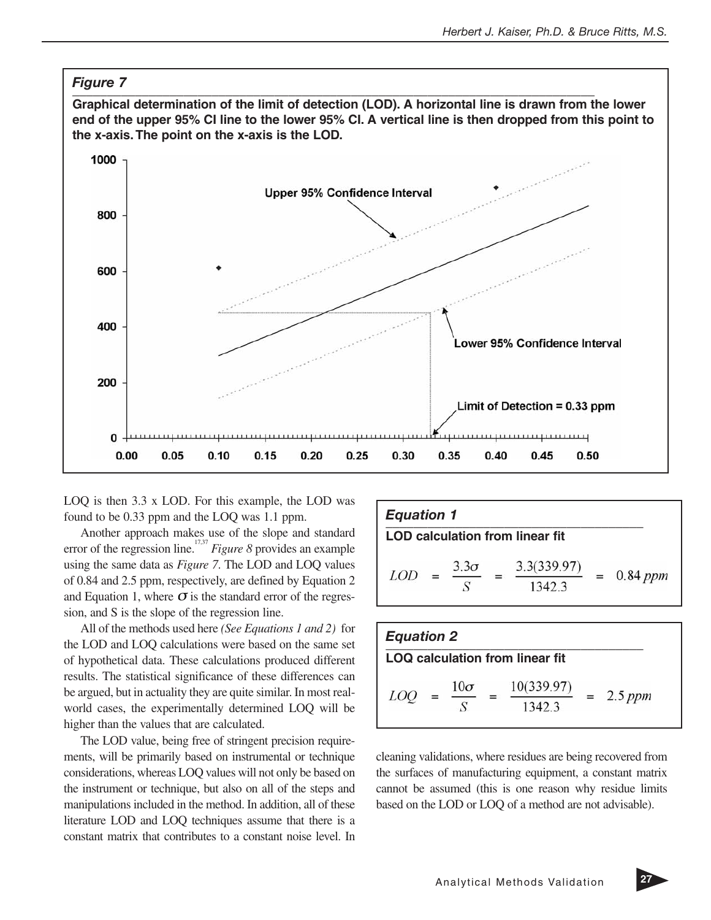### *Figure 7*

**Graphical determination of the limit of detection (LOD). A horizontal line is drawn from the lower end of the upper 95% CI line to the lower 95% CI. A vertical line is then dropped from this point to the x-axis. The point on the x-axis is the LOD.**

LOQ is then 3.3 x LOD. For this example, the LOD was found to be 0.33 ppm and the LOQ was 1.1 ppm.

Another approach makes use of the slope and standard error of the regression line.[17,37] *Figure 8* provides an example using the same data as *Figure 7*. The LOD and LOQ values of 0.84 and 2.5 ppm, respectively, are defined by Equation 2 and Equation 1, where $\sigma$ is the standard error of the regression, and S is the slope of the regression line.

All of the methods used here *(See Equations 1 and 2)* for the LOD and LOQ calculations were based on the same set of hypothetical data. These calculations produced different results. The statistical significance of these differences can be argued, but in actuality they are quite similar. In most real-world cases, the experimentally determined LOQ will be higher than the values that are calculated.

The LOD value, being free of stringent precision requirements, will be primarily based on instrumental or technique considerations, whereas LOQ values will not only be based on the instrument or technique, but also on all of the steps and manipulations included in the method. In addition, all of these literature LOD and LOQ techniques assume that there is a constant matrix that contributes to a constant noise level. In cleaning validations, where residues are being recovered from the surfaces of manufacturing equipment, a constant matrix cannot be assumed (this is one reason why residue limits based on the LOD or LOQ of a method are not advisable).

### *Equation 1*

**LOD calculation from linear fit**

$$LOD = \frac{3.3\sigma}{S} = \frac{3.3(339.97)}{1342.3} = 0.84\ ppm$$

### *Equation 2*

**LOQ calculation from linear fit**

$$LOQ = \frac{10\sigma}{S} = \frac{10(339.97)}{1342.3} = 2.5\ ppm$$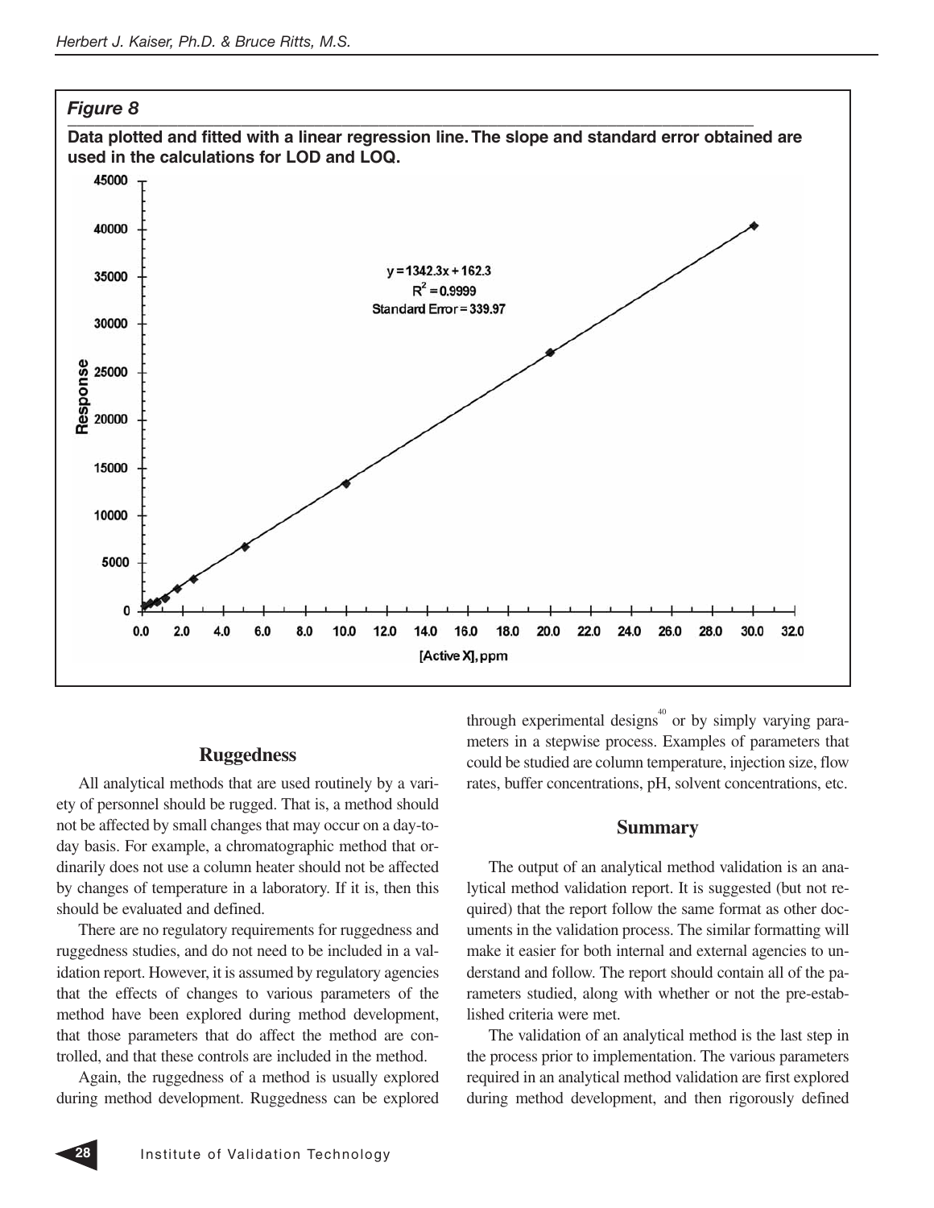*Figure 8*

**Data plotted and fitted with a linear regression line. The slope and standard error obtained are used in the calculations for LOD and LOQ.**

$y = 1342.3x + 162.3$

$R^2 = 0.9999$

Standard Error = 339.97

## Ruggedness

All analytical methods that are used routinely by a variety of personnel should be rugged. That is, a method should not be affected by small changes that may occur on a day-to-day basis. For example, a chromatographic method that ordinarily does not use a column heater should not be affected by changes of temperature in a laboratory. If it is, then this should be evaluated and defined.

There are no regulatory requirements for ruggedness and ruggedness studies, and do not need to be included in a validation report. However, it is assumed by regulatory agencies that the effects of changes to various parameters of the method have been explored during method development, that those parameters that do affect the method are controlled, and that these controls are included in the method.

Again, the ruggedness of a method is usually explored during method development. Ruggedness can be explored through experimental designs[40] or by simply varying parameters in a stepwise process. Examples of parameters that could be studied are column temperature, injection size, flow rates, buffer concentrations, pH, solvent concentrations, etc.

## Summary

The output of an analytical method validation is an analytical method validation report. It is suggested (but not required) that the report follow the same format as other documents in the validation process. The similar formatting will make it easier for both internal and external agencies to understand and follow. The report should contain all of the parameters studied, along with whether or not the pre-established criteria were met.

The validation of an analytical method is the last step in the process prior to implementation. The various parameters required in an analytical method validation are first explored during method development, and then rigorously defined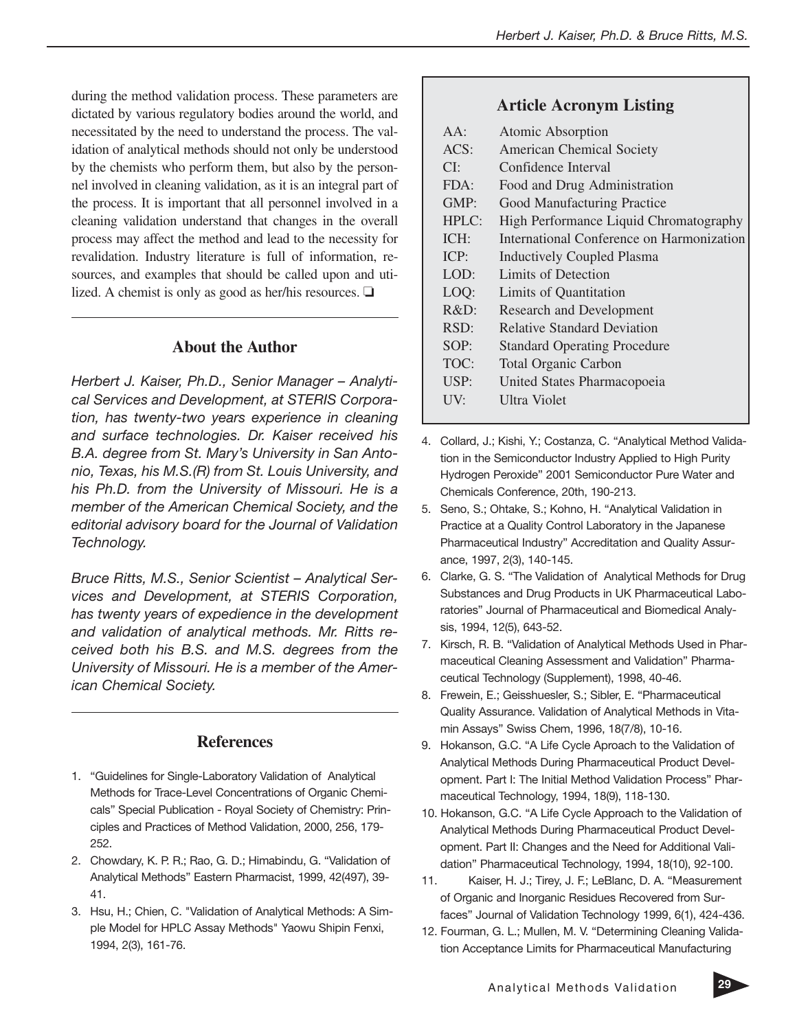during the method validation process. These parameters are dictated by various regulatory bodies around the world, and necessitated by the need to understand the process. The validation of analytical methods should not only be understood by the chemists who perform them, but also by the personnel involved in cleaning validation, as it is an integral part of the process. It is important that all personnel involved in a cleaning validation understand that changes in the overall process may affect the method and lead to the necessity for revalidation. Industry literature is full of information, resources, and examples that should be called upon and utilized. A chemist is only as good as her/his resources. ❑

## About the Author

*Herbert J. Kaiser, Ph.D., Senior Manager – Analytical Services and Development, at STERIS Corporation, has twenty-two years experience in cleaning and surface technologies. Dr. Kaiser received his B.A. degree from St. Mary's University in San Antonio, Texas, his M.S.(R) from St. Louis University, and his Ph.D. from the University of Missouri. He is a member of the American Chemical Society, and the editorial advisory board for the Journal of Validation Technology.*

*Bruce Ritts, M.S., Senior Scientist – Analytical Services and Development, at STERIS Corporation, has twenty years of expedience in the development and validation of analytical methods. Mr. Ritts received both his B.S. and M.S. degrees from the University of Missouri. He is a member of the American Chemical Society.*

## Article Acronym Listing

| | |
|---|---|
| AA: | Atomic Absorption |
| ACS: | American Chemical Society |
| CI: | Confidence Interval |
| FDA: | Food and Drug Administration |
| GMP: | Good Manufacturing Practice |
| HPLC: | High Performance Liquid Chromatography |
| ICH: | International Conference on Harmonization |
| ICP: | Inductively Coupled Plasma |
| LOD: | Limits of Detection |
| LOQ: | Limits of Quantitation |
| R&D: | Research and Development |
| RSD: | Relative Standard Deviation |
| SOP: | Standard Operating Procedure |
| TOC: | Total Organic Carbon |
| USP: | United States Pharmacopoeia |
| UV: | Ultra Violet |

## References

1. "Guidelines for Single-Laboratory Validation of Analytical Methods for Trace-Level Concentrations of Organic Chemicals" Special Publication - Royal Society of Chemistry: Principles and Practices of Method Validation, 2000, 256, 179-252.
2. Chowdary, K. P. R.; Rao, G. D.; Himabindu, G. "Validation of Analytical Methods" Eastern Pharmacist, 1999, 42(497), 39-41.
3. Hsu, H.; Chien, C. "Validation of Analytical Methods: A Simple Model for HPLC Assay Methods" Yaowu Shipin Fenxi, 1994, 2(3), 161-76.
4. Collard, J.; Kishi, Y.; Costanza, C. "Analytical Method Validation in the Semiconductor Industry Applied to High Purity Hydrogen Peroxide" 2001 Semiconductor Pure Water and Chemicals Conference, 20th, 190-213.
5. Seno, S.; Ohtake, S.; Kohno, H. "Analytical Validation in Practice at a Quality Control Laboratory in the Japanese Pharmaceutical Industry" Accreditation and Quality Assurance, 1997, 2(3), 140-145.
6. Clarke, G. S. "The Validation of Analytical Methods for Drug Substances and Drug Products in UK Pharmaceutical Laboratories" Journal of Pharmaceutical and Biomedical Analysis, 1994, 12(5), 643-52.
7. Kirsch, R. B. "Validation of Analytical Methods Used in Pharmaceutical Cleaning Assessment and Validation" Pharmaceutical Technology (Supplement), 1998, 40-46.
8. Frewein, E.; Geisshuesler, S.; Sibler, E. "Pharmaceutical Quality Assurance. Validation of Analytical Methods in Vitamin Assays" Swiss Chem, 1996, 18(7/8), 10-16.
9. Hokanson, G.C. "A Life Cycle Aproach to the Validation of Analytical Methods During Pharmaceutical Product Development. Part I: The Initial Method Validation Process" Pharmaceutical Technology, 1994, 18(9), 118-130.
10. Hokanson, G.C. "A Life Cycle Approach to the Validation of Analytical Methods During Pharmaceutical Product Development. Part II: Changes and the Need for Additional Validation" Pharmaceutical Technology, 1994, 18(10), 92-100.
11. Kaiser, H. J.; Tirey, J. F.; LeBlanc, D. A. "Measurement of Organic and Inorganic Residues Recovered from Surfaces" Journal of Validation Technology 1999, 6(1), 424-436.
12. Fourman, G. L.; Mullen, M. V. "Determining Cleaning Validation Acceptance Limits for Pharmaceutical Manufacturing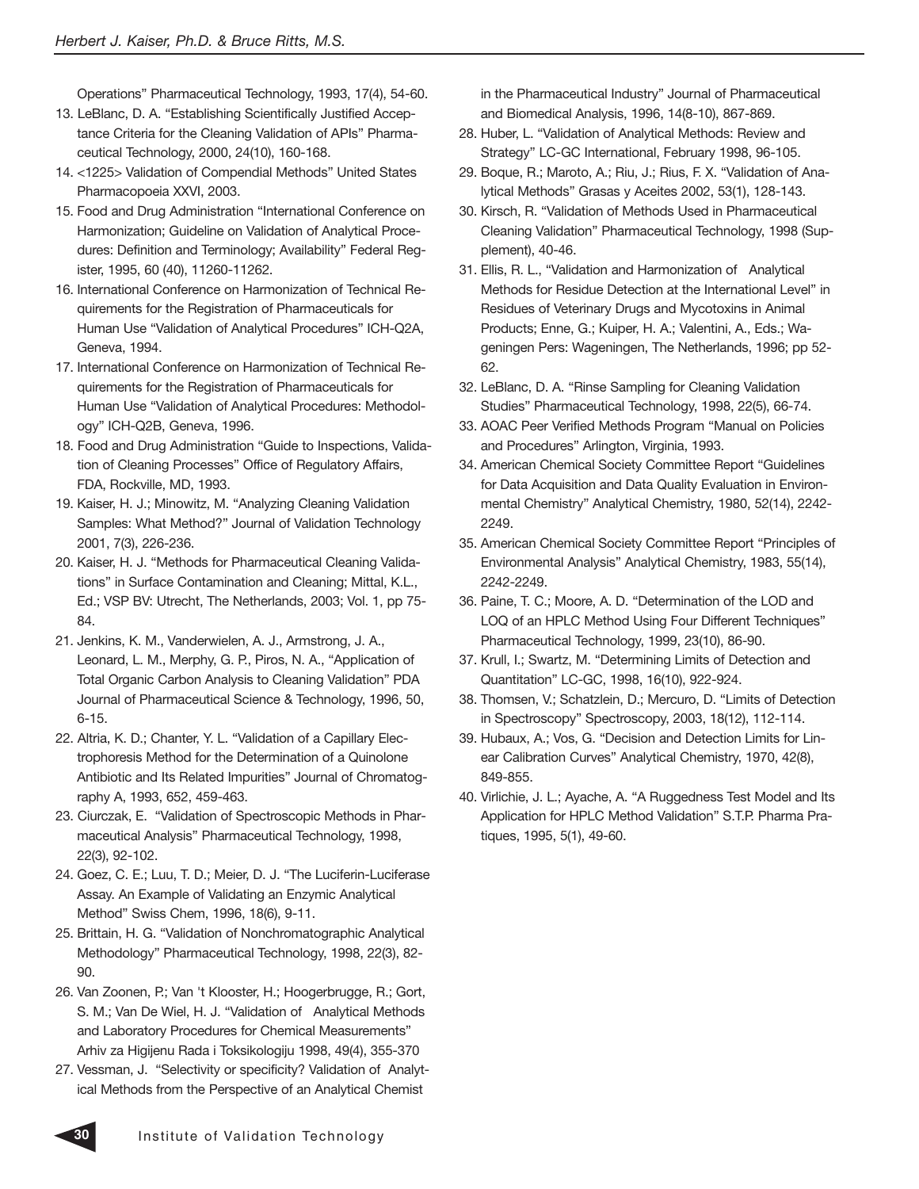Operations" Pharmaceutical Technology, 1993, 17(4), 54-60.

13. LeBlanc, D. A. "Establishing Scientifically Justified Acceptance Criteria for the Cleaning Validation of APIs" Pharmaceutical Technology, 2000, 24(10), 160-168.
14. <1225> Validation of Compendial Methods" United States Pharmacopoeia XXVI, 2003.
15. Food and Drug Administration "International Conference on Harmonization; Guideline on Validation of Analytical Procedures: Definition and Terminology; Availability" Federal Register, 1995, 60 (40), 11260-11262.
16. International Conference on Harmonization of Technical Requirements for the Registration of Pharmaceuticals for Human Use "Validation of Analytical Procedures" ICH-Q2A, Geneva, 1994.
17. International Conference on Harmonization of Technical Requirements for the Registration of Pharmaceuticals for Human Use "Validation of Analytical Procedures: Methodology" ICH-Q2B, Geneva, 1996.
18. Food and Drug Administration "Guide to Inspections, Validation of Cleaning Processes" Office of Regulatory Affairs, FDA, Rockville, MD, 1993.
19. Kaiser, H. J.; Minowitz, M. "Analyzing Cleaning Validation Samples: What Method?" Journal of Validation Technology 2001, 7(3), 226-236.
20. Kaiser, H. J. "Methods for Pharmaceutical Cleaning Validations" in Surface Contamination and Cleaning; Mittal, K.L., Ed.; VSP BV: Utrecht, The Netherlands, 2003; Vol. 1, pp 75-84.
21. Jenkins, K. M., Vanderwielen, A. J., Armstrong, J. A., Leonard, L. M., Merphy, G. P., Piros, N. A., "Application of Total Organic Carbon Analysis to Cleaning Validation" PDA Journal of Pharmaceutical Science & Technology, 1996, 50, 6-15.
22. Altria, K. D.; Chanter, Y. L. "Validation of a Capillary Electrophoresis Method for the Determination of a Quinolone Antibiotic and Its Related Impurities" Journal of Chromatography A, 1993, 652, 459-463.
23. Ciurczak, E. "Validation of Spectroscopic Methods in Pharmaceutical Analysis" Pharmaceutical Technology, 1998, 22(3), 92-102.
24. Goez, C. E.; Luu, T. D.; Meier, D. J. "The Luciferin-Luciferase Assay. An Example of Validating an Enzymic Analytical Method" Swiss Chem, 1996, 18(6), 9-11.
25. Brittain, H. G. "Validation of Nonchromatographic Analytical Methodology" Pharmaceutical Technology, 1998, 22(3), 82-90.
26. Van Zoonen, P.; Van 't Klooster, H.; Hoogerbrugge, R.; Gort, S. M.; Van De Wiel, H. J. "Validation of Analytical Methods and Laboratory Procedures for Chemical Measurements" Arhiv za Higijenu Rada i Toksikologiju 1998, 49(4), 355-370
27. Vessman, J. "Selectivity or specificity? Validation of Analytical Methods from the Perspective of an Analytical Chemist in the Pharmaceutical Industry" Journal of Pharmaceutical and Biomedical Analysis, 1996, 14(8-10), 867-869.
28. Huber, L. "Validation of Analytical Methods: Review and Strategy" LC-GC International, February 1998, 96-105.
29. Boque, R.; Maroto, A.; Riu, J.; Rius, F. X. "Validation of Analytical Methods" Grasas y Aceites 2002, 53(1), 128-143.
30. Kirsch, R. "Validation of Methods Used in Pharmaceutical Cleaning Validation" Pharmaceutical Technology, 1998 (Supplement), 40-46.
31. Ellis, R. L., "Validation and Harmonization of Analytical Methods for Residue Detection at the International Level" in Residues of Veterinary Drugs and Mycotoxins in Animal Products; Enne, G.; Kuiper, H. A.; Valentini, A., Eds.; Wageningen Pers: Wageningen, The Netherlands, 1996; pp 52-62.
32. LeBlanc, D. A. "Rinse Sampling for Cleaning Validation Studies" Pharmaceutical Technology, 1998, 22(5), 66-74.
33. AOAC Peer Verified Methods Program "Manual on Policies and Procedures" Arlington, Virginia, 1993.
34. American Chemical Society Committee Report "Guidelines for Data Acquisition and Data Quality Evaluation in Environmental Chemistry" Analytical Chemistry, 1980, 52(14), 2242-2249.
35. American Chemical Society Committee Report "Principles of Environmental Analysis" Analytical Chemistry, 1983, 55(14), 2242-2249.
36. Paine, T. C.; Moore, A. D. "Determination of the LOD and LOQ of an HPLC Method Using Four Different Techniques" Pharmaceutical Technology, 1999, 23(10), 86-90.
37. Krull, I.; Swartz, M. "Determining Limits of Detection and Quantitation" LC-GC, 1998, 16(10), 922-924.
38. Thomsen, V.; Schatzlein, D.; Mercuro, D. "Limits of Detection in Spectroscopy" Spectroscopy, 2003, 18(12), 112-114.
39. Hubaux, A.; Vos, G. "Decision and Detection Limits for Linear Calibration Curves" Analytical Chemistry, 1970, 42(8), 849-855.
40. Virlichie, J. L.; Ayache, A. "A Ruggedness Test Model and Its Application for HPLC Method Validation" S.T.P. Pharma Pratiques, 1995, 5(1), 49-60.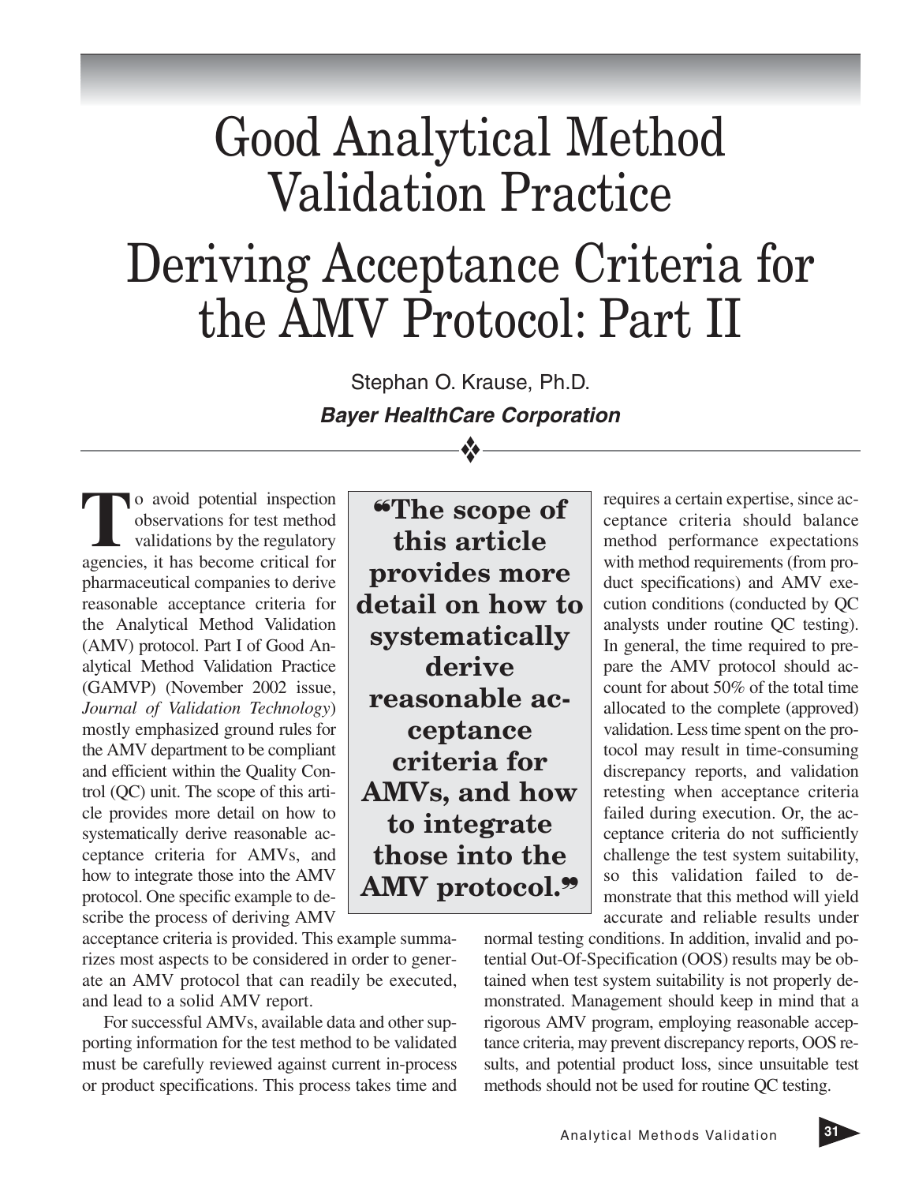# Good Analytical Method Validation Practice

# Deriving Acceptance Criteria for the AMV Protocol: Part II

Stephan O. Krause, Ph.D.

***Bayer HealthCare Corporation***

To avoid potential inspection observations for test method validations by the regulatory agencies, it has become critical for pharmaceutical companies to derive reasonable acceptance criteria for the Analytical Method Validation (AMV) protocol. Part I of Good Analytical Method Validation Practice (GAMVP) (November 2002 issue, *Journal of Validation Technology*) mostly emphasized ground rules for the AMV department to be compliant and efficient within the Quality Control (QC) unit. The scope of this article provides more detail on how to systematically derive reasonable acceptance criteria for AMVs, and how to integrate those into the AMV protocol. One specific example to describe the process of deriving AMV acceptance criteria is provided. This example summarizes most aspects to be considered in order to generate an AMV protocol that can readily be executed, and lead to a solid AMV report.

> **"The scope of this article provides more detail on how to systematically derive reasonable acceptance criteria for AMVs, and how to integrate those into the AMV protocol."**

For successful AMVs, available data and other supporting information for the test method to be validated must be carefully reviewed against current in-process or product specifications. This process takes time and requires a certain expertise, since acceptance criteria should balance method performance expectations with method requirements (from product specifications) and AMV execution conditions (conducted by QC analysts under routine QC testing). In general, the time required to prepare the AMV protocol should account for about 50% of the total time allocated to the complete (approved) validation. Less time spent on the protocol may result in time-consuming discrepancy reports, and validation retesting when acceptance criteria failed during execution. Or, the acceptance criteria do not sufficiently challenge the test system suitability, so this validation failed to demonstrate that this method will yield accurate and reliable results under normal testing conditions. In addition, invalid and potential Out-Of-Specification (OOS) results may be obtained when test system suitability is not properly demonstrated. Management should keep in mind that a rigorous AMV program, employing reasonable acceptance criteria, may prevent discrepancy reports, OOS results, and potential product loss, since unsuitable test methods should not be used for routine QC testing.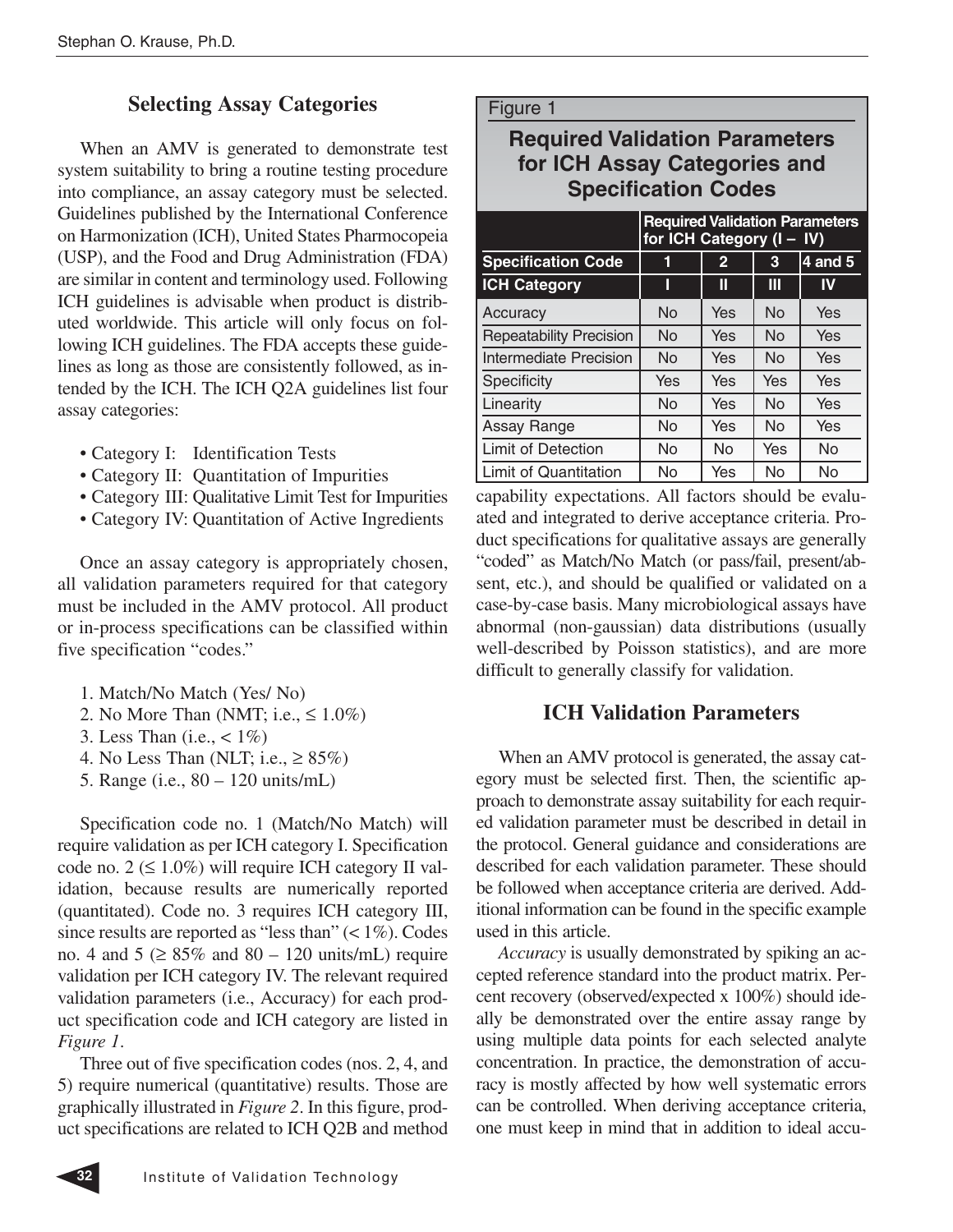## Selecting Assay Categories

When an AMV is generated to demonstrate test system suitability to bring a routine testing procedure into compliance, an assay category must be selected. Guidelines published by the International Conference on Harmonization (ICH), United States Pharmocopeia (USP), and the Food and Drug Administration (FDA) are similar in content and terminology used. Following ICH guidelines is advisable when product is distributed worldwide. This article will only focus on following ICH guidelines. The FDA accepts these guidelines as long as those are consistently followed, as intended by the ICH. The ICH Q2A guidelines list four assay categories:

- Category I: Identification Tests
- Category II: Quantitation of Impurities
- Category III: Qualitative Limit Test for Impurities
- Category IV: Quantitation of Active Ingredients

Once an assay category is appropriately chosen, all validation parameters required for that category must be included in the AMV protocol. All product or in-process specifications can be classified within five specification "codes."

1. Match/No Match (Yes/ No)
2. No More Than (NMT; i.e., ≤ 1.0%)
3. Less Than (i.e., < 1%)
4. No Less Than (NLT; i.e., ≥ 85%)
5. Range (i.e., 80 – 120 units/mL)

Specification code no. 1 (Match/No Match) will require validation as per ICH category I. Specification code no. 2 (≤ 1.0%) will require ICH category II validation, because results are numerically reported (quantitated). Code no. 3 requires ICH category III, since results are reported as "less than" (< 1%). Codes no. 4 and 5 (≥ 85% and 80 – 120 units/mL) require validation per ICH category IV. The relevant required validation parameters (i.e., Accuracy) for each product specification code and ICH category are listed in *Figure 1*.

Three out of five specification codes (nos. 2, 4, and 5) require numerical (quantitative) results. Those are graphically illustrated in *Figure 2*. In this figure, product specifications are related to ICH Q2B and method capability expectations. All factors should be evaluated and integrated to derive acceptance criteria. Product specifications for qualitative assays are generally "coded" as Match/No Match (or pass/fail, present/absent, etc.), and should be qualified or validated on a case-by-case basis. Many microbiological assays have abnormal (non-gaussian) data distributions (usually well-described by Poisson statistics), and are more difficult to generally classify for validation.

Figure 1

**Required Validation Parameters for ICH Assay Categories and Specification Codes**

| | Required Validation Parameters for ICH Category (I – IV) | | | |
|---|---|---|---|---|
| **Specification Code** | **1** | **2** | **3** | **4 and 5** |
| **ICH Category** | **I** | **II** | **III** | **IV** |
| Accuracy | No | Yes | No | Yes |
| Repeatability Precision | No | Yes | No | Yes |
| Intermediate Precision | No | Yes | No | Yes |
| Specificity | Yes | Yes | Yes | Yes |
| Linearity | No | Yes | No | Yes |
| Assay Range | No | Yes | No | Yes |
| Limit of Detection | No | No | Yes | No |
| Limit of Quantitation | No | Yes | No | No |

## ICH Validation Parameters

When an AMV protocol is generated, the assay category must be selected first. Then, the scientific approach to demonstrate assay suitability for each required validation parameter must be described in detail in the protocol. General guidance and considerations are described for each validation parameter. These should be followed when acceptance criteria are derived. Additional information can be found in the specific example used in this article.

*Accuracy* is usually demonstrated by spiking an accepted reference standard into the product matrix. Percent recovery (observed/expected x 100%) should ideally be demonstrated over the entire assay range by using multiple data points for each selected analyte concentration. In practice, the demonstration of accuracy is mostly affected by how well systematic errors can be controlled. When deriving acceptance criteria, one must keep in mind that in addition to ideal accu-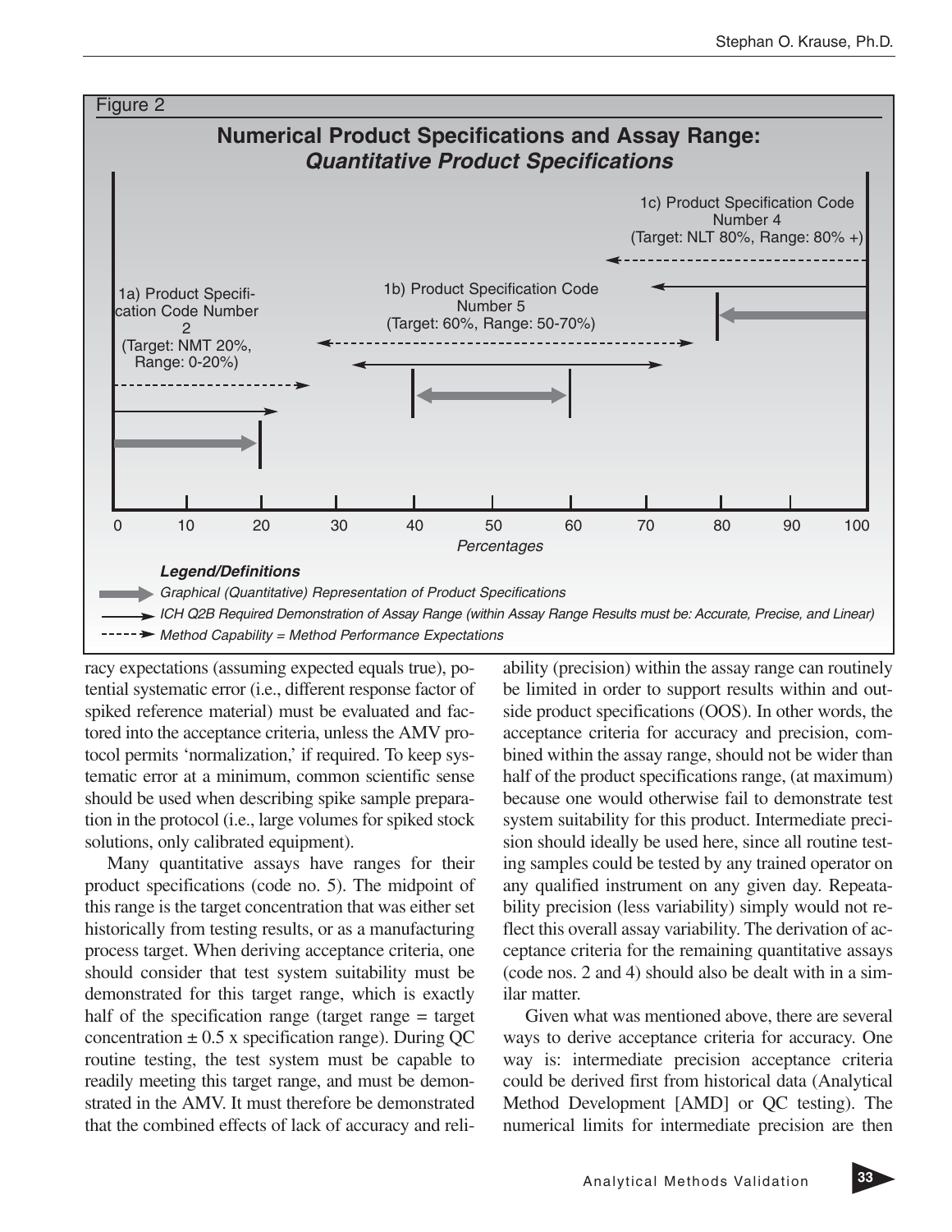Figure 2

**Numerical Product Specifications and Assay Range:**
***Quantitative Product Specifications***

1a) Product Specification Code Number 2 (Target: NMT 20%, Range: 0-20%)

1b) Product Specification Code Number 5 (Target: 60%, Range: 50-70%)

1c) Product Specification Code Number 4 (Target: NLT 80%, Range: 80% +)

0 10 20 30 40 50 60 70 80 90 100

*Percentages*

***Legend/Definitions***

*Graphical (Quantitative) Representation of Product Specifications*

*ICH Q2B Required Demonstration of Assay Range (within Assay Range Results must be: Accurate, Precise, and Linear)*

*Method Capability = Method Performance Expectations*

racy expectations (assuming expected equals true), potential systematic error (i.e., different response factor of spiked reference material) must be evaluated and factored into the acceptance criteria, unless the AMV protocol permits 'normalization,' if required. To keep systematic error at a minimum, common scientific sense should be used when describing spike sample preparation in the protocol (i.e., large volumes for spiked stock solutions, only calibrated equipment).

Many quantitative assays have ranges for their product specifications (code no. 5). The midpoint of this range is the target concentration that was either set historically from testing results, or as a manufacturing process target. When deriving acceptance criteria, one should consider that test system suitability must be demonstrated for this target range, which is exactly half of the specification range (target range = target concentration ± 0.5 x specification range). During QC routine testing, the test system must be capable to readily meeting this target range, and must be demonstrated in the AMV. It must therefore be demonstrated that the combined effects of lack of accuracy and reliability (precision) within the assay range can routinely be limited in order to support results within and outside product specifications (OOS). In other words, the acceptance criteria for accuracy and precision, combined within the assay range, should not be wider than half of the product specifications range, (at maximum) because one would otherwise fail to demonstrate test system suitability for this product. Intermediate precision should ideally be used here, since all routine testing samples could be tested by any trained operator on any qualified instrument on any given day. Repeatability precision (less variability) simply would not reflect this overall assay variability. The derivation of acceptance criteria for the remaining quantitative assays (code nos. 2 and 4) should also be dealt with in a similar matter.

Given what was mentioned above, there are several ways to derive acceptance criteria for accuracy. One way is: intermediate precision acceptance criteria could be derived first from historical data (Analytical Method Development [AMD] or QC testing). The numerical limits for intermediate precision are then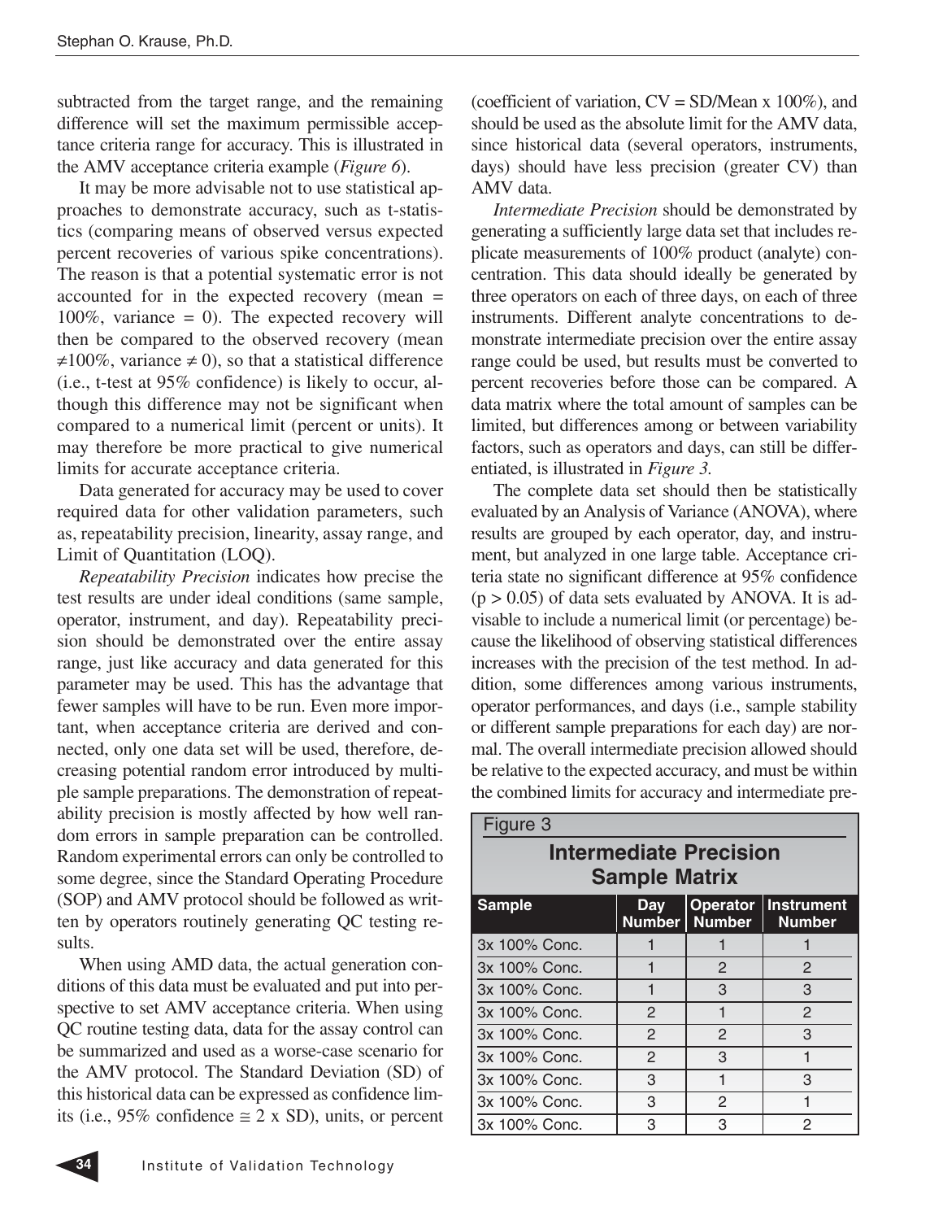subtracted from the target range, and the remaining difference will set the maximum permissible acceptance criteria range for accuracy. This is illustrated in the AMV acceptance criteria example (*Figure 6*).

It may be more advisable not to use statistical approaches to demonstrate accuracy, such as t-statistics (comparing means of observed versus expected percent recoveries of various spike concentrations). The reason is that a potential systematic error is not accounted for in the expected recovery (mean = 100%, variance = 0). The expected recovery will then be compared to the observed recovery (mean ≠100%, variance ≠ 0), so that a statistical difference (i.e., t-test at 95% confidence) is likely to occur, although this difference may not be significant when compared to a numerical limit (percent or units). It may therefore be more practical to give numerical limits for accurate acceptance criteria.

Data generated for accuracy may be used to cover required data for other validation parameters, such as, repeatability precision, linearity, assay range, and Limit of Quantitation (LOQ).

*Repeatability Precision* indicates how precise the test results are under ideal conditions (same sample, operator, instrument, and day). Repeatability precision should be demonstrated over the entire assay range, just like accuracy and data generated for this parameter may be used. This has the advantage that fewer samples will have to be run. Even more important, when acceptance criteria are derived and connected, only one data set will be used, therefore, decreasing potential random error introduced by multiple sample preparations. The demonstration of repeatability precision is mostly affected by how well random errors in sample preparation can be controlled. Random experimental errors can only be controlled to some degree, since the Standard Operating Procedure (SOP) and AMV protocol should be followed as written by operators routinely generating QC testing results.

When using AMD data, the actual generation conditions of this data must be evaluated and put into perspective to set AMV acceptance criteria. When using QC routine testing data, data for the assay control can be summarized and used as a worse-case scenario for the AMV protocol. The Standard Deviation (SD) of this historical data can be expressed as confidence limits (i.e., 95% confidence ≅ 2 x SD), units, or percent (coefficient of variation, CV = SD/Mean x 100%), and should be used as the absolute limit for the AMV data, since historical data (several operators, instruments, days) should have less precision (greater CV) than AMV data.

*Intermediate Precision* should be demonstrated by generating a sufficiently large data set that includes replicate measurements of 100% product (analyte) concentration. This data should ideally be generated by three operators on each of three days, on each of three instruments. Different analyte concentrations to demonstrate intermediate precision over the entire assay range could be used, but results must be converted to percent recoveries before those can be compared. A data matrix where the total amount of samples can be limited, but differences among or between variability factors, such as operators and days, can still be differentiated, is illustrated in *Figure 3.*

The complete data set should then be statistically evaluated by an Analysis of Variance (ANOVA), where results are grouped by each operator, day, and instrument, but analyzed in one large table. Acceptance criteria state no significant difference at 95% confidence ($p > 0.05$) of data sets evaluated by ANOVA. It is advisable to include a numerical limit (or percentage) because the likelihood of observing statistical differences increases with the precision of the test method. In addition, some differences among various instruments, operator performances, and days (i.e., sample stability or different sample preparations for each day) are normal. The overall intermediate precision allowed should be relative to the expected accuracy, and must be within the combined limits for accuracy and intermediate pre-

Figure 3

**Intermediate Precision Sample Matrix**

| Sample | Day Number | Operator Number | Instrument Number |
|---|---|---|---|
| 3x 100% Conc. | 1 | 1 | 1 |
| 3x 100% Conc. | 1 | 2 | 2 |
| 3x 100% Conc. | 1 | 3 | 3 |
| 3x 100% Conc. | 2 | 1 | 2 |
| 3x 100% Conc. | 2 | 2 | 3 |
| 3x 100% Conc. | 2 | 3 | 1 |
| 3x 100% Conc. | 3 | 1 | 3 |
| 3x 100% Conc. | 3 | 2 | 1 |
| 3x 100% Conc. | 3 | 3 | 2 |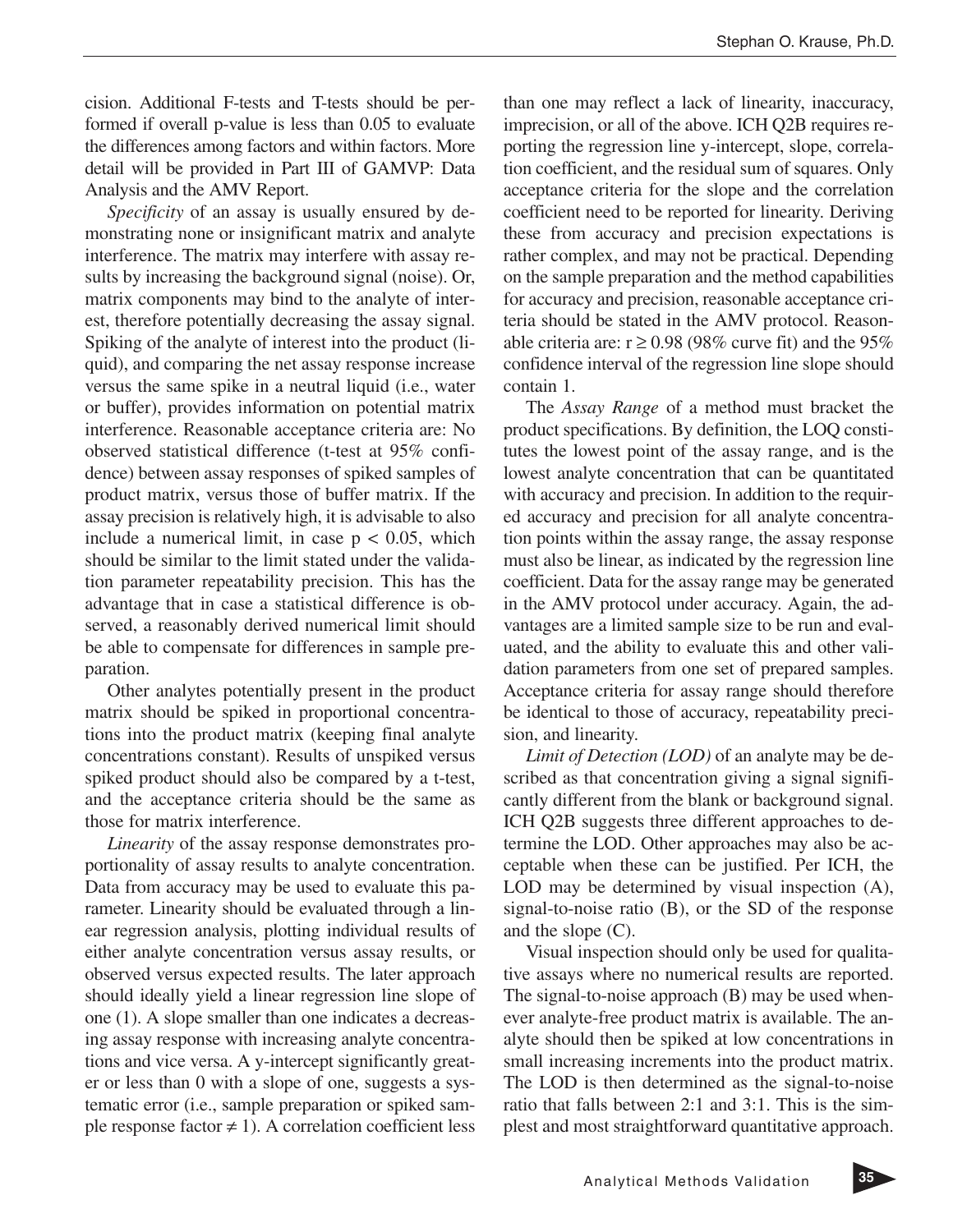cision. Additional F-tests and T-tests should be performed if overall p-value is less than 0.05 to evaluate the differences among factors and within factors. More detail will be provided in Part III of GAMVP: Data Analysis and the AMV Report.

*Specificity* of an assay is usually ensured by demonstrating none or insignificant matrix and analyte interference. The matrix may interfere with assay results by increasing the background signal (noise). Or, matrix components may bind to the analyte of interest, therefore potentially decreasing the assay signal. Spiking of the analyte of interest into the product (liquid), and comparing the net assay response increase versus the same spike in a neutral liquid (i.e., water or buffer), provides information on potential matrix interference. Reasonable acceptance criteria are: No observed statistical difference (t-test at 95% confidence) between assay responses of spiked samples of product matrix, versus those of buffer matrix. If the assay precision is relatively high, it is advisable to also include a numerical limit, in case $p < 0.05$, which should be similar to the limit stated under the validation parameter repeatability precision. This has the advantage that in case a statistical difference is observed, a reasonably derived numerical limit should be able to compensate for differences in sample preparation.

Other analytes potentially present in the product matrix should be spiked in proportional concentrations into the product matrix (keeping final analyte concentrations constant). Results of unspiked versus spiked product should also be compared by a t-test, and the acceptance criteria should be the same as those for matrix interference.

*Linearity* of the assay response demonstrates proportionality of assay results to analyte concentration. Data from accuracy may be used to evaluate this parameter. Linearity should be evaluated through a linear regression analysis, plotting individual results of either analyte concentration versus assay results, or observed versus expected results. The later approach should ideally yield a linear regression line slope of one (1). A slope smaller than one indicates a decreasing assay response with increasing analyte concentrations and vice versa. A y-intercept significantly greater or less than 0 with a slope of one, suggests a systematic error (i.e., sample preparation or spiked sample response factor $\neq 1$). A correlation coefficient less than one may reflect a lack of linearity, inaccuracy, imprecision, or all of the above. ICH Q2B requires reporting the regression line y-intercept, slope, correlation coefficient, and the residual sum of squares. Only acceptance criteria for the slope and the correlation coefficient need to be reported for linearity. Deriving these from accuracy and precision expectations is rather complex, and may not be practical. Depending on the sample preparation and the method capabilities for accuracy and precision, reasonable acceptance criteria should be stated in the AMV protocol. Reasonable criteria are: $r \geq 0.98$ (98% curve fit) and the 95% confidence interval of the regression line slope should contain 1.

The *Assay Range* of a method must bracket the product specifications. By definition, the LOQ constitutes the lowest point of the assay range, and is the lowest analyte concentration that can be quantitated with accuracy and precision. In addition to the required accuracy and precision for all analyte concentration points within the assay range, the assay response must also be linear, as indicated by the regression line coefficient. Data for the assay range may be generated in the AMV protocol under accuracy. Again, the advantages are a limited sample size to be run and evaluated, and the ability to evaluate this and other validation parameters from one set of prepared samples. Acceptance criteria for assay range should therefore be identical to those of accuracy, repeatability precision, and linearity.

*Limit of Detection (LOD)* of an analyte may be described as that concentration giving a signal significantly different from the blank or background signal. ICH Q2B suggests three different approaches to determine the LOD. Other approaches may also be acceptable when these can be justified. Per ICH, the LOD may be determined by visual inspection (A), signal-to-noise ratio (B), or the SD of the response and the slope (C).

Visual inspection should only be used for qualitative assays where no numerical results are reported. The signal-to-noise approach (B) may be used whenever analyte-free product matrix is available. The analyte should then be spiked at low concentrations in small increasing increments into the product matrix. The LOD is then determined as the signal-to-noise ratio that falls between 2:1 and 3:1. This is the simplest and most straightforward quantitative approach.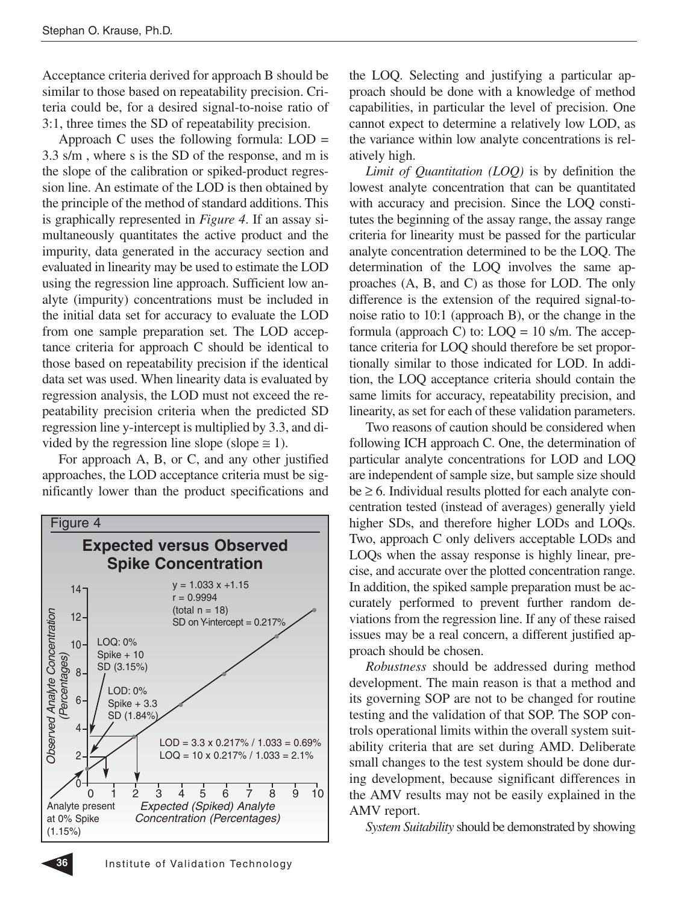Acceptance criteria derived for approach B should be similar to those based on repeatability precision. Criteria could be, for a desired signal-to-noise ratio of 3:1, three times the SD of repeatability precision.

Approach C uses the following formula: $LOD = 3.3\ s/m$ , where s is the SD of the response, and m is the slope of the calibration or spiked-product regression line. An estimate of the LOD is then obtained by the principle of the method of standard additions. This is graphically represented in *Figure 4*. If an assay simultaneously quantitates the active product and the impurity, data generated in the accuracy section and evaluated in linearity may be used to estimate the LOD using the regression line approach. Sufficient low analyte (impurity) concentrations must be included in the initial data set for accuracy to evaluate the LOD from one sample preparation set. The LOD acceptance criteria for approach C should be identical to those based on repeatability precision if the identical data set was used. When linearity data is evaluated by regression analysis, the LOD must not exceed the repeatability precision criteria when the predicted SD regression line y-intercept is multiplied by 3.3, and divided by the regression line slope (slope $\cong 1$).

For approach A, B, or C, and any other justified approaches, the LOD acceptance criteria must be significantly lower than the product specifications and the LOQ. Selecting and justifying a particular approach should be done with a knowledge of method capabilities, in particular the level of precision. One cannot expect to determine a relatively low LOD, as the variance within low analyte concentrations is relatively high.

Figure 4

**Expected versus Observed Spike Concentration**

$y = 1.033\ x + 1.15$
$r = 0.9994$
(total n = 18)
SD on Y-intercept = 0.217%

LOQ: 0% Spike + 10 SD (3.15%)

LOD: 0% Spike + 3.3 SD (1.84%)

$LOD = 3.3 \times 0.217\% / 1.033 = 0.69\%$
$LOQ = 10 \times 0.217\% / 1.033 = 2.1\%$

Analyte present at 0% Spike (1.15%)

Y-axis: *Observed Analyte Concentration (Percentages)*; X-axis: *Expected (Spiked) Analyte Concentration (Percentages)*

*Limit of Quantitation (LOQ)* is by definition the lowest analyte concentration that can be quantitated with accuracy and precision. Since the LOQ constitutes the beginning of the assay range, the assay range criteria for linearity must be passed for the particular analyte concentration determined to be the LOQ. The determination of the LOQ involves the same approaches (A, B, and C) as those for LOD. The only difference is the extension of the required signal-to-noise ratio to 10:1 (approach B), or the change in the formula (approach C) to: $LOQ = 10\ s/m$. The acceptance criteria for LOQ should therefore be set proportionally similar to those indicated for LOD. In addition, the LOQ acceptance criteria should contain the same limits for accuracy, repeatability precision, and linearity, as set for each of these validation parameters.

Two reasons of caution should be considered when following ICH approach C. One, the determination of particular analyte concentrations for LOD and LOQ are independent of sample size, but sample size should be $\geq 6$. Individual results plotted for each analyte concentration tested (instead of averages) generally yield higher SDs, and therefore higher LODs and LOQs. Two, approach C only delivers acceptable LODs and LOQs when the assay response is highly linear, precise, and accurate over the plotted concentration range. In addition, the spiked sample preparation must be accurately performed to prevent further random deviations from the regression line. If any of these raised issues may be a real concern, a different justified approach should be chosen.

*Robustness* should be addressed during method development. The main reason is that a method and its governing SOP are not to be changed for routine testing and the validation of that SOP. The SOP controls operational limits within the overall system suitability criteria that are set during AMD. Deliberate small changes to the test system should be done during development, because significant differences in the AMV results may not be easily explained in the AMV report.

*System Suitability* should be demonstrated by showing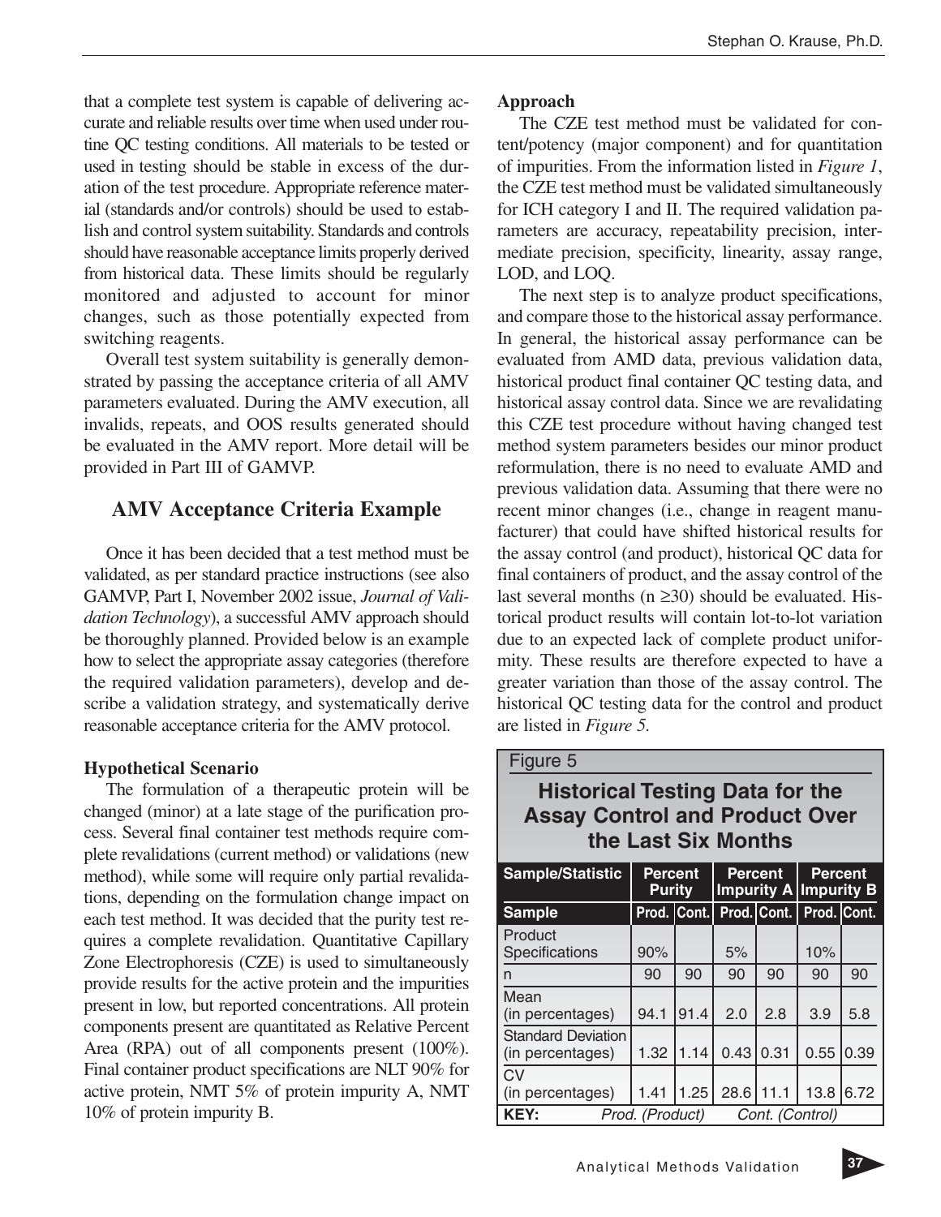that a complete test system is capable of delivering accurate and reliable results over time when used under routine QC testing conditions. All materials to be tested or used in testing should be stable in excess of the duration of the test procedure. Appropriate reference material (standards and/or controls) should be used to establish and control system suitability. Standards and controls should have reasonable acceptance limits properly derived from historical data. These limits should be regularly monitored and adjusted to account for minor changes, such as those potentially expected from switching reagents.

Overall test system suitability is generally demonstrated by passing the acceptance criteria of all AMV parameters evaluated. During the AMV execution, all invalids, repeats, and OOS results generated should be evaluated in the AMV report. More detail will be provided in Part III of GAMVP.

## AMV Acceptance Criteria Example

Once it has been decided that a test method must be validated, as per standard practice instructions (see also GAMVP, Part I, November 2002 issue, *Journal of Validation Technology*), a successful AMV approach should be thoroughly planned. Provided below is an example how to select the appropriate assay categories (therefore the required validation parameters), develop and describe a validation strategy, and systematically derive reasonable acceptance criteria for the AMV protocol.

### Hypothetical Scenario

The formulation of a therapeutic protein will be changed (minor) at a late stage of the purification process. Several final container test methods require complete revalidations (current method) or validations (new method), while some will require only partial revalidations, depending on the formulation change impact on each test method. It was decided that the purity test requires a complete revalidation. Quantitative Capillary Zone Electrophoresis (CZE) is used to simultaneously provide results for the active protein and the impurities present in low, but reported concentrations. All protein components present are quantitated as Relative Percent Area (RPA) out of all components present (100%). Final container product specifications are NLT 90% for active protein, NMT 5% of protein impurity A, NMT 10% of protein impurity B.

### Approach

The CZE test method must be validated for content/potency (major component) and for quantitation of impurities. From the information listed in *Figure 1*, the CZE test method must be validated simultaneously for ICH category I and II. The required validation parameters are accuracy, repeatability precision, intermediate precision, specificity, linearity, assay range, LOD, and LOQ.

The next step is to analyze product specifications, and compare those to the historical assay performance. In general, the historical assay performance can be evaluated from AMD data, previous validation data, historical product final container QC testing data, and historical assay control data. Since we are revalidating this CZE test procedure without having changed test method system parameters besides our minor product reformulation, there is no need to evaluate AMD and previous validation data. Assuming that there were no recent minor changes (i.e., change in reagent manufacturer) that could have shifted historical results for the assay control (and product), historical QC data for final containers of product, and the assay control of the last several months (n ≥30) should be evaluated. Historical product results will contain lot-to-lot variation due to an expected lack of complete product uniformity. These results are therefore expected to have a greater variation than those of the assay control. The historical QC testing data for the control and product are listed in *Figure 5*.

Figure 5

**Historical Testing Data for the Assay Control and Product Over the Last Six Months**

| Sample/Statistic | Percent Purity | | Percent Impurity A | | Percent Impurity B | |
|---|---|---|---|---|---|---|
| **Sample** | **Prod.** | **Cont.** | **Prod.** | **Cont.** | **Prod.** | **Cont.** |
| Product Specifications | 90% | | 5% | | 10% | |
| n | 90 | 90 | 90 | 90 | 90 | 90 |
| Mean (in percentages) | 94.1 | 91.4 | 2.0 | 2.8 | 3.9 | 5.8 |
| Standard Deviation (in percentages) | 1.32 | 1.14 | 0.43 | 0.31 | 0.55 | 0.39 |
| CV (in percentages) | 1.41 | 1.25 | 28.6 | 11.1 | 13.8 | 6.72 |

**KEY:** *Prod. (Product)* *Cont. (Control)*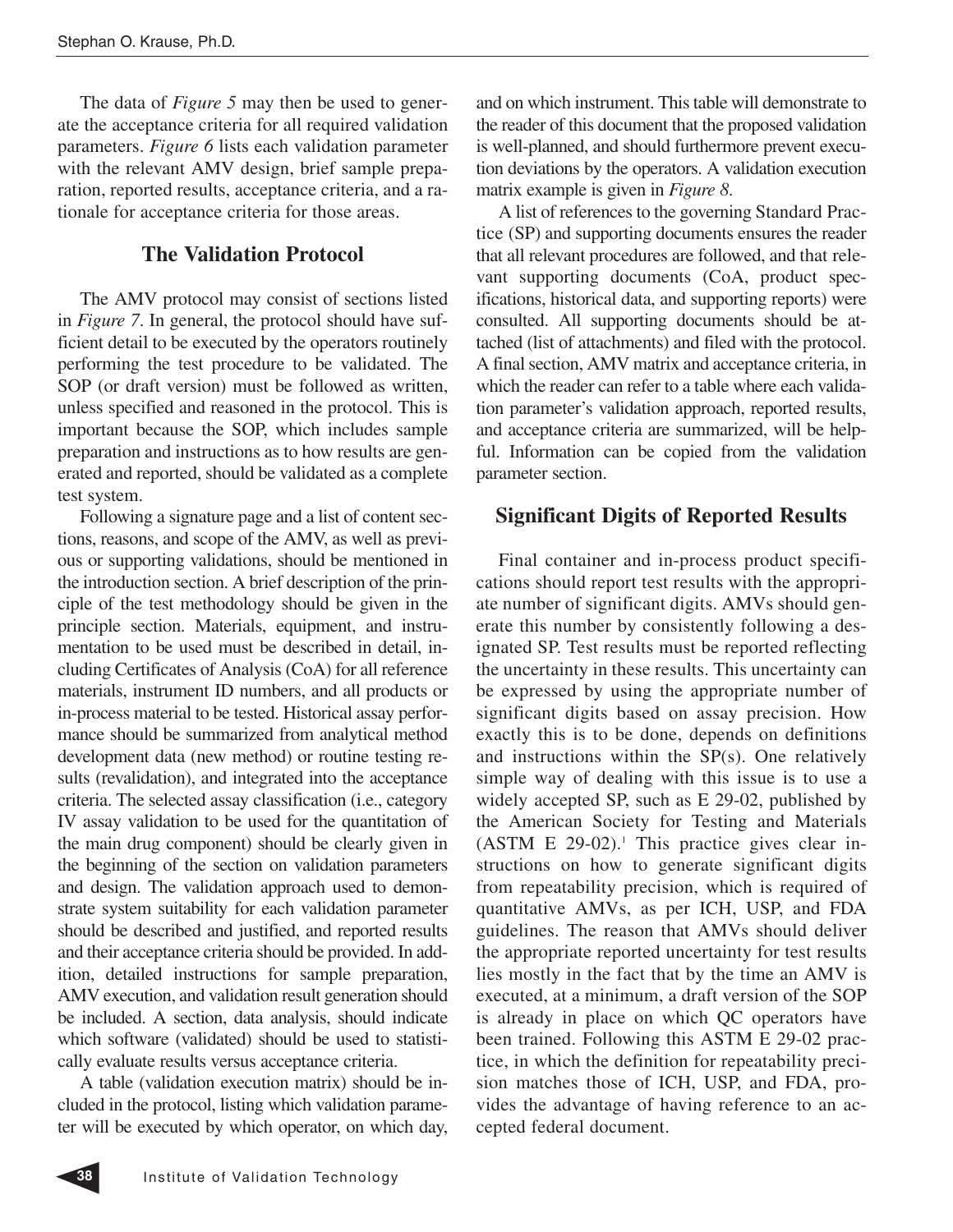The data of *Figure 5* may then be used to generate the acceptance criteria for all required validation parameters. *Figure 6* lists each validation parameter with the relevant AMV design, brief sample preparation, reported results, acceptance criteria, and a rationale for acceptance criteria for those areas.

## The Validation Protocol

The AMV protocol may consist of sections listed in *Figure 7*. In general, the protocol should have sufficient detail to be executed by the operators routinely performing the test procedure to be validated. The SOP (or draft version) must be followed as written, unless specified and reasoned in the protocol. This is important because the SOP, which includes sample preparation and instructions as to how results are generated and reported, should be validated as a complete test system.

Following a signature page and a list of content sections, reasons, and scope of the AMV, as well as previous or supporting validations, should be mentioned in the introduction section. A brief description of the principle of the test methodology should be given in the principle section. Materials, equipment, and instrumentation to be used must be described in detail, including Certificates of Analysis (CoA) for all reference materials, instrument ID numbers, and all products or in-process material to be tested. Historical assay performance should be summarized from analytical method development data (new method) or routine testing results (revalidation), and integrated into the acceptance criteria. The selected assay classification (i.e., category IV assay validation to be used for the quantitation of the main drug component) should be clearly given in the beginning of the section on validation parameters and design. The validation approach used to demonstrate system suitability for each validation parameter should be described and justified, and reported results and their acceptance criteria should be provided. In addition, detailed instructions for sample preparation, AMV execution, and validation result generation should be included. A section, data analysis, should indicate which software (validated) should be used to statistically evaluate results versus acceptance criteria.

A table (validation execution matrix) should be included in the protocol, listing which validation parameter will be executed by which operator, on which day, and on which instrument. This table will demonstrate to the reader of this document that the proposed validation is well-planned, and should furthermore prevent execution deviations by the operators. A validation execution matrix example is given in *Figure 8*.

A list of references to the governing Standard Practice (SP) and supporting documents ensures the reader that all relevant procedures are followed, and that relevant supporting documents (CoA, product specifications, historical data, and supporting reports) were consulted. All supporting documents should be attached (list of attachments) and filed with the protocol. A final section, AMV matrix and acceptance criteria, in which the reader can refer to a table where each validation parameter's validation approach, reported results, and acceptance criteria are summarized, will be helpful. Information can be copied from the validation parameter section.

## Significant Digits of Reported Results

Final container and in-process product specifications should report test results with the appropriate number of significant digits. AMVs should generate this number by consistently following a designated SP. Test results must be reported reflecting the uncertainty in these results. This uncertainty can be expressed by using the appropriate number of significant digits based on assay precision. How exactly this is to be done, depends on definitions and instructions within the SP(s). One relatively simple way of dealing with this issue is to use a widely accepted SP, such as E 29-02, published by the American Society for Testing and Materials (ASTM E 29-02).[1] This practice gives clear instructions on how to generate significant digits from repeatability precision, which is required of quantitative AMVs, as per ICH, USP, and FDA guidelines. The reason that AMVs should deliver the appropriate reported uncertainty for test results lies mostly in the fact that by the time an AMV is executed, at a minimum, a draft version of the SOP is already in place on which QC operators have been trained. Following this ASTM E 29-02 practice, in which the definition for repeatability precision matches those of ICH, USP, and FDA, provides the advantage of having reference to an accepted federal document.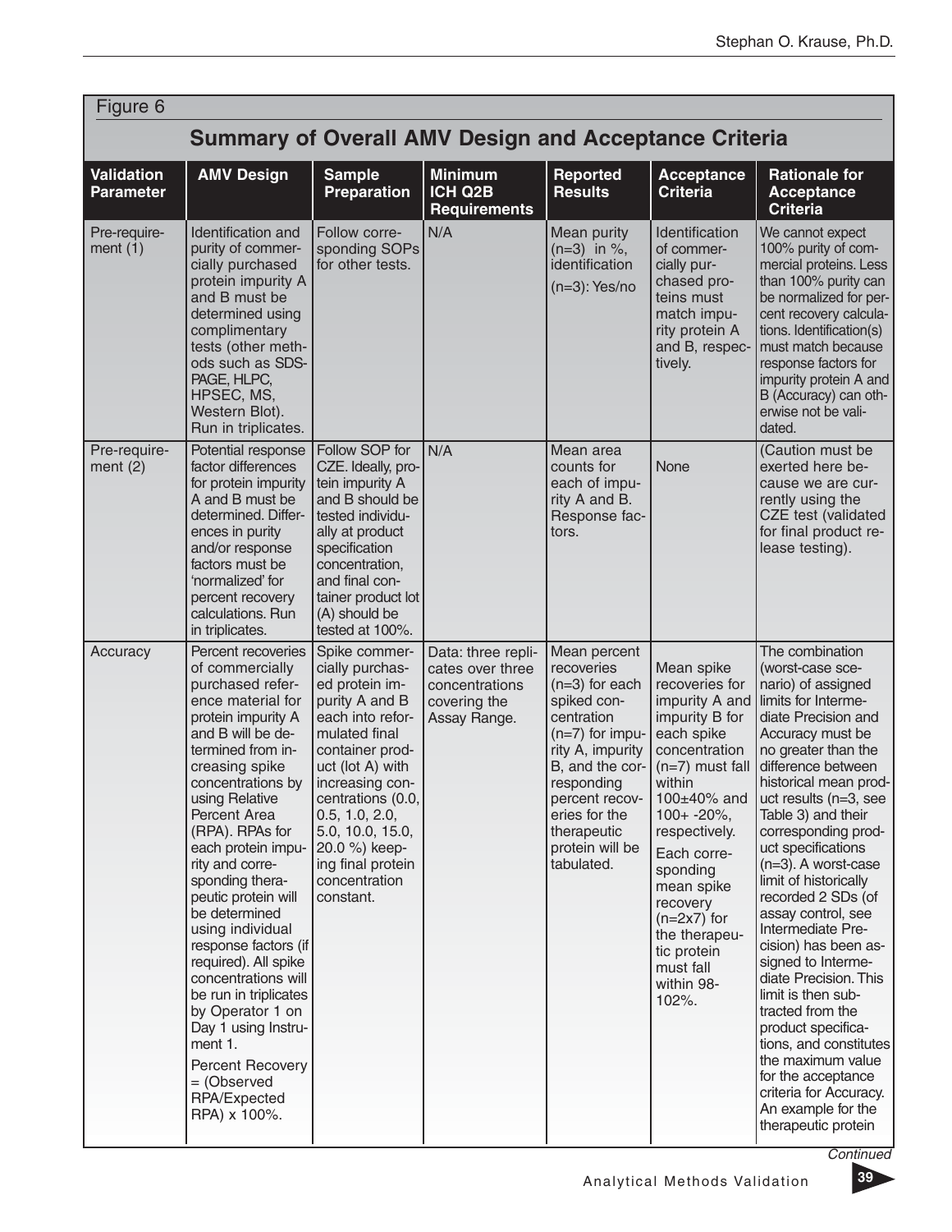Figure 6

## Summary of Overall AMV Design and Acceptance Criteria

| Validation Parameter | AMV Design | Sample Preparation | Minimum ICH Q2B Requirements | Reported Results | Acceptance Criteria | Rationale for Acceptance Criteria |
|---|---|---|---|---|---|---|
| Pre-requirement (1) | Identification and purity of commercially purchased protein impurity A and B must be determined using complimentary tests (other methods such as SDS-PAGE, HLPC, HPSEC, MS, Western Blot). Run in triplicates. | Follow corresponding SOPs for other tests. | N/A | Mean purity (n=3) in %, identification (n=3): Yes/no | Identification of commercially purchased proteins must match impurity protein A and B, respectively. | We cannot expect 100% purity of commercial proteins. Less than 100% purity can be normalized for percent recovery calculations. Identification(s) must match because response factors for impurity protein A and B (Accuracy) can otherwise not be validated. |
| Pre-requirement (2) | Potential response factor differences for protein impurity A and B must be determined. Differences in purity and/or response factors must be 'normalized' for percent recovery calculations. Run in triplicates. | Follow SOP for CZE. Ideally, protein impurity A and B should be tested individually at product specification concentration, and final container product lot (A) should be tested at 100%. | N/A | Mean area counts for each of impurity A and B. Response factors. | None | (Caution must be exerted here because we are currently using the CZE test (validated for final product release testing). |
| Accuracy | Percent recoveries of commercially purchased reference material for protein impurity A and B will be determined from increasing spike concentrations by using Relative Percent Area (RPA). RPAs for each protein impurity and corresponding therapeutic protein will be determined using individual response factors (if required). All spike concentrations will be run in triplicates by Operator 1 on Day 1 using Instrument 1. Percent Recovery = (Observed RPA/Expected RPA) x 100%. | Spike commercially purchased protein impurity A and B each into reformulated final container product (lot A) with increasing concentrations (0.0, 0.5, 1.0, 2.0, 5.0, 10.0, 15.0, 20.0 %) keeping final protein concentration constant. | Data: three replicates over three concentrations covering the Assay Range. | Mean percent recoveries (n=3) for each spiked concentration (n=7) for impurity A, impurity B, and the corresponding percent recoveries for the therapeutic protein will be tabulated. | Mean spike recoveries for impurity A and impurity B for each spike concentration (n=7) must fall within 100±40% and 100+ -20%, respectively. Each corresponding mean spike recovery (n=2x7) for the therapeutic protein must fall within 98-102%. | The combination (worst-case scenario) of assigned limits for Intermediate Precision and Accuracy must be no greater than the difference between historical mean product results (n=3, see Table 3) and their corresponding product specifications (n=3). A worst-case limit of historically recorded 2 SDs (of assay control, see Intermediate Precision) has been assigned to Intermediate Precision. This limit is then subtracted from the product specifications, and constitutes the maximum value for the acceptance criteria for Accuracy. An example for the therapeutic protein |

*Continued*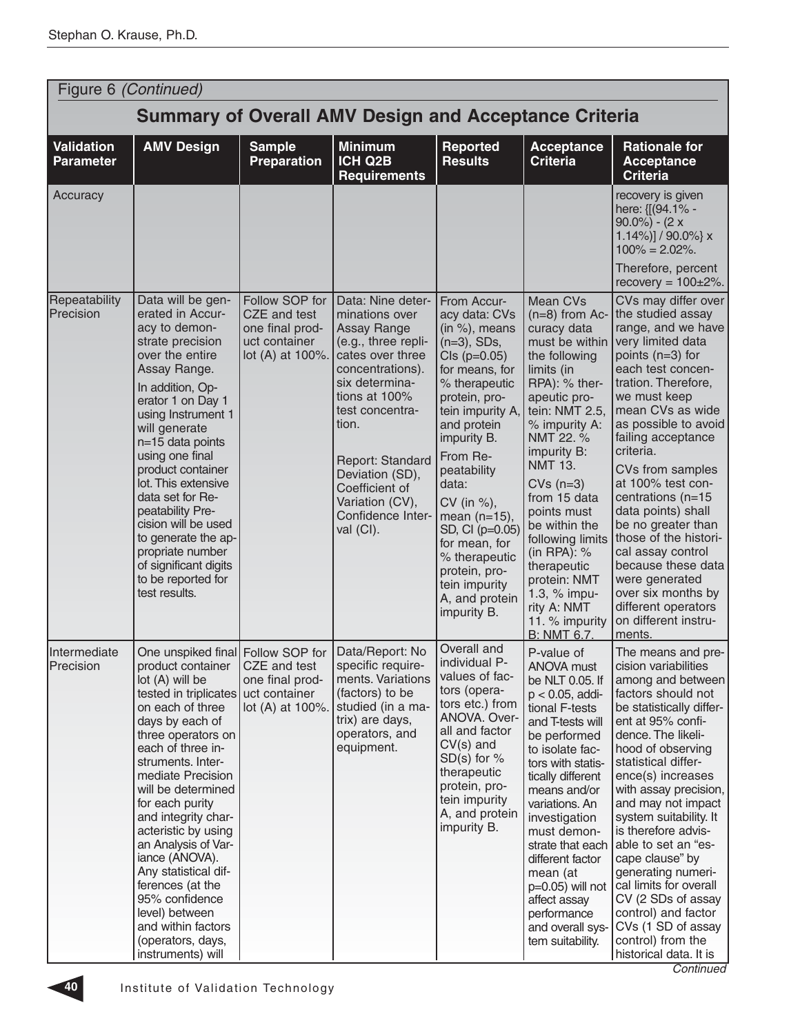Figure 6 *(Continued)*

## Summary of Overall AMV Design and Acceptance Criteria

| Validation Parameter | AMV Design | Sample Preparation | Minimum ICH Q2B Requirements | Reported Results | Acceptance Criteria | Rationale for Acceptance Criteria |
|---|---|---|---|---|---|---|
| Accuracy | | | | | | recovery is given here: {[(94.1% - 90.0%) - (2 x 1.14%)] / 90.0%} x 100% = 2.02%. Therefore, percent recovery = 100±2%. |
| Repeatability Precision | Data will be generated in Accuracy to demonstrate precision over the entire Assay Range. In addition, Operator 1 on Day 1 using Instrument 1 will generate n=15 data points using one final product container lot. This extensive data set for Repeatability Precision will be used to generate the appropriate number of significant digits to be reported for test results. | Follow SOP for CZE and test one final product container lot (A) at 100%. | Data: Nine determinations over Assay Range (e.g., three replicates over three concentrations). six determinations at 100% test concentration. Report: Standard Deviation (SD), Coefficient of Variation (CV), Confidence Interval (CI). | From Accuracy data: CVs (in %), means (n=3), SDs, CIs (p=0.05) for means, for % therapeutic protein, protein impurity A, and protein impurity B. From Repeatability data: CV (in %), mean (n=15), SD, CI (p=0.05) for mean, for % therapeutic protein, protein impurity A, and protein impurity B. | Mean CVs (n=8) from Accuracy data must be within the following limits (in RPA): % therapeutic protein: NMT 2.5, % impurity A: NMT 22. % impurity B: NMT 13. CVs (n=3) from 15 data points must be within the following limits (in RPA): % therapeutic protein: NMT 1.3, % impurity A: NMT 11. % impurity B: NMT 6.7. | CVs may differ over the studied assay range, and we have very limited data points (n=3) for each test concentration. Therefore, we must keep mean CVs as wide as possible to avoid failing acceptance criteria. CVs from samples at 100% test concentrations (n=15 data points) shall be no greater than those of the historical assay control because these data were generated over six months by different operators on different instruments. |
| Intermediate Precision | One unspiked final product container lot (A) will be tested in triplicates on each of three days by each of three operators on each of three instruments. Intermediate Precision will be determined for each purity and integrity characteristic by using an Analysis of Variance (ANOVA). Any statistical differences (at the 95% confidence level) between and within factors (operators, days, instruments) will | Follow SOP for CZE and test one final product container lot (A) at 100%. | Data/Report: No specific requirements. Variations (factors) to be studied (in a matrix) are days, operators, and equipment. | Overall and individual P-values of factors (operators etc.) from ANOVA. Overall and factor CV(s) and SD(s) for % therapeutic protein, protein impurity A, and protein impurity B. | P-value of ANOVA must be NLT 0.05. If $p < 0.05$, additional F-tests and T-tests will be performed to isolate factors with statistically different means and/or variations. An investigation must demonstrate that each different factor mean (at $p=0.05$) will not affect assay performance and overall system suitability. | The means and precision variabilities among and between factors should not be statistically different at 95% confidence. The likelihood of observing statistical difference(s) increases with assay precision, and may not impact system suitability. It is therefore advisable to set an "escape clause" by generating numerical limits for overall CV (2 SDs of assay control) and factor CVs (1 SD of assay control) from the historical data. It is |

*Continued*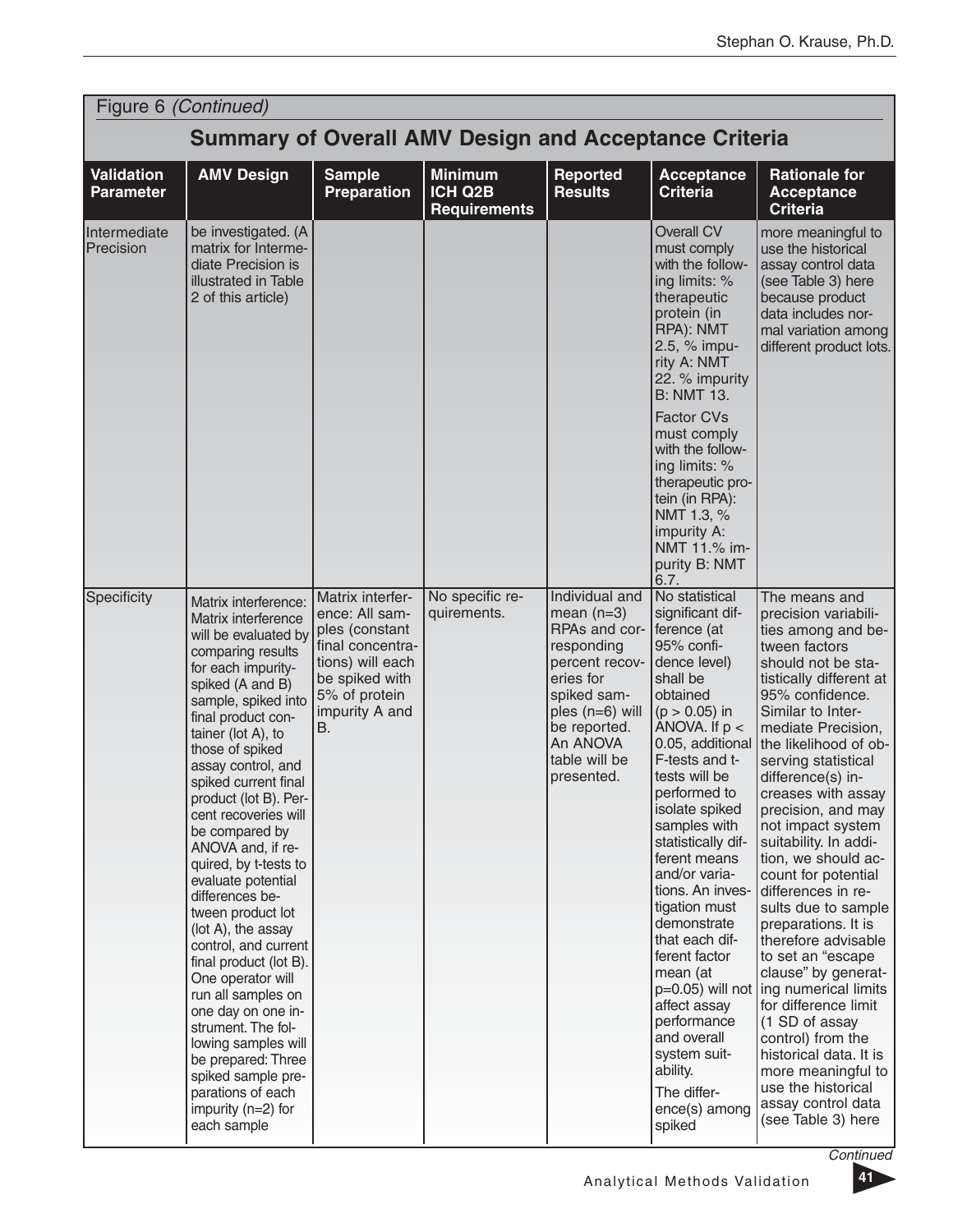Figure 6 *(Continued)*

## Summary of Overall AMV Design and Acceptance Criteria

| Validation Parameter | AMV Design | Sample Preparation | Minimum ICH Q2B Requirements | Reported Results | Acceptance Criteria | Rationale for Acceptance Criteria |
|---|---|---|---|---|---|---|
| Intermediate Precision | be investigated. (A matrix for Intermediate Precision is illustrated in Table 2 of this article) | | | | Overall CV must comply with the following limits: % therapeutic protein (in RPA): NMT 2.5, % impurity A: NMT 22. % impurity B: NMT 13. Factor CVs must comply with the following limits: % therapeutic protein (in RPA): NMT 1.3, % impurity A: NMT 11.% impurity B: NMT 6.7. | more meaningful to use the historical assay control data (see Table 3) here because product data includes normal variation among different product lots. |
| Specificity | Matrix interference: Matrix interference will be evaluated by comparing results for each impurity-spiked (A and B) sample, spiked into final product container (lot A), to those of spiked assay control, and spiked current final product (lot B). Percent recoveries will be compared by ANOVA and, if required, by t-tests to evaluate potential differences between product lot (lot A), the assay control, and current final product (lot B). One operator will run all samples on one day on one instrument. The following samples will be prepared: Three spiked sample preparations of each impurity (n=2) for each sample | Matrix interference: All samples (constant final concentrations) will each be spiked with 5% of protein impurity A and B. | No specific requirements. | Individual and mean (n=3) RPAs and corresponding percent recoveries for spiked samples (n=6) will be reported. An ANOVA table will be presented. | No statistical significant difference (at 95% confidence level) shall be obtained (p > 0.05) in ANOVA. If p < 0.05, additional F-tests and t-tests will be performed to isolate spiked samples with statistically different means and/or variations. An investigation must demonstrate that each different factor mean (at p=0.05) will not affect assay performance and overall system suitability. The difference(s) among spiked | The means and precision variabilities among and between factors should not be statistically different at 95% confidence. Similar to Intermediate Precision, the likelihood of observing statistical difference(s) increases with assay precision, and may not impact system suitability. In addition, we should account for potential differences in results due to sample preparations. It is therefore advisable to set an "escape clause" by generating numerical limits for difference limit (1 SD of assay control) from the historical data. It is more meaningful to use the historical assay control data (see Table 3) here |

*Continued*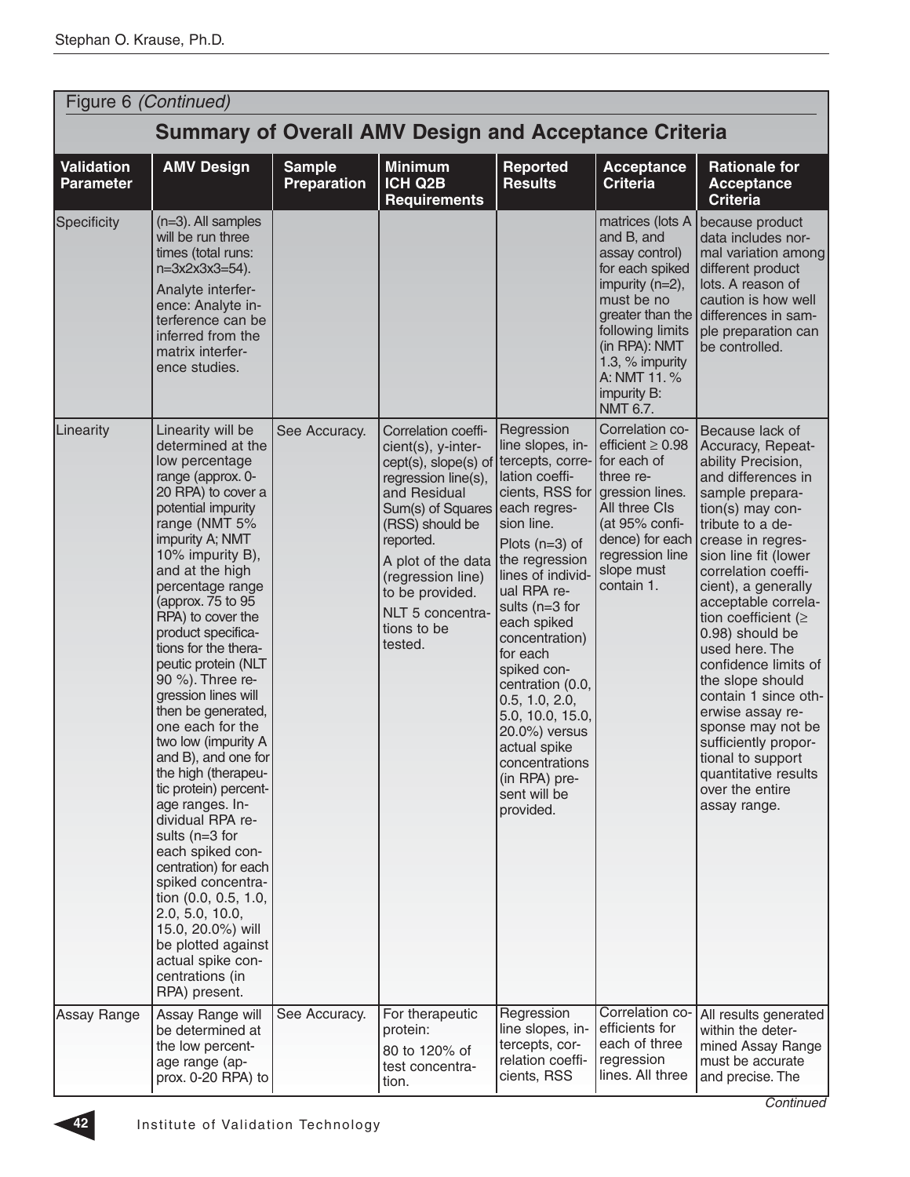Figure 6 *(Continued)*

## Summary of Overall AMV Design and Acceptance Criteria

| Validation Parameter | AMV Design | Sample Preparation | Minimum ICH Q2B Requirements | Reported Results | Acceptance Criteria | Rationale for Acceptance Criteria |
|---|---|---|---|---|---|---|
| Specificity | (n=3). All samples will be run three times (total runs: n=3x2x3x3=54). Analyte interference: Analyte interference can be inferred from the matrix interference studies. | | | | matrices (lots A and B, and assay control) for each spiked impurity (n=2), must be no greater than the following limits (in RPA): NMT 1.3, % impurity A: NMT 11. % impurity B: NMT 6.7. | because product data includes normal variation among different product lots. A reason of caution is how well differences in sample preparation can be controlled. |
| Linearity | Linearity will be determined at the low percentage range (approx. 0-20 RPA) to cover a potential impurity range (NMT 5% impurity A; NMT 10% impurity B), and at the high percentage range (approx. 75 to 95 RPA) to cover the product specifications for the therapeutic protein (NLT 90 %). Three regression lines will then be generated, one each for the two low (impurity A and B), and one for the high (therapeutic protein) percentage ranges. Individual RPA results (n=3 for each spiked concentration) for each spiked concentration (0.0, 0.5, 1.0, 2.0, 5.0, 10.0, 15.0, 20.0%) will be plotted against actual spike concentrations (in RPA) present. | See Accuracy. | Correlation coefficient(s), y-intercept(s), slope(s) of regression line(s), and Residual Sum(s) of Squares (RSS) should be reported. A plot of the data (regression line) to be provided. NLT 5 concentrations to be tested. | Regression line slopes, intercepts, correlation coefficients, RSS for each regression line. Plots (n=3) of the regression lines of individual RPA results (n=3 for each spiked concentration) for each spiked concentration (0.0, 0.5, 1.0, 2.0, 5.0, 10.0, 15.0, 20.0%) versus actual spike concentrations (in RPA) present will be provided. | Correlation coefficient ≥ 0.98 for each of three regression lines. All three CIs (at 95% confidence) for each regression line slope must contain 1. | Because lack of Accuracy, Repeatability Precision, and differences in sample preparation(s) may contribute to a decrease in regression line fit (lower correlation coefficient), a generally acceptable correlation coefficient (≥ 0.98) should be used here. The confidence limits of the slope should contain 1 since otherwise assay response may not be sufficiently proportional to support quantitative results over the entire assay range. |
| Assay Range | Assay Range will be determined at the low percentage range (approx. 0-20 RPA) to | See Accuracy. | For therapeutic protein: 80 to 120% of test concentration. | Regression line slopes, intercepts, correlation coefficients, RSS | Correlation coefficients for each of three regression lines. All three | All results generated within the determined Assay Range must be accurate and precise. The |

*Continued*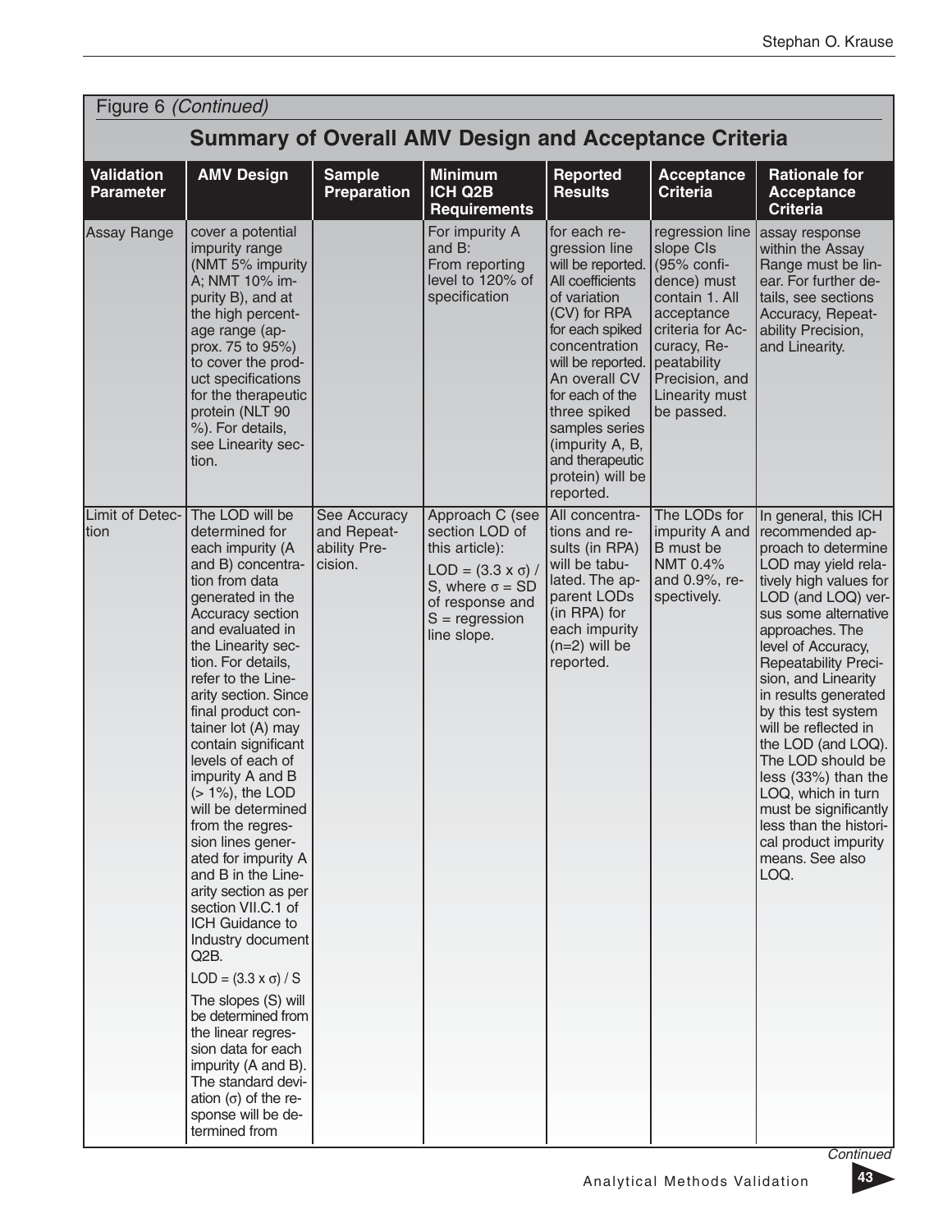Figure 6 *(Continued)*

## Summary of Overall AMV Design and Acceptance Criteria

| Validation Parameter | AMV Design | Sample Preparation | Minimum ICH Q2B Requirements | Reported Results | Acceptance Criteria | Rationale for Acceptance Criteria |
|---|---|---|---|---|---|---|
| Assay Range | cover a potential impurity range (NMT 5% impurity A; NMT 10% impurity B), and at the high percentage range (approx. 75 to 95%) to cover the product specifications for the therapeutic protein (NLT 90 %). For details, see Linearity section. | | For impurity A and B: From reporting level to 120% of specification | for each regression line will be reported. All coefficients of variation (CV) for RPA for each spiked concentration will be reported. An overall CV for each of the three spiked samples series (impurity A, B, and therapeutic protein) will be reported. | regression line slope CIs (95% confidence) must contain 1. All acceptance criteria for Accuracy, Repeatability Precision, and Linearity must be passed. | assay response within the Assay Range must be linear. For further details, see sections Accuracy, Repeatability Precision, and Linearity. |
| Limit of Detection | The LOD will be determined for each impurity (A and B) concentration from data generated in the Accuracy section and evaluated in the Linearity section. For details, refer to the Linearity section. Since final product container lot (A) may contain significant levels of each of impurity A and B (> 1%), the LOD will be determined from the regression lines generated for impurity A and B in the Linearity section as per section VII.C.1 of ICH Guidance to Industry document Q2B. $LOD = (3.3 \times \sigma) / S$ The slopes (S) will be determined from the linear regression data for each impurity (A and B). The standard deviation ($\sigma$) of the response will be determined from | See Accuracy and Repeatability Precision. | Approach C (see section LOD of this article): $LOD = (3.3 \times \sigma) / S$, where $\sigma$ = SD of response and S = regression line slope. | All concentrations and results (in RPA) will be tabulated. The apparent LODs (in RPA) for each impurity (n=2) will be reported. | The LODs for impurity A and B must be NMT 0.4% and 0.9%, respectively. | In general, this ICH recommended approach to determine LOD may yield relatively high values for LOD (and LOQ) versus some alternative approaches. The level of Accuracy, Repeatability Precision, and Linearity in results generated by this test system will be reflected in the LOD (and LOQ). The LOD should be less (33%) than the LOQ, which in turn must be significantly less than the historical product impurity means. See also LOQ. |

*Continued*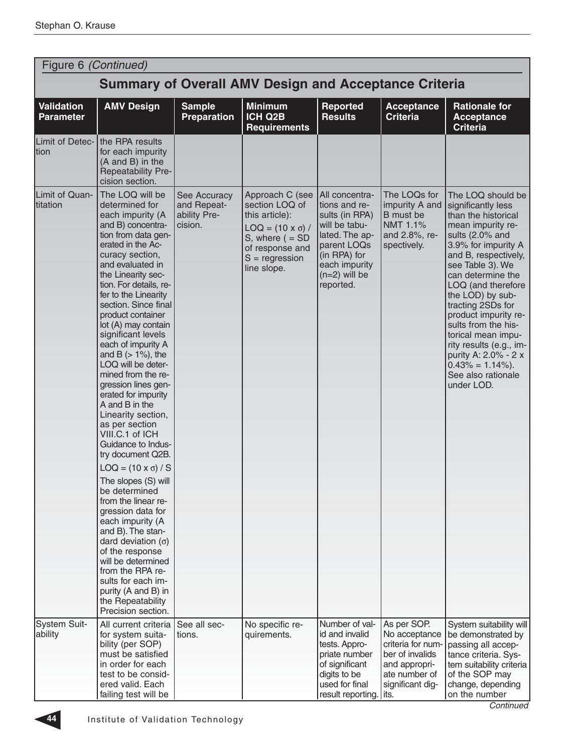Figure 6 *(Continued)*

## Summary of Overall AMV Design and Acceptance Criteria

| Validation Parameter | AMV Design | Sample Preparation | Minimum ICH Q2B Requirements | Reported Results | Acceptance Criteria | Rationale for Acceptance Criteria |
|---|---|---|---|---|---|---|
| Limit of Detection | the RPA results for each impurity (A and B) in the Repeatability Precision section. | | | | | |
| Limit of Quantitation | The LOQ will be determined for each impurity (A and B) concentration from data generated in the Accuracy section, and evaluated in the Linearity section. For details, refer to the Linearity section. Since final product container lot (A) may contain significant levels each of impurity A and B (> 1%), the LOQ will be determined from the regression lines generated for impurity A and B in the Linearity section, as per section VIII.C.1 of ICH Guidance to Industry document Q2B. $LOQ = (10 \times \sigma) / S$ The slopes (S) will be determined from the linear regression data for each impurity (A and B). The standard deviation ($\sigma$) of the response will be determined from the RPA results for each impurity (A and B) in the Repeatability Precision section. | See Accuracy and Repeatability Precision. | Approach C (see section LOQ of this article): $LOQ = (10 \times \sigma) / S$, where ( = SD of response and S = regression line slope. | All concentrations and results (in RPA) will be tabulated. The apparent LOQs (in RPA) for each impurity (n=2) will be reported. | The LOQs for impurity A and B must be NMT 1.1% and 2.8%, respectively. | The LOQ should be significantly less than the historical mean impurity results (2.0% and 3.9% for impurity A and B, respectively, see Table 3). We can determine the LOQ (and therefore the LOD) by subtracting 2SDs for product impurity results from the historical mean impurity results (e.g., impurity A: 2.0% - 2 x 0.43% = 1.14%). See also rationale under LOD. |
| System Suitability | All current criteria for system suitability (per SOP) must be satisfied in order for each test to be considered valid. Each failing test will be | See all sections. | No specific requirements. | Number of valid and invalid tests. Appropriate number of significant digits to be used for final result reporting. | As per SOP. No acceptance criteria for number of invalids and appropriate number of significant digits. | System suitability will be demonstrated by passing all acceptance criteria. System suitability criteria of the SOP may change, depending on the number |

*Continued*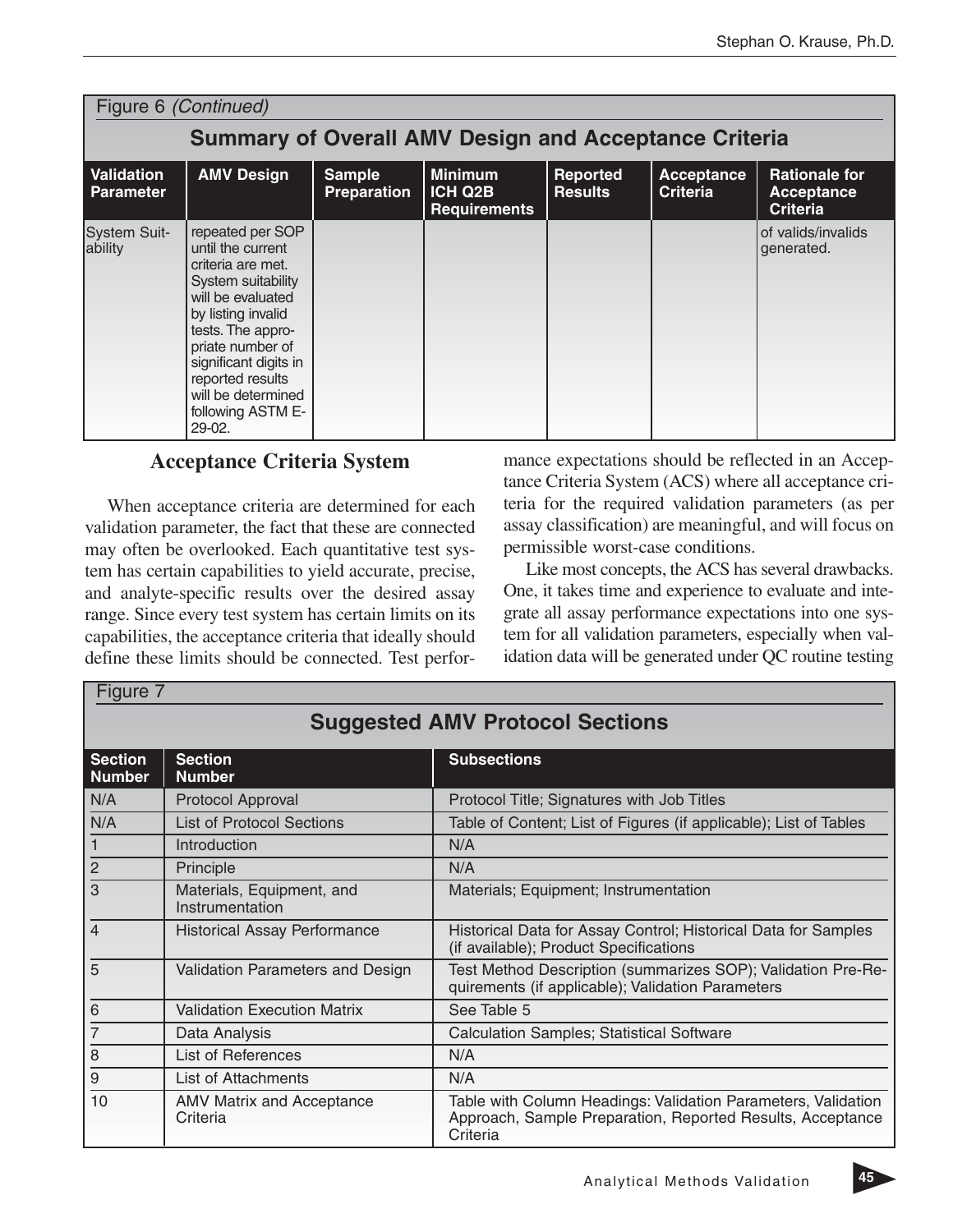Figure 6 *(Continued)*

**Summary of Overall AMV Design and Acceptance Criteria**

| Validation Parameter | AMV Design | Sample Preparation | Minimum ICH Q2B Requirements | Reported Results | Acceptance Criteria | Rationale for Acceptance Criteria |
|---|---|---|---|---|---|---|
| System Suitability | repeated per SOP until the current criteria are met. System suitability will be evaluated by listing invalid tests. The appropriate number of significant digits in reported results will be determined following ASTM E-29-02. | | | | | of valids/invalids generated. |

## Acceptance Criteria System

When acceptance criteria are determined for each validation parameter, the fact that these are connected may often be overlooked. Each quantitative test system has certain capabilities to yield accurate, precise, and analyte-specific results over the desired assay range. Since every test system has certain limits on its capabilities, the acceptance criteria that ideally should define these limits should be connected. Test performance expectations should be reflected in an Acceptance Criteria System (ACS) where all acceptance criteria for the required validation parameters (as per assay classification) are meaningful, and will focus on permissible worst-case conditions.

Like most concepts, the ACS has several drawbacks. One, it takes time and experience to evaluate and integrate all assay performance expectations into one system for all validation parameters, especially when validation data will be generated under QC routine testing

Figure 7

**Suggested AMV Protocol Sections**

| Section Number | Section Number | Subsections |
|---|---|---|
| N/A | Protocol Approval | Protocol Title; Signatures with Job Titles |
| N/A | List of Protocol Sections | Table of Content; List of Figures (if applicable); List of Tables |
| 1 | Introduction | N/A |
| 2 | Principle | N/A |
| 3 | Materials, Equipment, and Instrumentation | Materials; Equipment; Instrumentation |
| 4 | Historical Assay Performance | Historical Data for Assay Control; Historical Data for Samples (if available); Product Specifications |
| 5 | Validation Parameters and Design | Test Method Description (summarizes SOP); Validation Pre-Requirements (if applicable); Validation Parameters |
| 6 | Validation Execution Matrix | See Table 5 |
| 7 | Data Analysis | Calculation Samples; Statistical Software |
| 8 | List of References | N/A |
| 9 | List of Attachments | N/A |
| 10 | AMV Matrix and Acceptance Criteria | Table with Column Headings: Validation Parameters, Validation Approach, Sample Preparation, Reported Results, Acceptance Criteria |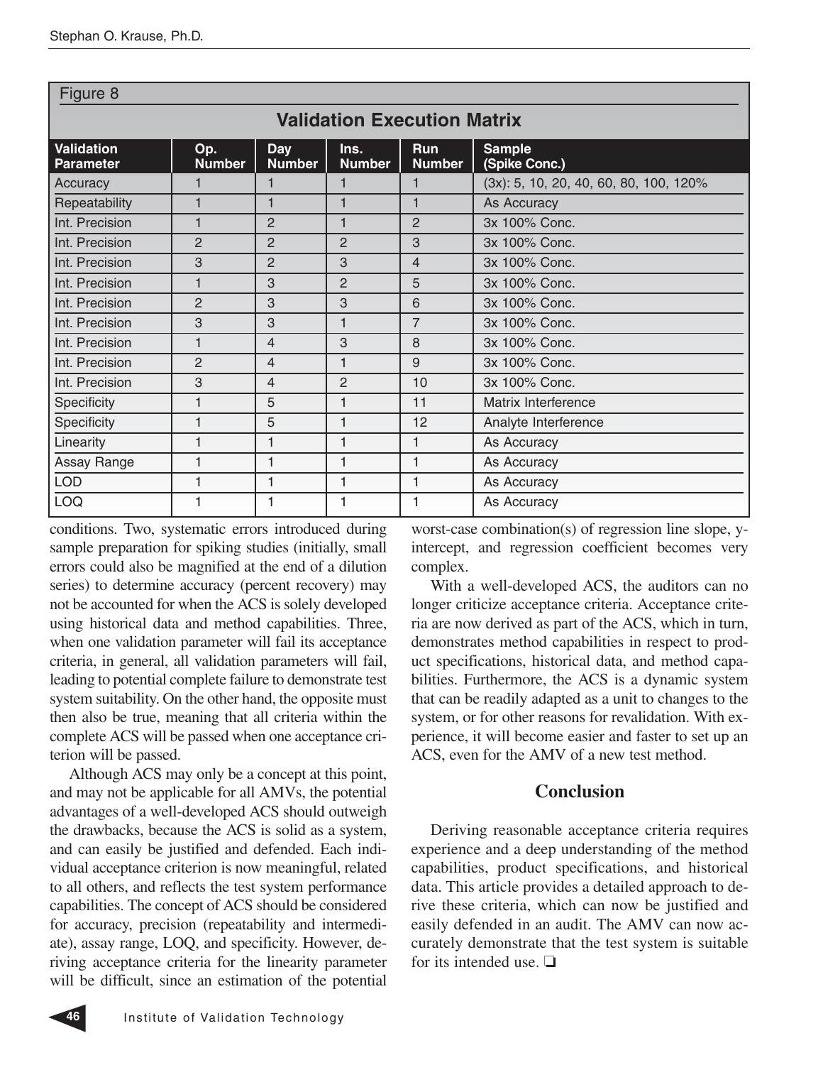Figure 8

**Validation Execution Matrix**

| Validation Parameter | Op. Number | Day Number | Ins. Number | Run Number | Sample (Spike Conc.) |
|---|---|---|---|---|---|
| Accuracy | 1 | 1 | 1 | 1 | (3x): 5, 10, 20, 40, 60, 80, 100, 120% |
| Repeatability | 1 | 1 | 1 | 1 | As Accuracy |
| Int. Precision | 1 | 2 | 1 | 2 | 3x 100% Conc. |
| Int. Precision | 2 | 2 | 2 | 3 | 3x 100% Conc. |
| Int. Precision | 3 | 2 | 3 | 4 | 3x 100% Conc. |
| Int. Precision | 1 | 3 | 2 | 5 | 3x 100% Conc. |
| Int. Precision | 2 | 3 | 3 | 6 | 3x 100% Conc. |
| Int. Precision | 3 | 3 | 1 | 7 | 3x 100% Conc. |
| Int. Precision | 1 | 4 | 3 | 8 | 3x 100% Conc. |
| Int. Precision | 2 | 4 | 1 | 9 | 3x 100% Conc. |
| Int. Precision | 3 | 4 | 2 | 10 | 3x 100% Conc. |
| Specificity | 1 | 5 | 1 | 11 | Matrix Interference |
| Specificity | 1 | 5 | 1 | 12 | Analyte Interference |
| Linearity | 1 | 1 | 1 | 1 | As Accuracy |
| Assay Range | 1 | 1 | 1 | 1 | As Accuracy |
| LOD | 1 | 1 | 1 | 1 | As Accuracy |
| LOQ | 1 | 1 | 1 | 1 | As Accuracy |

conditions. Two, systematic errors introduced during sample preparation for spiking studies (initially, small errors could also be magnified at the end of a dilution series) to determine accuracy (percent recovery) may not be accounted for when the ACS is solely developed using historical data and method capabilities. Three, when one validation parameter will fail its acceptance criteria, in general, all validation parameters will fail, leading to potential complete failure to demonstrate test system suitability. On the other hand, the opposite must then also be true, meaning that all criteria within the complete ACS will be passed when one acceptance criterion will be passed.

Although ACS may only be a concept at this point, and may not be applicable for all AMVs, the potential advantages of a well-developed ACS should outweigh the drawbacks, because the ACS is solid as a system, and can easily be justified and defended. Each individual acceptance criterion is now meaningful, related to all others, and reflects the test system performance capabilities. The concept of ACS should be considered for accuracy, precision (repeatability and intermediate), assay range, LOQ, and specificity. However, deriving acceptance criteria for the linearity parameter will be difficult, since an estimation of the potential worst-case combination(s) of regression line slope, y-intercept, and regression coefficient becomes very complex.

With a well-developed ACS, the auditors can no longer criticize acceptance criteria. Acceptance criteria are now derived as part of the ACS, which in turn, demonstrates method capabilities in respect to product specifications, historical data, and method capabilities. Furthermore, the ACS is a dynamic system that can be readily adapted as a unit to changes to the system, or for other reasons for revalidation. With experience, it will become easier and faster to set up an ACS, even for the AMV of a new test method.

## Conclusion

Deriving reasonable acceptance criteria requires experience and a deep understanding of the method capabilities, product specifications, and historical data. This article provides a detailed approach to derive these criteria, which can now be justified and easily defended in an audit. The AMV can now accurately demonstrate that the test system is suitable for its intended use. ❑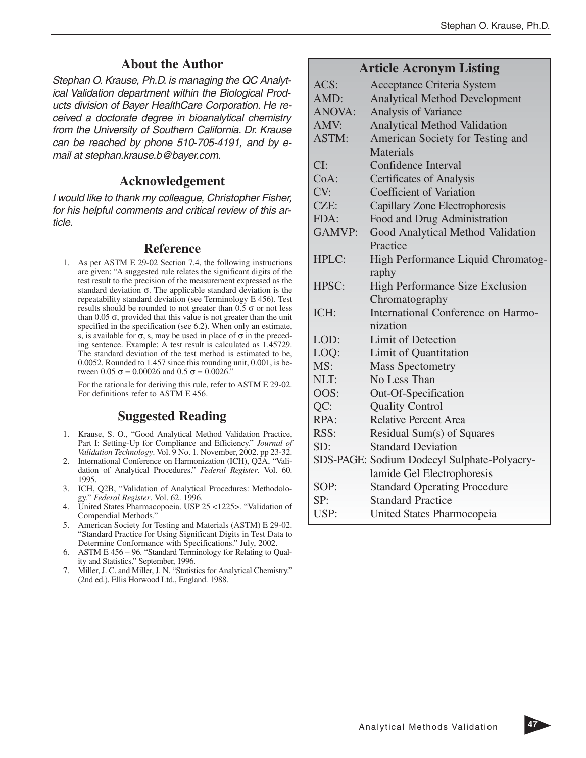## About the Author

*Stephan O. Krause, Ph.D. is managing the QC Analytical Validation department within the Biological Products division of Bayer HealthCare Corporation. He received a doctorate degree in bioanalytical chemistry from the University of Southern California. Dr. Krause can be reached by phone 510-705-4191, and by e-mail at stephan.krause.b@bayer.com.*

## Acknowledgement

*I would like to thank my colleague, Christopher Fisher, for his helpful comments and critical review of this article.*

## Reference

1. As per ASTM E 29-02 Section 7.4, the following instructions are given: "A suggested rule relates the significant digits of the test result to the precision of the measurement expressed as the standard deviation σ. The applicable standard deviation is the repeatability standard deviation (see Terminology E 456). Test results should be rounded to not greater than 0.5 σ or not less than 0.05 σ, provided that this value is not greater than the unit specified in the specification (see 6.2). When only an estimate, s, is available for σ, s, may be used in place of σ in the preceding sentence. Example: A test result is calculated as 1.45729. The standard deviation of the test method is estimated to be, 0.0052. Rounded to 1.457 since this rounding unit, 0.001, is between 0.05 σ = 0.00026 and 0.5 σ = 0.0026."

   For the rationale for deriving this rule, refer to ASTM E 29-02. For definitions refer to ASTM E 456.

## Suggested Reading

1. Krause, S. O., "Good Analytical Method Validation Practice, Part I: Setting-Up for Compliance and Efficiency." *Journal of Validation Technology*. Vol. 9 No. 1. November, 2002. pp 23-32.
2. International Conference on Harmonization (ICH), Q2A, "Validation of Analytical Procedures." *Federal Register*. Vol. 60. 1995.
3. ICH, Q2B, "Validation of Analytical Procedures: Methodology." *Federal Register*. Vol. 62. 1996.
4. United States Pharmacopoeia. USP 25 <1225>. "Validation of Compendial Methods."
5. American Society for Testing and Materials (ASTM) E 29-02. "Standard Practice for Using Significant Digits in Test Data to Determine Conformance with Specifications." July, 2002.
6. ASTM E 456 – 96. "Standard Terminology for Relating to Quality and Statistics." September, 1996.
7. Miller, J. C. and Miller, J. N. "Statistics for Analytical Chemistry." (2nd ed.). Ellis Horwood Ltd., England. 1988.

## Article Acronym Listing

| Acronym | Meaning |
|---|---|
| ACS: | Acceptance Criteria System |
| AMD: | Analytical Method Development |
| ANOVA: | Analysis of Variance |
| AMV: | Analytical Method Validation |
| ASTM: | American Society for Testing and Materials |
| CI: | Confidence Interval |
| CoA: | Certificates of Analysis |
| CV: | Coefficient of Variation |
| CZE: | Capillary Zone Electrophoresis |
| FDA: | Food and Drug Administration |
| GAMVP: | Good Analytical Method Validation Practice |
| HPLC: | High Performance Liquid Chromatography |
| HPSC: | High Performance Size Exclusion Chromatography |
| ICH: | International Conference on Harmonization |
| LOD: | Limit of Detection |
| LOQ: | Limit of Quantitation |
| MS: | Mass Spectometry |
| NLT: | No Less Than |
| OOS: | Out-Of-Specification |
| QC: | Quality Control |
| RPA: | Relative Percent Area |
| RSS: | Residual Sum(s) of Squares |
| SD: | Standard Deviation |
| SDS-PAGE: | Sodium Dodecyl Sulphate-Polyacrylamide Gel Electrophoresis |
| SOP: | Standard Operating Procedure |
| SP: | Standard Practice |
| USP: | United States Pharmocopeia |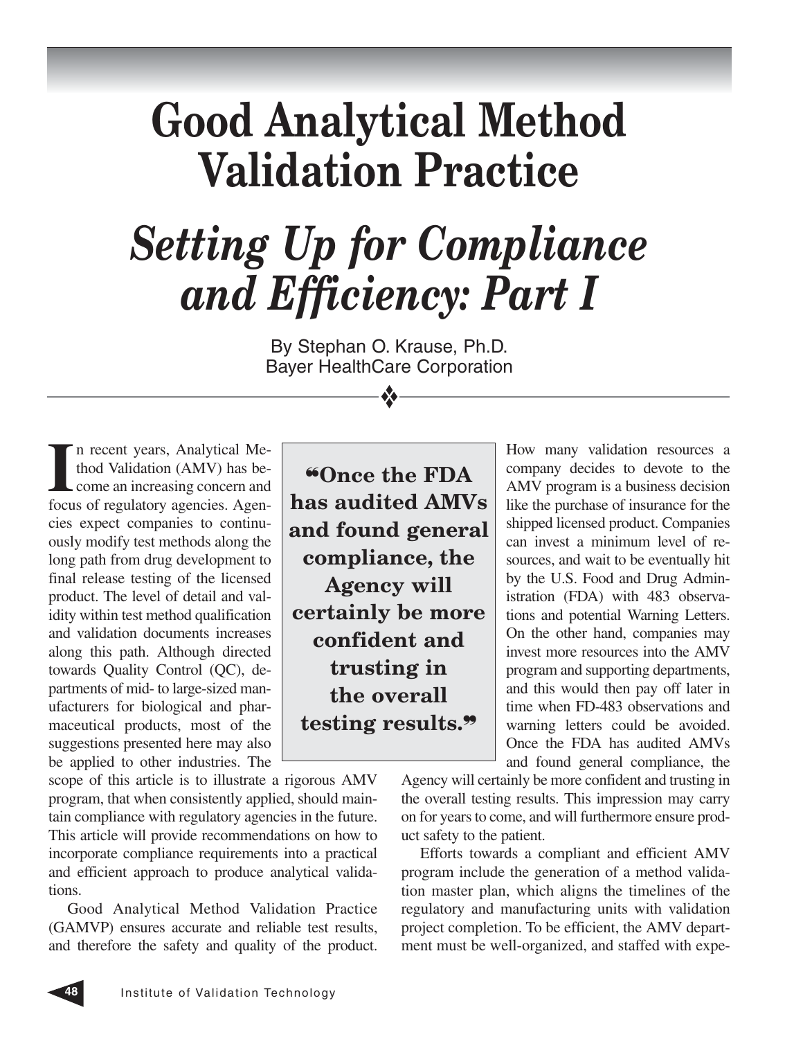# Good Analytical Method Validation Practice

## *Setting Up for Compliance and Efficiency: Part I*

By Stephan O. Krause, Ph.D.
Bayer HealthCare Corporation

---

In recent years, Analytical Method Validation (AMV) has become an increasing concern and focus of regulatory agencies. Agencies expect companies to continuously modify test methods along the long path from drug development to final release testing of the licensed product. The level of detail and validity within test method qualification and validation documents increases along this path. Although directed towards Quality Control (QC), departments of mid- to large-sized manufacturers for biological and pharmaceutical products, most of the suggestions presented here may also be applied to other industries. The scope of this article is to illustrate a rigorous AMV program, that when consistently applied, should maintain compliance with regulatory agencies in the future. This article will provide recommendations on how to incorporate compliance requirements into a practical and efficient approach to produce analytical validations.

> **"Once the FDA has audited AMVs and found general compliance, the Agency will certainly be more confident and trusting in the overall testing results."**

Good Analytical Method Validation Practice (GAMVP) ensures accurate and reliable test results, and therefore the safety and quality of the product. How many validation resources a company decides to devote to the AMV program is a business decision like the purchase of insurance for the shipped licensed product. Companies can invest a minimum level of resources, and wait to be eventually hit by the U.S. Food and Drug Administration (FDA) with 483 observations and potential Warning Letters. On the other hand, companies may invest more resources into the AMV program and supporting departments, and this would then pay off later in time when FD-483 observations and warning letters could be avoided. Once the FDA has audited AMVs and found general compliance, the Agency will certainly be more confident and trusting in the overall testing results. This impression may carry on for years to come, and will furthermore ensure product safety to the patient.

Efforts towards a compliant and efficient AMV program include the generation of a method validation master plan, which aligns the timelines of the regulatory and manufacturing units with validation project completion. To be efficient, the AMV department must be well-organized, and staffed with expe-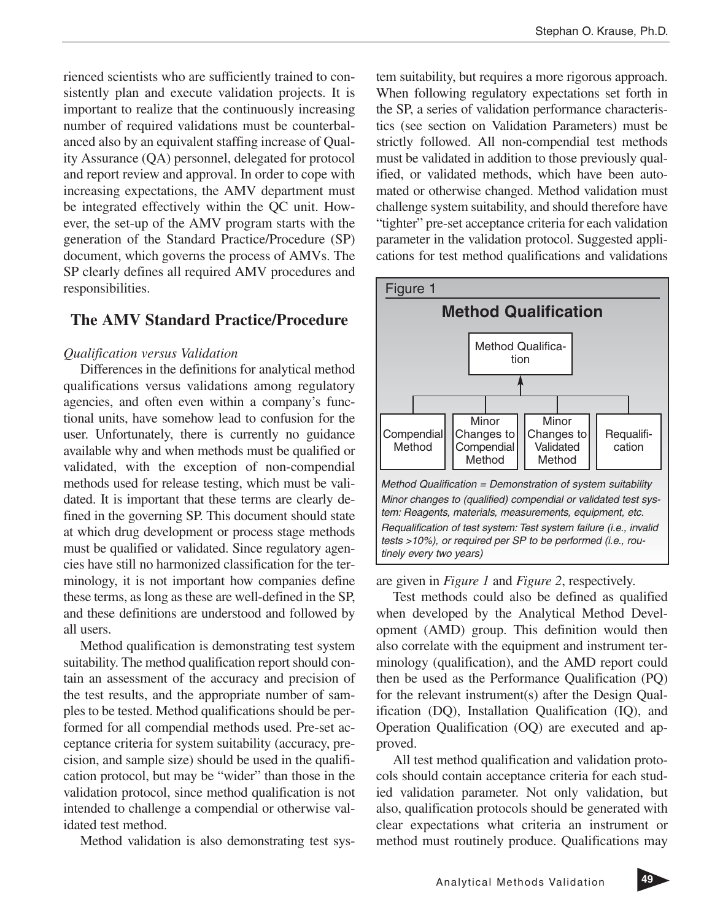rienced scientists who are sufficiently trained to consistently plan and execute validation projects. It is important to realize that the continuously increasing number of required validations must be counterbalanced also by an equivalent staffing increase of Quality Assurance (QA) personnel, delegated for protocol and report review and approval. In order to cope with increasing expectations, the AMV department must be integrated effectively within the QC unit. However, the set-up of the AMV program starts with the generation of the Standard Practice/Procedure (SP) document, which governs the process of AMVs. The SP clearly defines all required AMV procedures and responsibilities.

## The AMV Standard Practice/Procedure

*Qualification versus Validation*

Differences in the definitions for analytical method qualifications versus validations among regulatory agencies, and often even within a company's functional units, have somehow lead to confusion for the user. Unfortunately, there is currently no guidance available why and when methods must be qualified or validated, with the exception of non-compendial methods used for release testing, which must be validated. It is important that these terms are clearly defined in the governing SP. This document should state at which drug development or process stage methods must be qualified or validated. Since regulatory agencies have still no harmonized classification for the terminology, it is not important how companies define these terms, as long as these are well-defined in the SP, and these definitions are understood and followed by all users.

Method qualification is demonstrating test system suitability. The method qualification report should contain an assessment of the accuracy and precision of the test results, and the appropriate number of samples to be tested. Method qualifications should be performed for all compendial methods used. Pre-set acceptance criteria for system suitability (accuracy, precision, and sample size) should be used in the qualification protocol, but may be "wider" than those in the validation protocol, since method qualification is not intended to challenge a compendial or otherwise validated test method.

Method validation is also demonstrating test system suitability, but requires a more rigorous approach. When following regulatory expectations set forth in the SP, a series of validation performance characteristics (see section on Validation Parameters) must be strictly followed. All non-compendial test methods must be validated in addition to those previously qualified, or validated methods, which have been automated or otherwise changed. Method validation must challenge system suitability, and should therefore have "tighter" pre-set acceptance criteria for each validation parameter in the validation protocol. Suggested applications for test method qualifications and validations are given in *Figure 1* and *Figure 2*, respectively.

Figure 1

**Method Qualification**

Method Qualification ← Compendial Method | Minor Changes to Compendial Method | Minor Changes to Validated Method | Requalification

*Method Qualification = Demonstration of system suitability*

*Minor changes to (qualified) compendial or validated test system: Reagents, materials, measurements, equipment, etc.*

*Requalification of test system: Test system failure (i.e., invalid tests >10%), or required per SP to be performed (i.e., routinely every two years)*

Test methods could also be defined as qualified when developed by the Analytical Method Development (AMD) group. This definition would then also correlate with the equipment and instrument terminology (qualification), and the AMD report could then be used as the Performance Qualification (PQ) for the relevant instrument(s) after the Design Qualification (DQ), Installation Qualification (IQ), and Operation Qualification (OQ) are executed and approved.

All test method qualification and validation protocols should contain acceptance criteria for each studied validation parameter. Not only validation, but also, qualification protocols should be generated with clear expectations what criteria an instrument or method must routinely produce. Qualifications may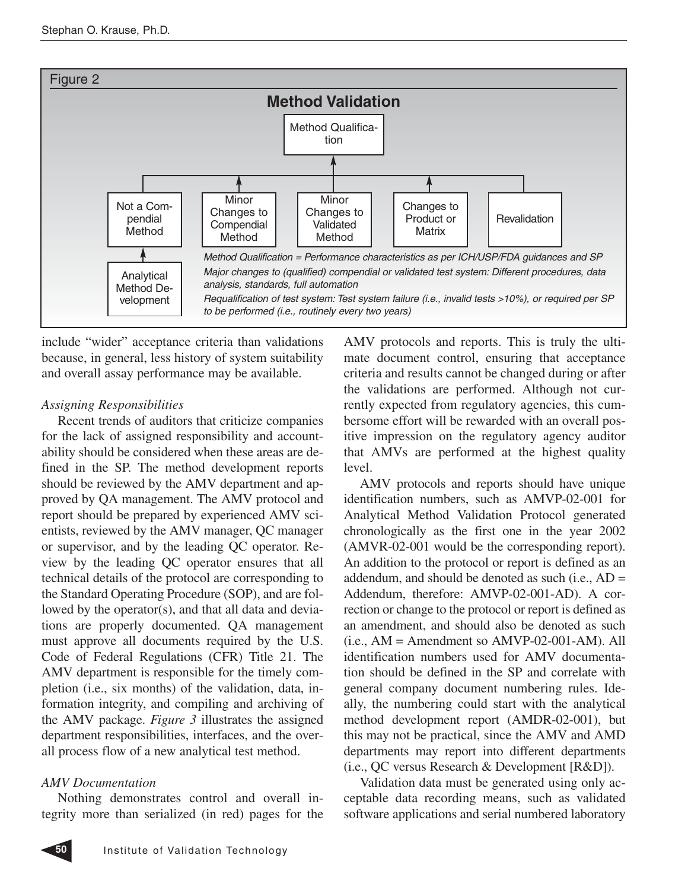Figure 2

**Method Validation**

Method Qualification

Not a Compendial Method ← Analytical Method Development

Minor Changes to Compendial Method

Minor Changes to Validated Method

Changes to Product or Matrix

Revalidation

*Method Qualification = Performance characteristics as per ICH/USP/FDA guidances and SP*

*Major changes to (qualified) compendial or validated test system: Different procedures, data analysis, standards, full automation*

*Requalification of test system: Test system failure (i.e., invalid tests >10%), or required per SP to be performed (i.e., routinely every two years)*

include "wider" acceptance criteria than validations because, in general, less history of system suitability and overall assay performance may be available.

*Assigning Responsibilities*

Recent trends of auditors that criticize companies for the lack of assigned responsibility and accountability should be considered when these areas are defined in the SP. The method development reports should be reviewed by the AMV department and approved by QA management. The AMV protocol and report should be prepared by experienced AMV scientists, reviewed by the AMV manager, QC manager or supervisor, and by the leading QC operator. Review by the leading QC operator ensures that all technical details of the protocol are corresponding to the Standard Operating Procedure (SOP), and are followed by the operator(s), and that all data and deviations are properly documented. QA management must approve all documents required by the U.S. Code of Federal Regulations (CFR) Title 21. The AMV department is responsible for the timely completion (i.e., six months) of the validation, data, information integrity, and compiling and archiving of the AMV package. *Figure 3* illustrates the assigned department responsibilities, interfaces, and the overall process flow of a new analytical test method.

*AMV Documentation*

Nothing demonstrates control and overall integrity more than serialized (in red) pages for the AMV protocols and reports. This is truly the ultimate document control, ensuring that acceptance criteria and results cannot be changed during or after the validations are performed. Although not currently expected from regulatory agencies, this cumbersome effort will be rewarded with an overall positive impression on the regulatory agency auditor that AMVs are performed at the highest quality level.

AMV protocols and reports should have unique identification numbers, such as AMVP-02-001 for Analytical Method Validation Protocol generated chronologically as the first one in the year 2002 (AMVR-02-001 would be the corresponding report). An addition to the protocol or report is defined as an addendum, and should be denoted as such (i.e., AD = Addendum, therefore: AMVP-02-001-AD). A correction or change to the protocol or report is defined as an amendment, and should also be denoted as such (i.e., AM = Amendment so AMVP-02-001-AM). All identification numbers used for AMV documentation should be defined in the SP and correlate with general company document numbering rules. Ideally, the numbering could start with the analytical method development report (AMDR-02-001), but this may not be practical, since the AMV and AMD departments may report into different departments (i.e., QC versus Research & Development [R&D]).

Validation data must be generated using only acceptable data recording means, such as validated software applications and serial numbered laboratory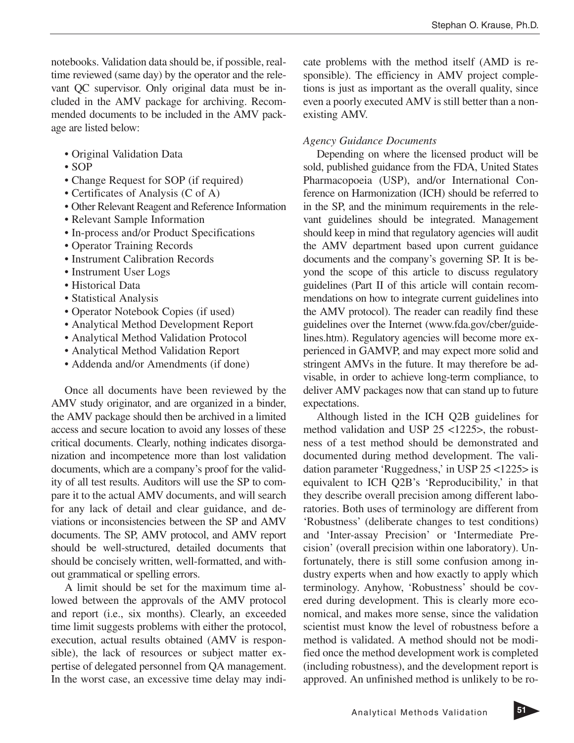notebooks. Validation data should be, if possible, real-time reviewed (same day) by the operator and the relevant QC supervisor. Only original data must be included in the AMV package for archiving. Recommended documents to be included in the AMV package are listed below:

- Original Validation Data
- SOP
- Change Request for SOP (if required)
- Certificates of Analysis (C of A)
- Other Relevant Reagent and Reference Information
- Relevant Sample Information
- In-process and/or Product Specifications
- Operator Training Records
- Instrument Calibration Records
- Instrument User Logs
- Historical Data
- Statistical Analysis
- Operator Notebook Copies (if used)
- Analytical Method Development Report
- Analytical Method Validation Protocol
- Analytical Method Validation Report
- Addenda and/or Amendments (if done)

Once all documents have been reviewed by the AMV study originator, and are organized in a binder, the AMV package should then be archived in a limited access and secure location to avoid any losses of these critical documents. Clearly, nothing indicates disorganization and incompetence more than lost validation documents, which are a company's proof for the validity of all test results. Auditors will use the SP to compare it to the actual AMV documents, and will search for any lack of detail and clear guidance, and deviations or inconsistencies between the SP and AMV documents. The SP, AMV protocol, and AMV report should be well-structured, detailed documents that should be concisely written, well-formatted, and without grammatical or spelling errors.

A limit should be set for the maximum time allowed between the approvals of the AMV protocol and report (i.e., six months). Clearly, an exceeded time limit suggests problems with either the protocol, execution, actual results obtained (AMV is responsible), the lack of resources or subject matter expertise of delegated personnel from QA management. In the worst case, an excessive time delay may indicate problems with the method itself (AMD is responsible). The efficiency in AMV project completions is just as important as the overall quality, since even a poorly executed AMV is still better than a non-existing AMV.

*Agency Guidance Documents*

Depending on where the licensed product will be sold, published guidance from the FDA, United States Pharmacopoeia (USP), and/or International Conference on Harmonization (ICH) should be referred to in the SP, and the minimum requirements in the relevant guidelines should be integrated. Management should keep in mind that regulatory agencies will audit the AMV department based upon current guidance documents and the company's governing SP. It is beyond the scope of this article to discuss regulatory guidelines (Part II of this article will contain recommendations on how to integrate current guidelines into the AMV protocol). The reader can readily find these guidelines over the Internet (www.fda.gov/cber/guidelines.htm). Regulatory agencies will become more experienced in GAMVP, and may expect more solid and stringent AMVs in the future. It may therefore be advisable, in order to achieve long-term compliance, to deliver AMV packages now that can stand up to future expectations.

Although listed in the ICH Q2B guidelines for method validation and USP 25 <1225>, the robustness of a test method should be demonstrated and documented during method development. The validation parameter 'Ruggedness,' in USP 25 <1225> is equivalent to ICH Q2B's 'Reproducibility,' in that they describe overall precision among different laboratories. Both uses of terminology are different from 'Robustness' (deliberate changes to test conditions) and 'Inter-assay Precision' or 'Intermediate Precision' (overall precision within one laboratory). Unfortunately, there is still some confusion among industry experts when and how exactly to apply which terminology. Anyhow, 'Robustness' should be covered during development. This is clearly more economical, and makes more sense, since the validation scientist must know the level of robustness before a method is validated. A method should not be modified once the method development work is completed (including robustness), and the development report is approved. An unfinished method is unlikely to be ro-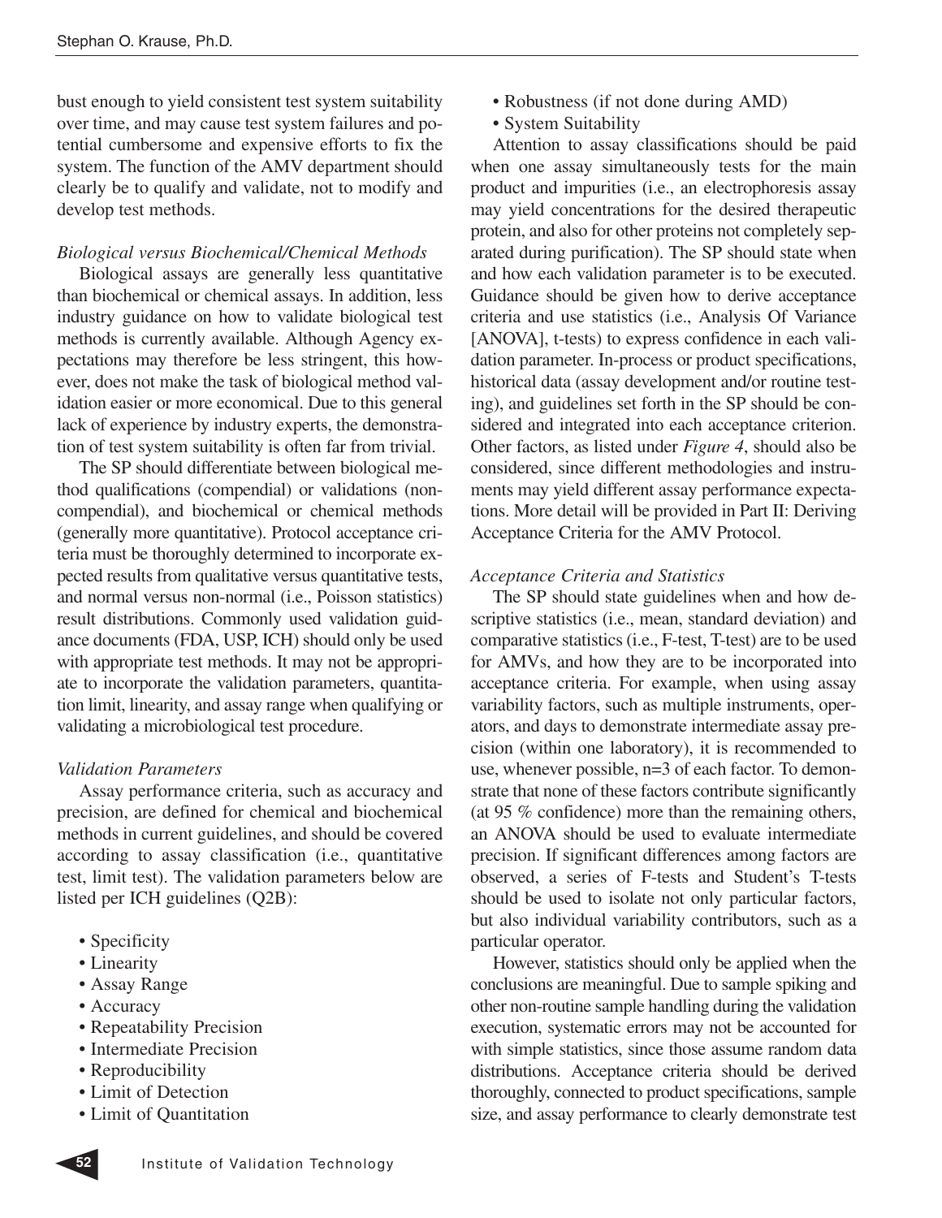bust enough to yield consistent test system suitability over time, and may cause test system failures and potential cumbersome and expensive efforts to fix the system. The function of the AMV department should clearly be to qualify and validate, not to modify and develop test methods.

*Biological versus Biochemical/Chemical Methods*

Biological assays are generally less quantitative than biochemical or chemical assays. In addition, less industry guidance on how to validate biological test methods is currently available. Although Agency expectations may therefore be less stringent, this however, does not make the task of biological method validation easier or more economical. Due to this general lack of experience by industry experts, the demonstration of test system suitability is often far from trivial.

The SP should differentiate between biological method qualifications (compendial) or validations (non-compendial), and biochemical or chemical methods (generally more quantitative). Protocol acceptance criteria must be thoroughly determined to incorporate expected results from qualitative versus quantitative tests, and normal versus non-normal (i.e., Poisson statistics) result distributions. Commonly used validation guidance documents (FDA, USP, ICH) should only be used with appropriate test methods. It may not be appropriate to incorporate the validation parameters, quantitation limit, linearity, and assay range when qualifying or validating a microbiological test procedure.

*Validation Parameters*

Assay performance criteria, such as accuracy and precision, are defined for chemical and biochemical methods in current guidelines, and should be covered according to assay classification (i.e., quantitative test, limit test). The validation parameters below are listed per ICH guidelines (Q2B):

- Specificity
- Linearity
- Assay Range
- Accuracy
- Repeatability Precision
- Intermediate Precision
- Reproducibility
- Limit of Detection
- Limit of Quantitation
- Robustness (if not done during AMD)
- System Suitability

Attention to assay classifications should be paid when one assay simultaneously tests for the main product and impurities (i.e., an electrophoresis assay may yield concentrations for the desired therapeutic protein, and also for other proteins not completely separated during purification). The SP should state when and how each validation parameter is to be executed. Guidance should be given how to derive acceptance criteria and use statistics (i.e., Analysis Of Variance [ANOVA], t-tests) to express confidence in each validation parameter. In-process or product specifications, historical data (assay development and/or routine testing), and guidelines set forth in the SP should be considered and integrated into each acceptance criterion. Other factors, as listed under *Figure 4*, should also be considered, since different methodologies and instruments may yield different assay performance expectations. More detail will be provided in Part II: Deriving Acceptance Criteria for the AMV Protocol.

*Acceptance Criteria and Statistics*

The SP should state guidelines when and how descriptive statistics (i.e., mean, standard deviation) and comparative statistics (i.e., F-test, T-test) are to be used for AMVs, and how they are to be incorporated into acceptance criteria. For example, when using assay variability factors, such as multiple instruments, operators, and days to demonstrate intermediate assay precision (within one laboratory), it is recommended to use, whenever possible, n=3 of each factor. To demonstrate that none of these factors contribute significantly (at 95 % confidence) more than the remaining others, an ANOVA should be used to evaluate intermediate precision. If significant differences among factors are observed, a series of F-tests and Student's T-tests should be used to isolate not only particular factors, but also individual variability contributors, such as a particular operator.

However, statistics should only be applied when the conclusions are meaningful. Due to sample spiking and other non-routine sample handling during the validation execution, systematic errors may not be accounted for with simple statistics, since those assume random data distributions. Acceptance criteria should be derived thoroughly, connected to product specifications, sample size, and assay performance to clearly demonstrate test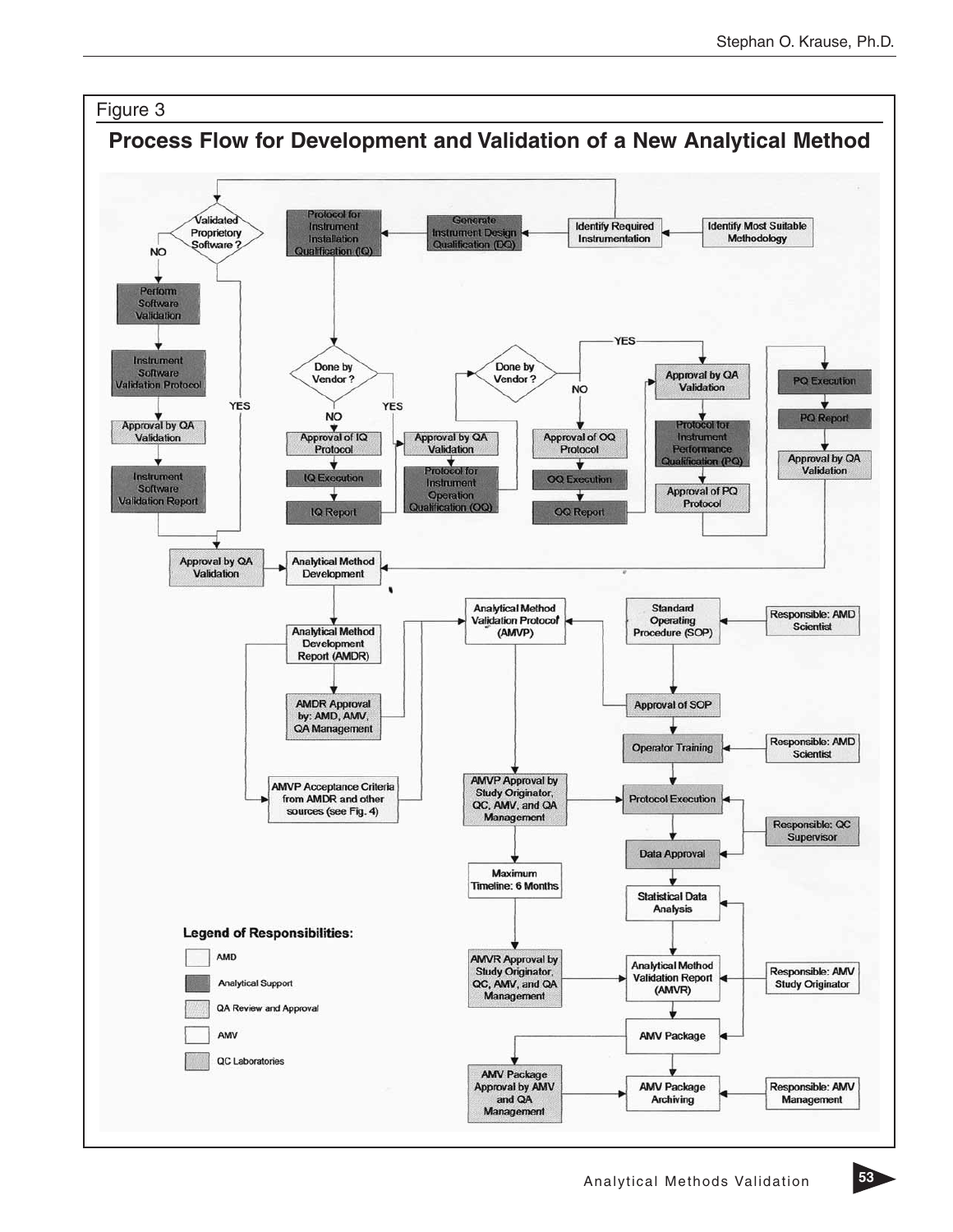Figure 3

## Process Flow for Development and Validation of a New Analytical Method

Validated Proprietory Software?

NO

Perform Software Validation

Instrument Software Validation Protocol

Approval by QA Validation

Instrument Software Validation Report

YES

Approval by QA Validation

Protocol for Instrument Installation Qualification (IQ)

Generate Instrument Design Qualification (DQ)

Identify Required Instrumentation

Identify Most Suitable Methodology

Done by Vendor?

NO

YES

Approval of IQ Protocol

IQ Execution

IQ Report

Approval by QA Validation

Protocol for Instrument Operation Qualification (OQ)

Done by Vendor?

NO

YES

Approval of OQ Protocol

OQ Execution

OQ Report

Approval by QA Validation

Protocol for Instrument Performance Qualification (PQ)

Approval of PQ Protocol

PQ Execution

PQ Report

Approval by QA Validation

Analytical Method Development

Analytical Method Development Report (AMDR)

AMDR Approval by: AMD, AMV, QA Management

AMVP Acceptance Criteria from AMDR and other sources (see Fig. 4)

Analytical Method Validation Protocol (AMVP)

Standard Operating Procedure (SOP)

Responsible: AMD Scientist

Approval of SOP

Operator Training

Responsible: AMD Scientist

AMVP Approval by Study Originator, QC, AMV, and QA Management

Protocol Execution

Responsible: QC Supervisor

Data Approval

Maximum Timeline: 6 Months

Statistical Data Analysis

AMVR Approval by Study Originator, QC, AMV, and QA Management

Analytical Method Validation Report (AMVR)

Responsible: AMV Study Originator

AMV Package

AMV Package Approval by AMV and QA Management

AMV Package Archiving

Responsible: AMV Management

**Legend of Responsibilities:**

- AMD
- Analytical Support
- QA Review and Approval
- AMV
- QC Laboratories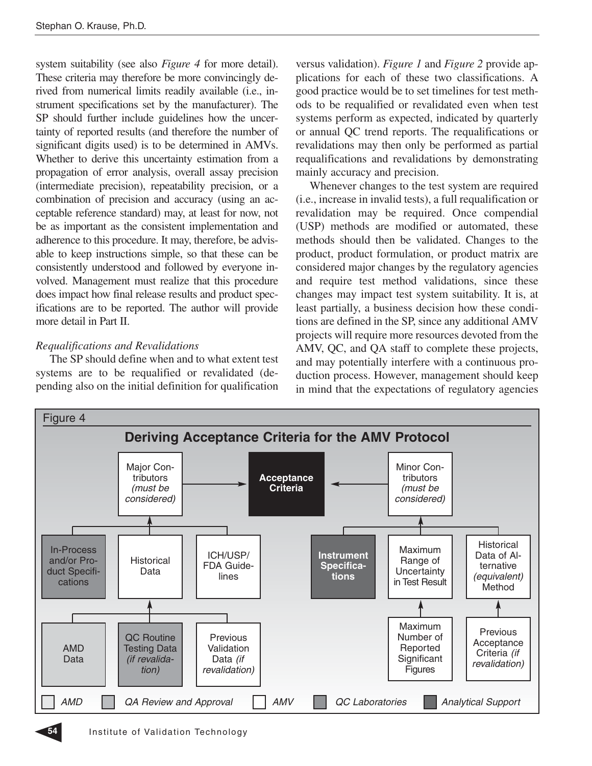system suitability (see also *Figure 4* for more detail). These criteria may therefore be more convincingly derived from numerical limits readily available (i.e., instrument specifications set by the manufacturer). The SP should further include guidelines how the uncertainty of reported results (and therefore the number of significant digits used) is to be determined in AMVs. Whether to derive this uncertainty estimation from a propagation of error analysis, overall assay precision (intermediate precision), repeatability precision, or a combination of precision and accuracy (using an acceptable reference standard) may, at least for now, not be as important as the consistent implementation and adherence to this procedure. It may, therefore, be advisable to keep instructions simple, so that these can be consistently understood and followed by everyone involved. Management must realize that this procedure does impact how final release results and product specifications are to be reported. The author will provide more detail in Part II.

*Requalifications and Revalidations*

The SP should define when and to what extent test systems are to be requalified or revalidated (depending also on the initial definition for qualification versus validation). *Figure 1* and *Figure 2* provide applications for each of these two classifications. A good practice would be to set timelines for test methods to be requalified or revalidated even when test systems perform as expected, indicated by quarterly or annual QC trend reports. The requalifications or revalidations may then only be performed as partial requalifications and revalidations by demonstrating mainly accuracy and precision.

Whenever changes to the test system are required (i.e., increase in invalid tests), a full requalification or revalidation may be required. Once compendial (USP) methods are modified or automated, these methods should then be validated. Changes to the product, product formulation, or product matrix are considered major changes by the regulatory agencies and require test method validations, since these changes may impact test system suitability. It is, at least partially, a business decision how these conditions are defined in the SP, since any additional AMV projects will require more resources devoted from the AMV, QC, and QA staff to complete these projects, and may potentially interfere with a continuous production process. However, management should keep in mind that the expectations of regulatory agencies

Figure 4

**Deriving Acceptance Criteria for the AMV Protocol**

- **Acceptance Criteria**
  - Major Contributors *(must be considered)*
    - In-Process and/or Product Specifications
    - Historical Data
      - AMD Data
      - QC Routine Testing Data *(if revalidation)*
      - Previous Validation Data *(if revalidation)*
    - ICH/USP/FDA Guidelines
  - Minor Contributors *(must be considered)*
    - Instrument Specifications
    - Maximum Range of Uncertainty in Test Result
      - Maximum Number of Reported Significant Figures
    - Historical Data of Alternative *(equivalent)* Method
      - Previous Acceptance Criteria *(if revalidation)*

Legend: *AMD* | *QA Review and Approval* | *AMV* | *QC Laboratories* | *Analytical Support*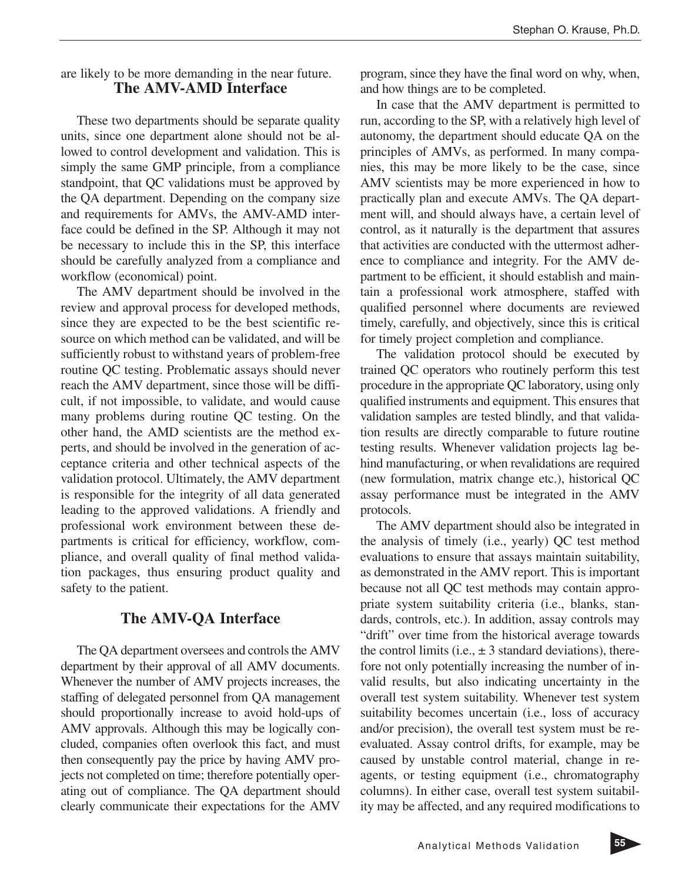are likely to be more demanding in the near future.

## The AMV-AMD Interface

These two departments should be separate quality units, since one department alone should not be allowed to control development and validation. This is simply the same GMP principle, from a compliance standpoint, that QC validations must be approved by the QA department. Depending on the company size and requirements for AMVs, the AMV-AMD interface could be defined in the SP. Although it may not be necessary to include this in the SP, this interface should be carefully analyzed from a compliance and workflow (economical) point.

The AMV department should be involved in the review and approval process for developed methods, since they are expected to be the best scientific resource on which method can be validated, and will be sufficiently robust to withstand years of problem-free routine QC testing. Problematic assays should never reach the AMV department, since those will be difficult, if not impossible, to validate, and would cause many problems during routine QC testing. On the other hand, the AMD scientists are the method experts, and should be involved in the generation of acceptance criteria and other technical aspects of the validation protocol. Ultimately, the AMV department is responsible for the integrity of all data generated leading to the approved validations. A friendly and professional work environment between these departments is critical for efficiency, workflow, compliance, and overall quality of final method validation packages, thus ensuring product quality and safety to the patient.

## The AMV-QA Interface

The QA department oversees and controls the AMV department by their approval of all AMV documents. Whenever the number of AMV projects increases, the staffing of delegated personnel from QA management should proportionally increase to avoid hold-ups of AMV approvals. Although this may be logically concluded, companies often overlook this fact, and must then consequently pay the price by having AMV projects not completed on time; therefore potentially operating out of compliance. The QA department should clearly communicate their expectations for the AMV program, since they have the final word on why, when, and how things are to be completed.

In case that the AMV department is permitted to run, according to the SP, with a relatively high level of autonomy, the department should educate QA on the principles of AMVs, as performed. In many companies, this may be more likely to be the case, since AMV scientists may be more experienced in how to practically plan and execute AMVs. The QA department will, and should always have, a certain level of control, as it naturally is the department that assures that activities are conducted with the uttermost adherence to compliance and integrity. For the AMV department to be efficient, it should establish and maintain a professional work atmosphere, staffed with qualified personnel where documents are reviewed timely, carefully, and objectively, since this is critical for timely project completion and compliance.

The validation protocol should be executed by trained QC operators who routinely perform this test procedure in the appropriate QC laboratory, using only qualified instruments and equipment. This ensures that validation samples are tested blindly, and that validation results are directly comparable to future routine testing results. Whenever validation projects lag behind manufacturing, or when revalidations are required (new formulation, matrix change etc.), historical QC assay performance must be integrated in the AMV protocols.

The AMV department should also be integrated in the analysis of timely (i.e., yearly) QC test method evaluations to ensure that assays maintain suitability, as demonstrated in the AMV report. This is important because not all QC test methods may contain appropriate system suitability criteria (i.e., blanks, standards, controls, etc.). In addition, assay controls may "drift" over time from the historical average towards the control limits (i.e., $\pm$ 3 standard deviations), therefore not only potentially increasing the number of invalid results, but also indicating uncertainty in the overall test system suitability. Whenever test system suitability becomes uncertain (i.e., loss of accuracy and/or precision), the overall test system must be reevaluated. Assay control drifts, for example, may be caused by unstable control material, change in reagents, or testing equipment (i.e., chromatography columns). In either case, overall test system suitability may be affected, and any required modifications to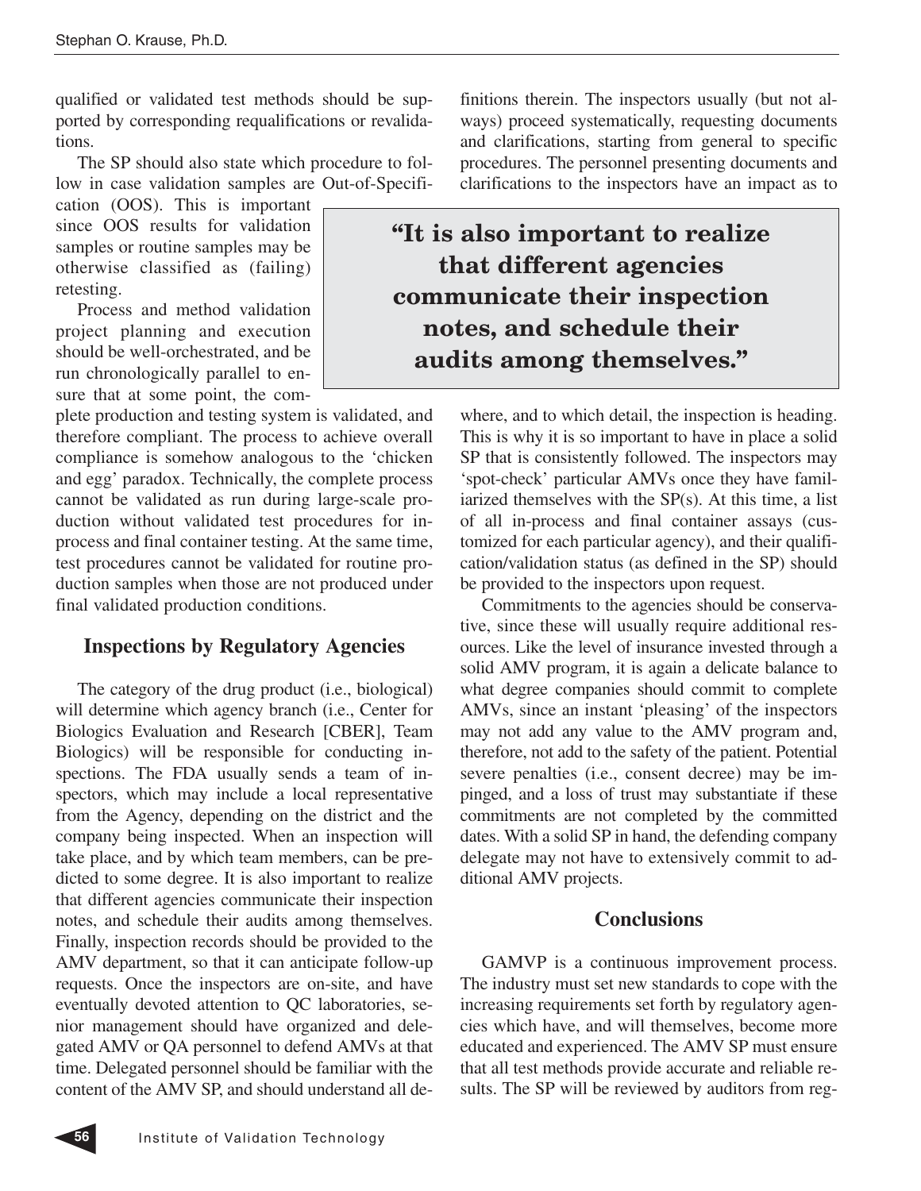qualified or validated test methods should be supported by corresponding requalifications or revalidations.

The SP should also state which procedure to follow in case validation samples are Out-of-Specification (OOS). This is important since OOS results for validation samples or routine samples may be otherwise classified as (failing) retesting.

Process and method validation project planning and execution should be well-orchestrated, and be run chronologically parallel to ensure that at some point, the complete production and testing system is validated, and therefore compliant. The process to achieve overall compliance is somehow analogous to the 'chicken and egg' paradox. Technically, the complete process cannot be validated as run during large-scale production without validated test procedures for in-process and final container testing. At the same time, test procedures cannot be validated for routine production samples when those are not produced under final validated production conditions.

## Inspections by Regulatory Agencies

The category of the drug product (i.e., biological) will determine which agency branch (i.e., Center for Biologics Evaluation and Research [CBER], Team Biologics) will be responsible for conducting inspections. The FDA usually sends a team of inspectors, which may include a local representative from the Agency, depending on the district and the company being inspected. When an inspection will take place, and by which team members, can be predicted to some degree. It is also important to realize that different agencies communicate their inspection notes, and schedule their audits among themselves. Finally, inspection records should be provided to the AMV department, so that it can anticipate follow-up requests. Once the inspectors are on-site, and have eventually devoted attention to QC laboratories, senior management should have organized and delegated AMV or QA personnel to defend AMVs at that time. Delegated personnel should be familiar with the content of the AMV SP, and should understand all definitions therein. The inspectors usually (but not always) proceed systematically, requesting documents and clarifications, starting from general to specific procedures. The personnel presenting documents and clarifications to the inspectors have an impact as to where, and to which detail, the inspection is heading. This is why it is so important to have in place a solid SP that is consistently followed. The inspectors may 'spot-check' particular AMVs once they have familiarized themselves with the SP(s). At this time, a list of all in-process and final container assays (customized for each particular agency), and their qualification/validation status (as defined in the SP) should be provided to the inspectors upon request.

> **"It is also important to realize that different agencies communicate their inspection notes, and schedule their audits among themselves."**

Commitments to the agencies should be conservative, since these will usually require additional resources. Like the level of insurance invested through a solid AMV program, it is again a delicate balance to what degree companies should commit to complete AMVs, since an instant 'pleasing' of the inspectors may not add any value to the AMV program and, therefore, not add to the safety of the patient. Potential severe penalties (i.e., consent decree) may be impinged, and a loss of trust may substantiate if these commitments are not completed by the committed dates. With a solid SP in hand, the defending company delegate may not have to extensively commit to additional AMV projects.

## Conclusions

GAMVP is a continuous improvement process. The industry must set new standards to cope with the increasing requirements set forth by regulatory agencies which have, and will themselves, become more educated and experienced. The AMV SP must ensure that all test methods provide accurate and reliable results. The SP will be reviewed by auditors from reg-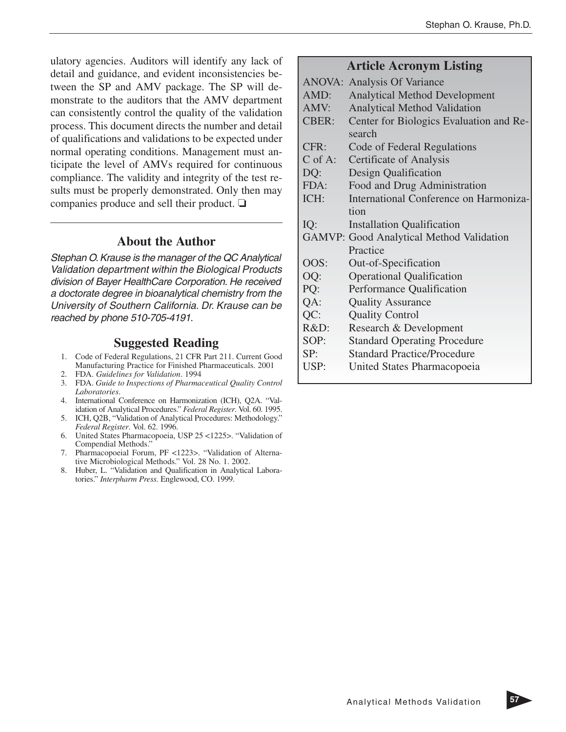ulatory agencies. Auditors will identify any lack of detail and guidance, and evident inconsistencies between the SP and AMV package. The SP will demonstrate to the auditors that the AMV department can consistently control the quality of the validation process. This document directs the number and detail of qualifications and validations to be expected under normal operating conditions. Management must anticipate the level of AMVs required for continuous compliance. The validity and integrity of the test results must be properly demonstrated. Only then may companies produce and sell their product. ❑

## About the Author

*Stephan O. Krause is the manager of the QC Analytical Validation department within the Biological Products division of Bayer HealthCare Corporation. He received a doctorate degree in bioanalytical chemistry from the University of Southern California. Dr. Krause can be reached by phone 510-705-4191.*

## Suggested Reading

1. Code of Federal Regulations, 21 CFR Part 211. Current Good Manufacturing Practice for Finished Pharmaceuticals. 2001
2. FDA. *Guidelines for Validation*. 1994
3. FDA. *Guide to Inspections of Pharmaceutical Quality Control Laboratories*.
4. International Conference on Harmonization (ICH), Q2A. "Validation of Analytical Procedures." *Federal Register*. Vol. 60. 1995.
5. ICH, Q2B, "Validation of Analytical Procedures: Methodology." *Federal Register*. Vol. 62. 1996.
6. United States Pharmacopoeia, USP 25 <1225>. "Validation of Compendial Methods."
7. Pharmacopoeial Forum, PF <1223>. "Validation of Alternative Microbiological Methods." Vol. 28 No. 1. 2002.
8. Huber, L. "Validation and Qualification in Analytical Laboratories." *Interpharm Press*. Englewood, CO. 1999.

## Article Acronym Listing

| Acronym | Definition |
|---|---|
| ANOVA: | Analysis Of Variance |
| AMD: | Analytical Method Development |
| AMV: | Analytical Method Validation |
| CBER: | Center for Biologics Evaluation and Research |
| CFR: | Code of Federal Regulations |
| C of A: | Certificate of Analysis |
| DQ: | Design Qualification |
| FDA: | Food and Drug Administration |
| ICH: | International Conference on Harmonization |
| IQ: | Installation Qualification |
| GAMVP: | Good Analytical Method Validation Practice |
| OOS: | Out-of-Specification |
| OQ: | Operational Qualification |
| PQ: | Performance Qualification |
| QA: | Quality Assurance |
| QC: | Quality Control |
| R&D: | Research & Development |
| SOP: | Standard Operating Procedure |
| SP: | Standard Practice/Procedure |
| USP: | United States Pharmacopoeia |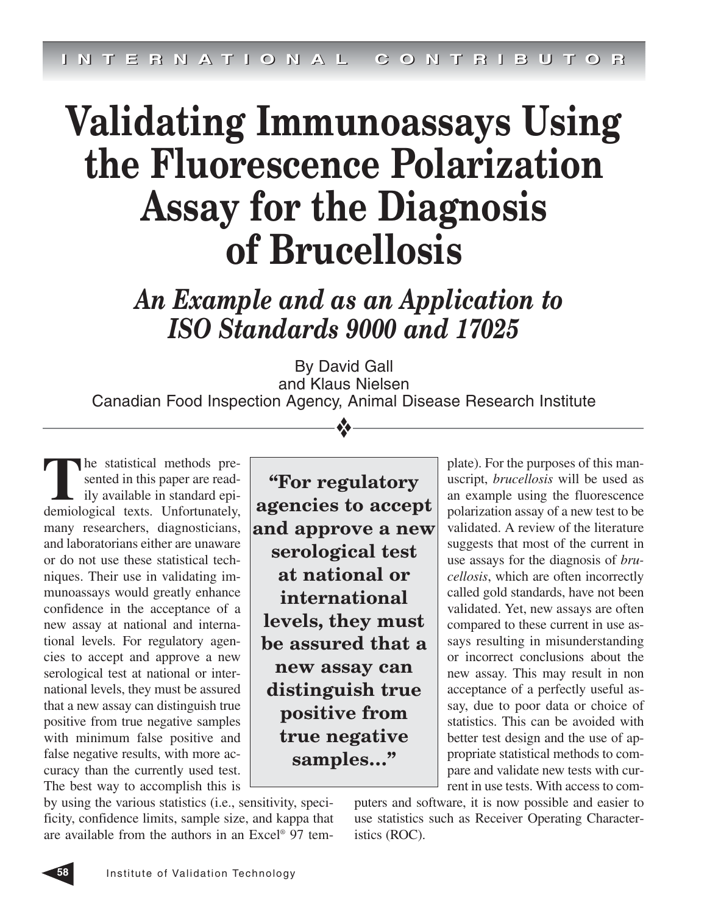# Validating Immunoassays Using the Fluorescence Polarization Assay for the Diagnosis of Brucellosis

## *An Example and as an Application to ISO Standards 9000 and 17025*

By David Gall
and Klaus Nielsen
Canadian Food Inspection Agency, Animal Disease Research Institute

The statistical methods presented in this paper are readily available in standard epidemiological texts. Unfortunately, many researchers, diagnosticians, and laboratorians either are unaware or do not use these statistical techniques. Their use in validating immunoassays would greatly enhance confidence in the acceptance of a new assay at national and international levels. For regulatory agencies to accept and approve a new serological test at national or international levels, they must be assured that a new assay can distinguish true positive from true negative samples with minimum false positive and false negative results, with more accuracy than the currently used test. The best way to accomplish this is by using the various statistics (i.e., sensitivity, specificity, confidence limits, sample size, and kappa that are available from the authors in an Excel® 97 template). For the purposes of this manuscript, *brucellosis* will be used as an example using the fluorescence polarization assay of a new test to be validated. A review of the literature suggests that most of the current in use assays for the diagnosis of *brucellosis*, which are often incorrectly called gold standards, have not been validated. Yet, new assays are often compared to these current in use assays resulting in misunderstanding or incorrect conclusions about the new assay. This may result in non acceptance of a perfectly useful assay, due to poor data or choice of statistics. This can be avoided with better test design and the use of appropriate statistical methods to compare and validate new tests with current in use tests. With access to computers and software, it is now possible and easier to use statistics such as Receiver Operating Characteristics (ROC).

> **"For regulatory agencies to accept and approve a new serological test at national or international levels, they must be assured that a new assay can distinguish true positive from true negative samples..."**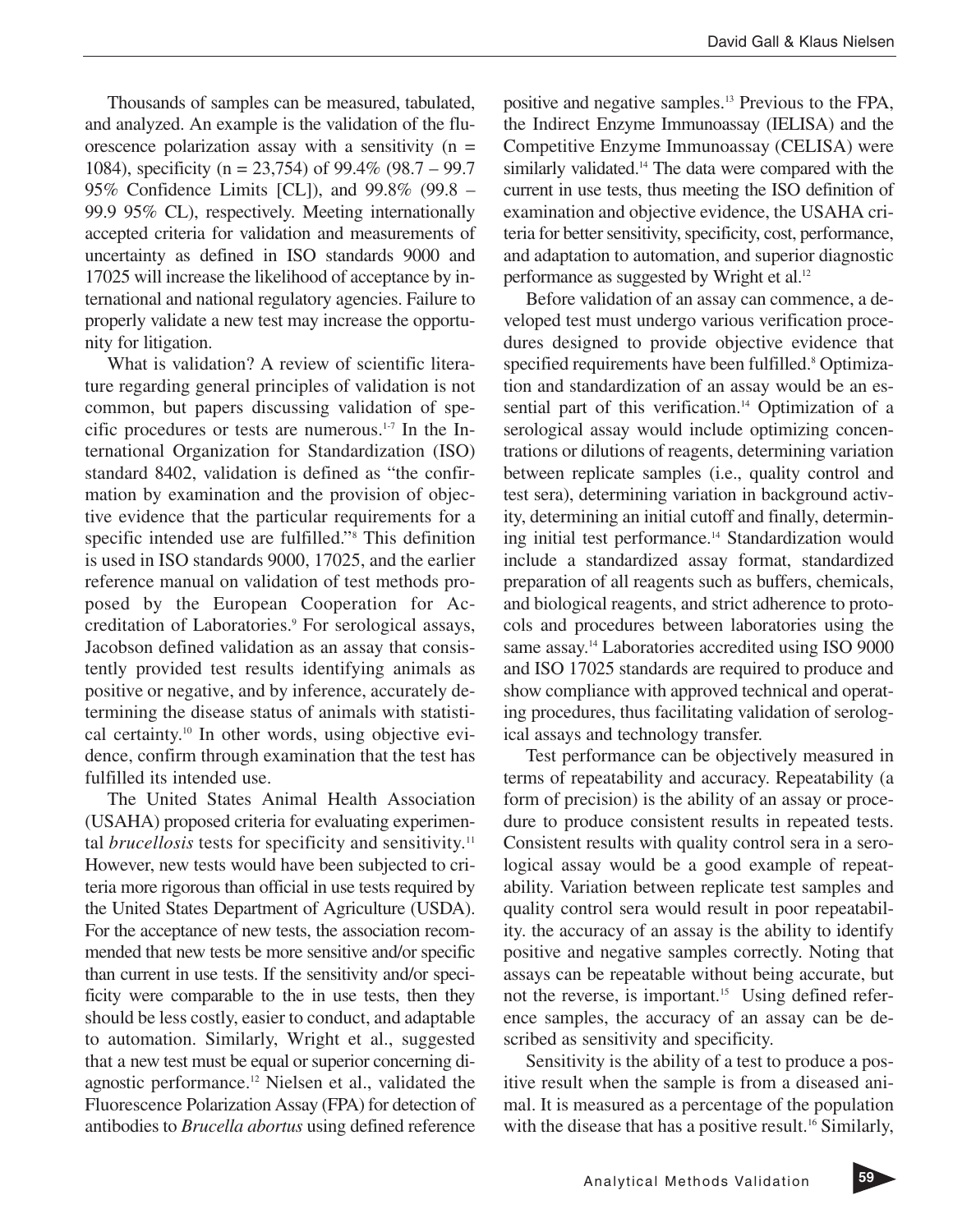Thousands of samples can be measured, tabulated, and analyzed. An example is the validation of the fluorescence polarization assay with a sensitivity (n = 1084), specificity (n = 23,754) of 99.4% (98.7 – 99.7 95% Confidence Limits [CL]), and 99.8% (99.8 – 99.9 95% CL), respectively. Meeting internationally accepted criteria for validation and measurements of uncertainty as defined in ISO standards 9000 and 17025 will increase the likelihood of acceptance by international and national regulatory agencies. Failure to properly validate a new test may increase the opportunity for litigation.

What is validation? A review of scientific literature regarding general principles of validation is not common, but papers discussing validation of specific procedures or tests are numerous.[1-7] In the International Organization for Standardization (ISO) standard 8402, validation is defined as "the confirmation by examination and the provision of objective evidence that the particular requirements for a specific intended use are fulfilled."[8] This definition is used in ISO standards 9000, 17025, and the earlier reference manual on validation of test methods proposed by the European Cooperation for Accreditation of Laboratories.[9] For serological assays, Jacobson defined validation as an assay that consistently provided test results identifying animals as positive or negative, and by inference, accurately determining the disease status of animals with statistical certainty.[10] In other words, using objective evidence, confirm through examination that the test has fulfilled its intended use.

The United States Animal Health Association (USAHA) proposed criteria for evaluating experimental *brucellosis* tests for specificity and sensitivity.[11] However, new tests would have been subjected to criteria more rigorous than official in use tests required by the United States Department of Agriculture (USDA). For the acceptance of new tests, the association recommended that new tests be more sensitive and/or specific than current in use tests. If the sensitivity and/or specificity were comparable to the in use tests, then they should be less costly, easier to conduct, and adaptable to automation. Similarly, Wright et al., suggested that a new test must be equal or superior concerning diagnostic performance.[12] Nielsen et al., validated the Fluorescence Polarization Assay (FPA) for detection of antibodies to *Brucella abortus* using defined reference positive and negative samples.[13] Previous to the FPA, the Indirect Enzyme Immunoassay (IELISA) and the Competitive Enzyme Immunoassay (CELISA) were similarly validated.[14] The data were compared with the current in use tests, thus meeting the ISO definition of examination and objective evidence, the USAHA criteria for better sensitivity, specificity, cost, performance, and adaptation to automation, and superior diagnostic performance as suggested by Wright et al.[12]

Before validation of an assay can commence, a developed test must undergo various verification procedures designed to provide objective evidence that specified requirements have been fulfilled.[8] Optimization and standardization of an assay would be an essential part of this verification.[14] Optimization of a serological assay would include optimizing concentrations or dilutions of reagents, determining variation between replicate samples (i.e., quality control and test sera), determining variation in background activity, determining an initial cutoff and finally, determining initial test performance.[14] Standardization would include a standardized assay format, standardized preparation of all reagents such as buffers, chemicals, and biological reagents, and strict adherence to protocols and procedures between laboratories using the same assay.[14] Laboratories accredited using ISO 9000 and ISO 17025 standards are required to produce and show compliance with approved technical and operating procedures, thus facilitating validation of serological assays and technology transfer.

Test performance can be objectively measured in terms of repeatability and accuracy. Repeatability (a form of precision) is the ability of an assay or procedure to produce consistent results in repeated tests. Consistent results with quality control sera in a serological assay would be a good example of repeatability. Variation between replicate test samples and quality control sera would result in poor repeatability. the accuracy of an assay is the ability to identify positive and negative samples correctly. Noting that assays can be repeatable without being accurate, but not the reverse, is important.[15] Using defined reference samples, the accuracy of an assay can be described as sensitivity and specificity.

Sensitivity is the ability of a test to produce a positive result when the sample is from a diseased animal. It is measured as a percentage of the population with the disease that has a positive result.[16] Similarly,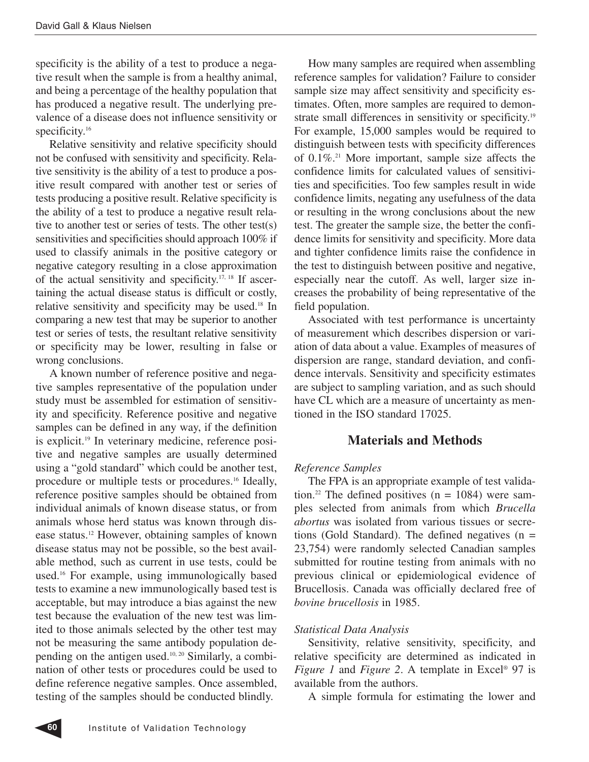specificity is the ability of a test to produce a negative result when the sample is from a healthy animal, and being a percentage of the healthy population that has produced a negative result. The underlying prevalence of a disease does not influence sensitivity or specificity.[16]

Relative sensitivity and relative specificity should not be confused with sensitivity and specificity. Relative sensitivity is the ability of a test to produce a positive result compared with another test or series of tests producing a positive result. Relative specificity is the ability of a test to produce a negative result relative to another test or series of tests. The other test(s) sensitivities and specificities should approach 100% if used to classify animals in the positive category or negative category resulting in a close approximation of the actual sensitivity and specificity.[17, 18] If ascertaining the actual disease status is difficult or costly, relative sensitivity and specificity may be used.[18] In comparing a new test that may be superior to another test or series of tests, the resultant relative sensitivity or specificity may be lower, resulting in false or wrong conclusions.

A known number of reference positive and negative samples representative of the population under study must be assembled for estimation of sensitivity and specificity. Reference positive and negative samples can be defined in any way, if the definition is explicit.[19] In veterinary medicine, reference positive and negative samples are usually determined using a "gold standard" which could be another test, procedure or multiple tests or procedures.[16] Ideally, reference positive samples should be obtained from individual animals of known disease status, or from animals whose herd status was known through disease status.[12] However, obtaining samples of known disease status may not be possible, so the best available method, such as current in use tests, could be used.[16] For example, using immunologically based tests to examine a new immunologically based test is acceptable, but may introduce a bias against the new test because the evaluation of the new test was limited to those animals selected by the other test may not be measuring the same antibody population depending on the antigen used.[10, 20] Similarly, a combination of other tests or procedures could be used to define reference negative samples. Once assembled, testing of the samples should be conducted blindly.

How many samples are required when assembling reference samples for validation? Failure to consider sample size may affect sensitivity and specificity estimates. Often, more samples are required to demonstrate small differences in sensitivity or specificity.[19] For example, 15,000 samples would be required to distinguish between tests with specificity differences of 0.1%.[21] More important, sample size affects the confidence limits for calculated values of sensitivities and specificities. Too few samples result in wide confidence limits, negating any usefulness of the data or resulting in the wrong conclusions about the new test. The greater the sample size, the better the confidence limits for sensitivity and specificity. More data and tighter confidence limits raise the confidence in the test to distinguish between positive and negative, especially near the cutoff. As well, larger size increases the probability of being representative of the field population.

Associated with test performance is uncertainty of measurement which describes dispersion or variation of data about a value. Examples of measures of dispersion are range, standard deviation, and confidence intervals. Sensitivity and specificity estimates are subject to sampling variation, and as such should have CL which are a measure of uncertainty as mentioned in the ISO standard 17025.

## Materials and Methods

### *Reference Samples*

The FPA is an appropriate example of test validation.[22] The defined positives (n = 1084) were samples selected from animals from which *Brucella abortus* was isolated from various tissues or secretions (Gold Standard). The defined negatives (n = 23,754) were randomly selected Canadian samples submitted for routine testing from animals with no previous clinical or epidemiological evidence of Brucellosis. Canada was officially declared free of *bovine brucellosis* in 1985.

### *Statistical Data Analysis*

Sensitivity, relative sensitivity, specificity, and relative specificity are determined as indicated in *Figure 1* and *Figure 2*. A template in Excel® 97 is available from the authors.

A simple formula for estimating the lower and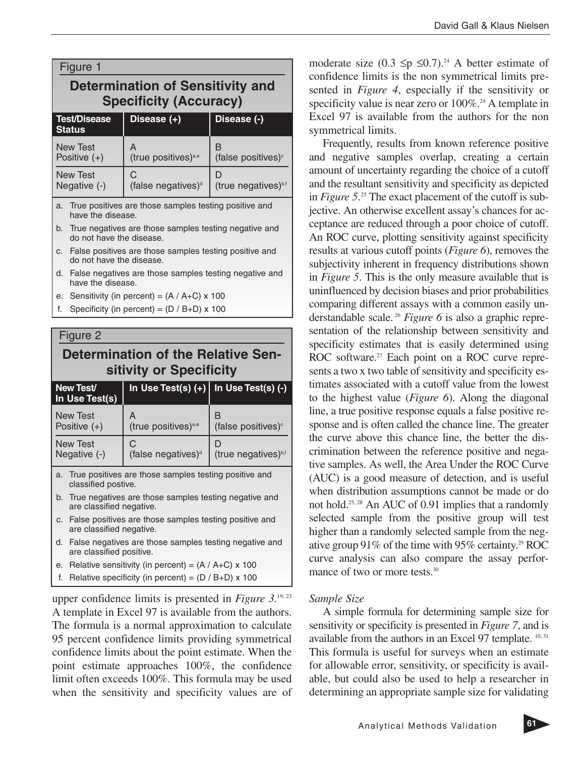Figure 1

**Determination of Sensitivity and Specificity (Accuracy)**

| Test/Disease Status | Disease (+) | Disease (-) |
|---|---|---|
| New Test Positive (+) | A (true positives)[a,e] | B (false positives)[c] |
| New Test Negative (-) | C (false negatives)[d] | D (true negatives)[b,f] |

a. True positives are those samples testing positive and have the disease.
b. True negatives are those samples testing negative and do not have the disease.
c. False positives are those samples testing positive and do not have the disease.
d. False negatives are those samples testing negative and have the disease.
e. Sensitivity (in percent) = (A / A+C) x 100
f. Specificity (in percent) = (D / B+D) x 100

Figure 2

**Determination of the Relative Sensitivity or Specificity**

| New Test/ In Use Test(s) | In Use Test(s) (+) | In Use Test(s) (-) |
|---|---|---|
| New Test Positive (+) | A (true positives)[a,e] | B (false positives)[c] |
| New Test Negative (-) | C (false negatives)[d] | D (true negatives)[b,f] |

a. True positives are those samples testing positive and classified postive.
b. True negatives are those samples testing negative and are classified negative.
c. False positives are those samples testing positive and are classified negative.
d. False negatives are those samples testing negative and are classified positive.
e. Relative sensitivity (in percent) = (A / A+C) x 100
f. Relative specificity (in percent) = (D / B+D) x 100

upper confidence limits is presented in *Figure 3*.[19, 23] A template in Excel 97 is available from the authors. The formula is a normal approximation to calculate 95 percent confidence limits providing symmetrical confidence limits about the point estimate. When the point estimate approaches 100%, the confidence limit often exceeds 100%. This formula may be used when the sensitivity and specificity values are of moderate size ($0.3 \leq p \leq 0.7$).[24] A better estimate of confidence limits is the non symmetrical limits presented in *Figure 4*, especially if the sensitivity or specificity value is near zero or 100%.[24] A template in Excel 97 is available from the authors for the non symmetrical limits.

Frequently, results from known reference positive and negative samples overlap, creating a certain amount of uncertainty regarding the choice of a cutoff and the resultant sensitivity and specificity as depicted in *Figure 5*.[25] The exact placement of the cutoff is subjective. An otherwise excellent assay's chances for acceptance are reduced through a poor choice of cutoff. An ROC curve, plotting sensitivity against specificity results at various cutoff points (*Figure 6*), removes the subjectivity inherent in frequency distributions shown in *Figure 5*. This is the only measure available that is uninfluenced by decision biases and prior probabilities comparing different assays with a common easily understandable scale.[26] *Figure 6* is also a graphic representation of the relationship between sensitivity and specificity estimates that is easily determined using ROC software.[27] Each point on a ROC curve represents a two x two table of sensitivity and specificity estimates associated with a cutoff value from the lowest to the highest value (*Figure 6*). Along the diagonal line, a true positive response equals a false positive response and is often called the chance line. The greater the curve above this chance line, the better the discrimination between the reference positive and negative samples. As well, the Area Under the ROC Curve (AUC) is a good measure of detection, and is useful when distribution assumptions cannot be made or do not hold.[25, 28] An AUC of 0.91 implies that a randomly selected sample from the positive group will test higher than a randomly selected sample from the negative group 91% of the time with 95% certainty.[29] ROC curve analysis can also compare the assay performance of two or more tests.[30]

*Sample Size*

A simple formula for determining sample size for sensitivity or specificity is presented in *Figure 7*, and is available from the authors in an Excel 97 template.[10, 31] This formula is useful for surveys when an estimate for allowable error, sensitivity, or specificity is available, but could also be used to help a researcher in determining an appropriate sample size for validating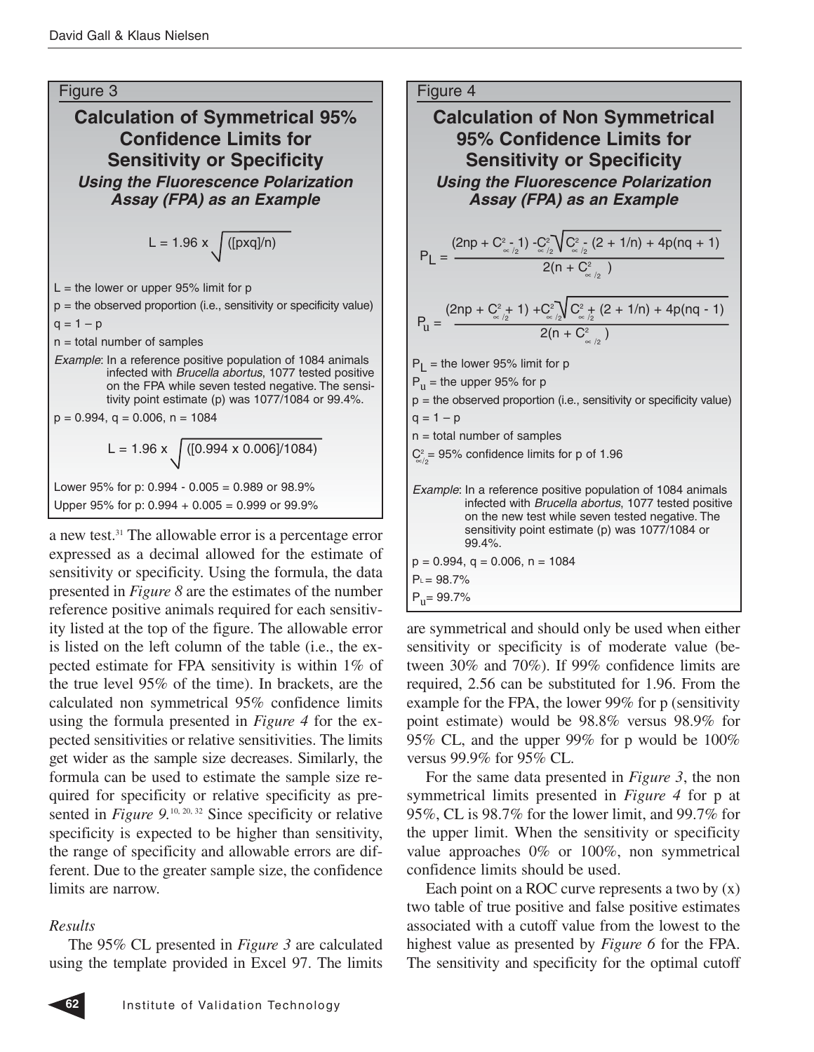### Figure 3

## Calculation of Symmetrical 95% Confidence Limits for Sensitivity or Specificity

### *Using the Fluorescence Polarization Assay (FPA) as an Example*

$$L = 1.96 \times \sqrt{([pxq]/n)}$$

L = the lower or upper 95% limit for p

p = the observed proportion (i.e., sensitivity or specificity value)

q = 1 – p

n = total number of samples

*Example*: In a reference positive population of 1084 animals infected with *Brucella abortus*, 1077 tested positive on the FPA while seven tested negative. The sensitivity point estimate (p) was 1077/1084 or 99.4%.

p = 0.994, q = 0.006, n = 1084

$$L = 1.96 \times \sqrt{([0.994 \times 0.006]/1084)}$$

Lower 95% for p: 0.994 - 0.005 = 0.989 or 98.9%

Upper 95% for p: 0.994 + 0.005 = 0.999 or 99.9%

### Figure 4

## Calculation of Non Symmetrical 95% Confidence Limits for Sensitivity or Specificity

### *Using the Fluorescence Polarization Assay (FPA) as an Example*

$$P_L = \frac{(2np + C^2_{\propto/2} - 1) - C^2_{\propto/2}\sqrt{C^2_{\propto/2} - (2 + 1/n) + 4p(nq + 1)}}{2(n + C^2_{\propto/2})}$$

$$P_u = \frac{(2np + C^2_{\propto/2} + 1) + C^2_{\propto/2}\sqrt{C^2_{\propto/2} + (2 + 1/n) + 4p(nq - 1)}}{2(n + C^2_{\propto/2})}$$

$P_L$ = the lower 95% limit for p

$P_u$ = the upper 95% for p

p = the observed proportion (i.e., sensitivity or specificity value)

q = 1 – p

n = total number of samples

$C^2_{\propto/2}$ = 95% confidence limits for p of 1.96

*Example*: In a reference positive population of 1084 animals infected with *Brucella abortus*, 1077 tested positive on the new test while seven tested negative. The sensitivity point estimate (p) was 1077/1084 or 99.4%.

p = 0.994, q = 0.006, n = 1084

$P_L$ = 98.7%

$P_u$ = 99.7%

a new test.[31] The allowable error is a percentage error expressed as a decimal allowed for the estimate of sensitivity or specificity. Using the formula, the data presented in *Figure 8* are the estimates of the number reference positive animals required for each sensitivity listed at the top of the figure. The allowable error is listed on the left column of the table (i.e., the expected estimate for FPA sensitivity is within 1% of the true level 95% of the time). In brackets, are the calculated non symmetrical 95% confidence limits using the formula presented in *Figure 4* for the expected sensitivities or relative sensitivities. The limits get wider as the sample size decreases. Similarly, the formula can be used to estimate the sample size required for specificity or relative specificity as presented in *Figure 9*.[10, 20, 32] Since specificity or relative specificity is expected to be higher than sensitivity, the range of specificity and allowable errors are different. Due to the greater sample size, the confidence limits are narrow.

### *Results*

The 95% CL presented in *Figure 3* are calculated using the template provided in Excel 97. The limits are symmetrical and should only be used when either sensitivity or specificity is of moderate value (between 30% and 70%). If 99% confidence limits are required, 2.56 can be substituted for 1.96. From the example for the FPA, the lower 99% for p (sensitivity point estimate) would be 98.8% versus 98.9% for 95% CL, and the upper 99% for p would be 100% versus 99.9% for 95% CL.

For the same data presented in *Figure 3*, the non symmetrical limits presented in *Figure 4* for p at 95%, CL is 98.7% for the lower limit, and 99.7% for the upper limit. When the sensitivity or specificity value approaches 0% or 100%, non symmetrical confidence limits should be used.

Each point on a ROC curve represents a two by (x) two table of true positive and false positive estimates associated with a cutoff value from the lowest to the highest value as presented by *Figure 6* for the FPA. The sensitivity and specificity for the optimal cutoff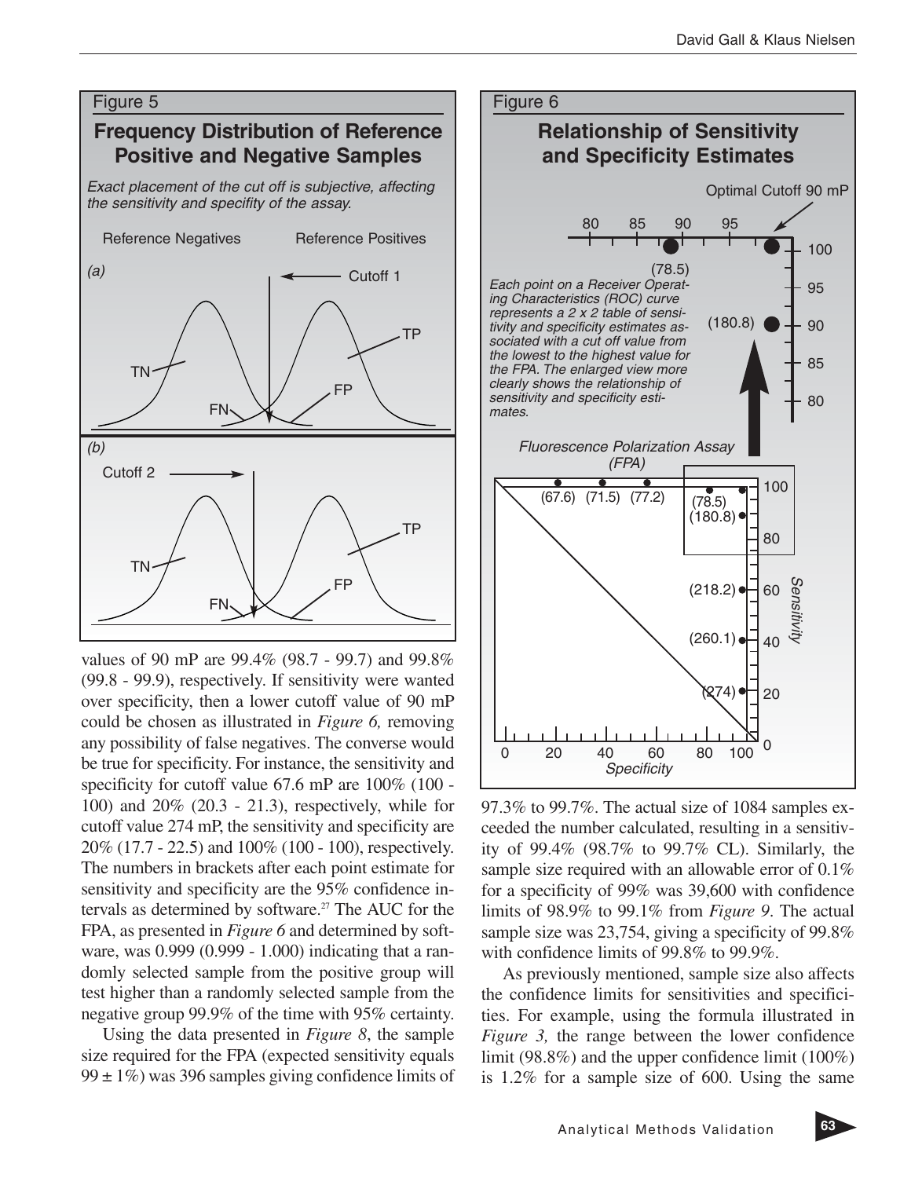Figure 5

## Frequency Distribution of Reference Positive and Negative Samples

*Exact placement of the cut off is subjective, affecting the sensitivity and specifity of the assay.*

Figure 6

## Relationship of Sensitivity and Specificity Estimates

*Each point on a Receiver Operating Characteristics (ROC) curve represents a 2 x 2 table of sensitivity and specificity estimates associated with a cut off value from the lowest to the highest value for the FPA. The enlarged view more clearly shows the relationship of sensitivity and specificity estimates.*

values of 90 mP are 99.4% (98.7 - 99.7) and 99.8% (99.8 - 99.9), respectively. If sensitivity were wanted over specificity, then a lower cutoff value of 90 mP could be chosen as illustrated in *Figure 6,* removing any possibility of false negatives. The converse would be true for specificity. For instance, the sensitivity and specificity for cutoff value 67.6 mP are 100% (100 - 100) and 20% (20.3 - 21.3), respectively, while for cutoff value 274 mP, the sensitivity and specificity are 20% (17.7 - 22.5) and 100% (100 - 100), respectively. The numbers in brackets after each point estimate for sensitivity and specificity are the 95% confidence intervals as determined by software.[27] The AUC for the FPA, as presented in *Figure 6* and determined by software, was 0.999 (0.999 - 1.000) indicating that a randomly selected sample from the positive group will test higher than a randomly selected sample from the negative group 99.9% of the time with 95% certainty.

Using the data presented in *Figure 8*, the sample size required for the FPA (expected sensitivity equals 99 ± 1%) was 396 samples giving confidence limits of 97.3% to 99.7%. The actual size of 1084 samples exceeded the number calculated, resulting in a sensitivity of 99.4% (98.7% to 99.7% CL). Similarly, the sample size required with an allowable error of 0.1% for a specificity of 99% was 39,600 with confidence limits of 98.9% to 99.1% from *Figure 9*. The actual sample size was 23,754, giving a specificity of 99.8% with confidence limits of 99.8% to 99.9%.

As previously mentioned, sample size also affects the confidence limits for sensitivities and specificities. For example, using the formula illustrated in *Figure 3,* the range between the lower confidence limit (98.8%) and the upper confidence limit (100%) is 1.2% for a sample size of 600. Using the same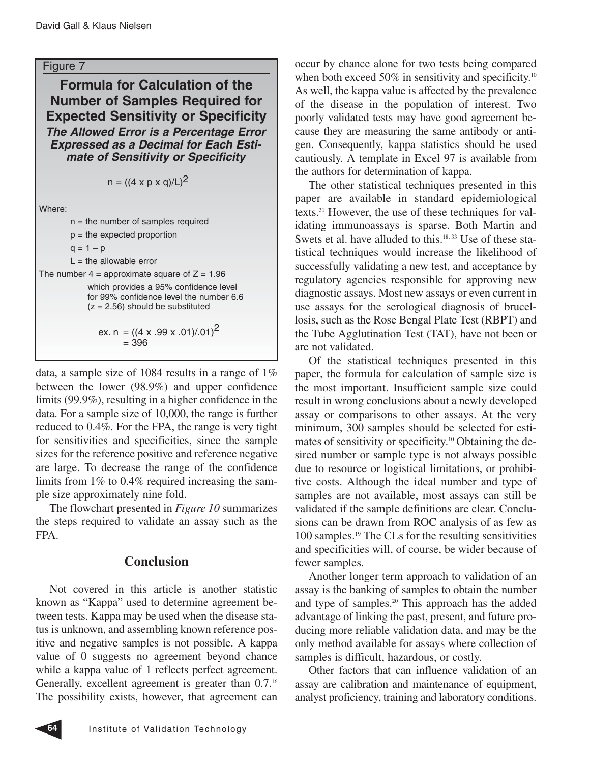Figure 7

**Formula for Calculation of the Number of Samples Required for Expected Sensitivity or Specificity**

***The Allowed Error is a Percentage Error Expressed as a Decimal for Each Estimate of Sensitivity or Specificity***

$$n = ((4 \times p \times q)/L)^2$$

Where:

- n = the number of samples required
- p = the expected proportion
- q = 1 – p
- L = the allowable error

The number 4 = approximate square of Z = 1.96 which provides a 95% confidence level for 99% confidence level the number 6.6 (z = 2.56) should be substituted

$$\text{ex. } n = ((4 \times .99 \times .01)/.01)^2 = 396$$

data, a sample size of 1084 results in a range of 1% between the lower (98.9%) and upper confidence limits (99.9%), resulting in a higher confidence in the data. For a sample size of 10,000, the range is further reduced to 0.4%. For the FPA, the range is very tight for sensitivities and specificities, since the sample sizes for the reference positive and reference negative are large. To decrease the range of the confidence limits from 1% to 0.4% required increasing the sample size approximately nine fold.

The flowchart presented in *Figure 10* summarizes the steps required to validate an assay such as the FPA.

## Conclusion

Not covered in this article is another statistic known as "Kappa" used to determine agreement between tests. Kappa may be used when the disease status is unknown, and assembling known reference positive and negative samples is not possible. A kappa value of 0 suggests no agreement beyond chance while a kappa value of 1 reflects perfect agreement. Generally, excellent agreement is greater than 0.7.[16] The possibility exists, however, that agreement can occur by chance alone for two tests being compared when both exceed 50% in sensitivity and specificity.[10] As well, the kappa value is affected by the prevalence of the disease in the population of interest. Two poorly validated tests may have good agreement because they are measuring the same antibody or antigen. Consequently, kappa statistics should be used cautiously. A template in Excel 97 is available from the authors for determination of kappa.

The other statistical techniques presented in this paper are available in standard epidemiological texts.[31] However, the use of these techniques for validating immunoassays is sparse. Both Martin and Swets et al. have alluded to this.[18, 33] Use of these statistical techniques would increase the likelihood of successfully validating a new test, and acceptance by regulatory agencies responsible for approving new diagnostic assays. Most new assays or even current in use assays for the serological diagnosis of brucellosis, such as the Rose Bengal Plate Test (RBPT) and the Tube Agglutination Test (TAT), have not been or are not validated.

Of the statistical techniques presented in this paper, the formula for calculation of sample size is the most important. Insufficient sample size could result in wrong conclusions about a newly developed assay or comparisons to other assays. At the very minimum, 300 samples should be selected for estimates of sensitivity or specificity.[10] Obtaining the desired number or sample type is not always possible due to resource or logistical limitations, or prohibitive costs. Although the ideal number and type of samples are not available, most assays can still be validated if the sample definitions are clear. Conclusions can be drawn from ROC analysis of as few as 100 samples.[19] The CLs for the resulting sensitivities and specificities will, of course, be wider because of fewer samples.

Another longer term approach to validation of an assay is the banking of samples to obtain the number and type of samples.[20] This approach has the added advantage of linking the past, present, and future producing more reliable validation data, and may be the only method available for assays where collection of samples is difficult, hazardous, or costly.

Other factors that can influence validation of an assay are calibration and maintenance of equipment, analyst proficiency, training and laboratory conditions.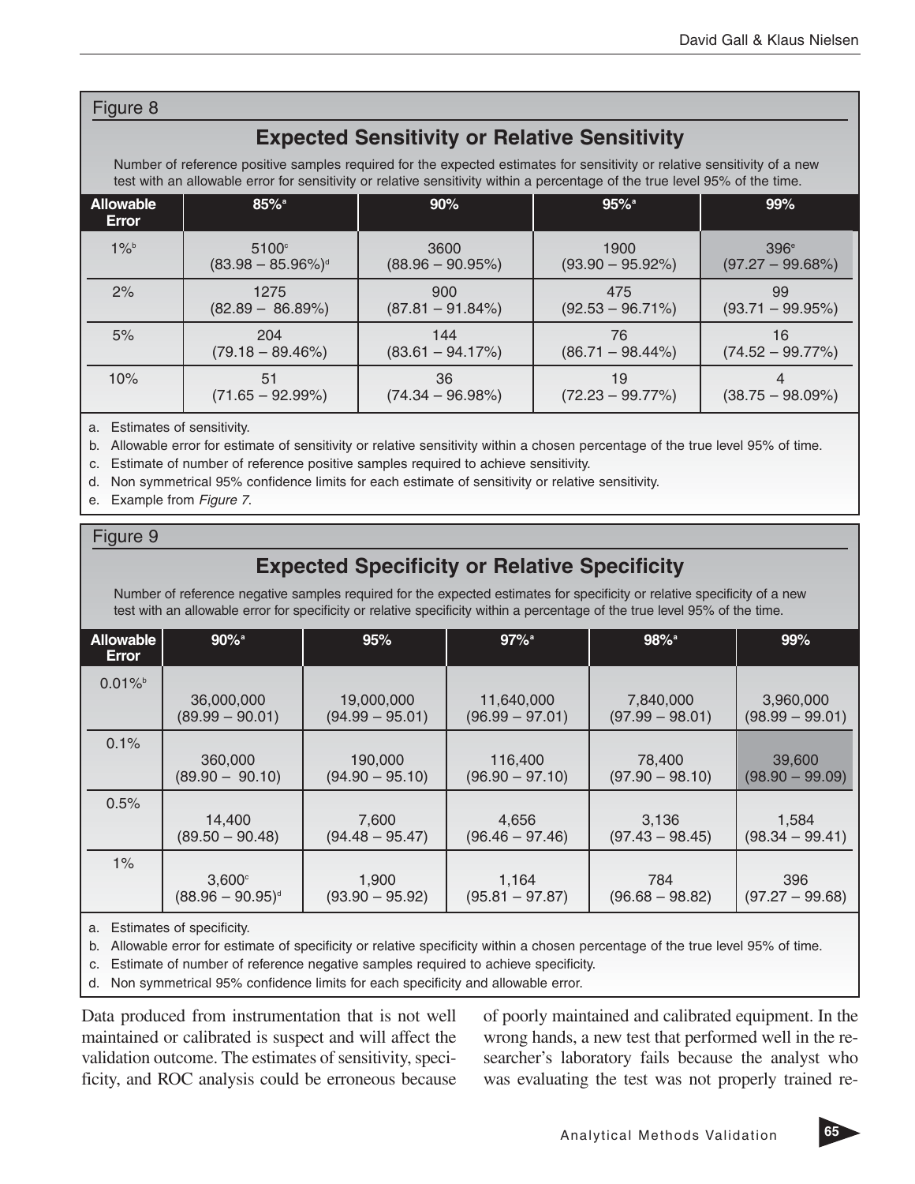Figure 8

## Expected Sensitivity or Relative Sensitivity

Number of reference positive samples required for the expected estimates for sensitivity or relative sensitivity of a new test with an allowable error for sensitivity or relative sensitivity within a percentage of the true level 95% of the time.

| Allowable Error | 85%[a] | 90% | 95%[a] | 99% |
|---|---|---|---|---|
| 1%[b] | 5100[c] (83.98 – 85.96%)[d] | 3600 (88.96 – 90.95%) | 1900 (93.90 – 95.92%) | 396[e] (97.27 – 99.68%) |
| 2% | 1275 (82.89 – 86.89%) | 900 (87.81 – 91.84%) | 475 (92.53 – 96.71%) | 99 (93.71 – 99.95%) |
| 5% | 204 (79.18 – 89.46%) | 144 (83.61 – 94.17%) | 76 (86.71 – 98.44%) | 16 (74.52 – 99.77%) |
| 10% | 51 (71.65 – 92.99%) | 36 (74.34 – 96.98%) | 19 (72.23 – 99.77%) | 4 (38.75 – 98.09%) |

a. Estimates of sensitivity.
b. Allowable error for estimate of sensitivity or relative sensitivity within a chosen percentage of the true level 95% of time.
c. Estimate of number of reference positive samples required to achieve sensitivity.
d. Non symmetrical 95% confidence limits for each estimate of sensitivity or relative sensitivity.
e. Example from *Figure 7*.

Figure 9

## Expected Specificity or Relative Specificity

Number of reference negative samples required for the expected estimates for specificity or relative specificity of a new test with an allowable error for specificity or relative specificity within a percentage of the true level 95% of the time.

| Allowable Error | 90%[a] | 95% | 97%[a] | 98%[a] | 99% |
|---|---|---|---|---|---|
| 0.01%[b] | 36,000,000 (89.99 – 90.01) | 19,000,000 (94.99 – 95.01) | 11,640,000 (96.99 – 97.01) | 7,840,000 (97.99 – 98.01) | 3,960,000 (98.99 – 99.01) |
| 0.1% | 360,000 (89.90 – 90.10) | 190,000 (94.90 – 95.10) | 116,400 (96.90 – 97.10) | 78,400 (97.90 – 98.10) | 39,600 (98.90 – 99.09) |
| 0.5% | 14,400 (89.50 – 90.48) | 7,600 (94.48 – 95.47) | 4,656 (96.46 – 97.46) | 3,136 (97.43 – 98.45) | 1,584 (98.34 – 99.41) |
| 1% | 3,600[c] (88.96 – 90.95)[d] | 1,900 (93.90 – 95.92) | 1,164 (95.81 – 97.87) | 784 (96.68 – 98.82) | 396 (97.27 – 99.68) |

a. Estimates of specificity.
b. Allowable error for estimate of specificity or relative specificity within a chosen percentage of the true level 95% of time.
c. Estimate of number of reference negative samples required to achieve specificity.
d. Non symmetrical 95% confidence limits for each specificity and allowable error.

Data produced from instrumentation that is not well maintained or calibrated is suspect and will affect the validation outcome. The estimates of sensitivity, specificity, and ROC analysis could be erroneous because of poorly maintained and calibrated equipment. In the wrong hands, a new test that performed well in the researcher's laboratory fails because the analyst who was evaluating the test was not properly trained re-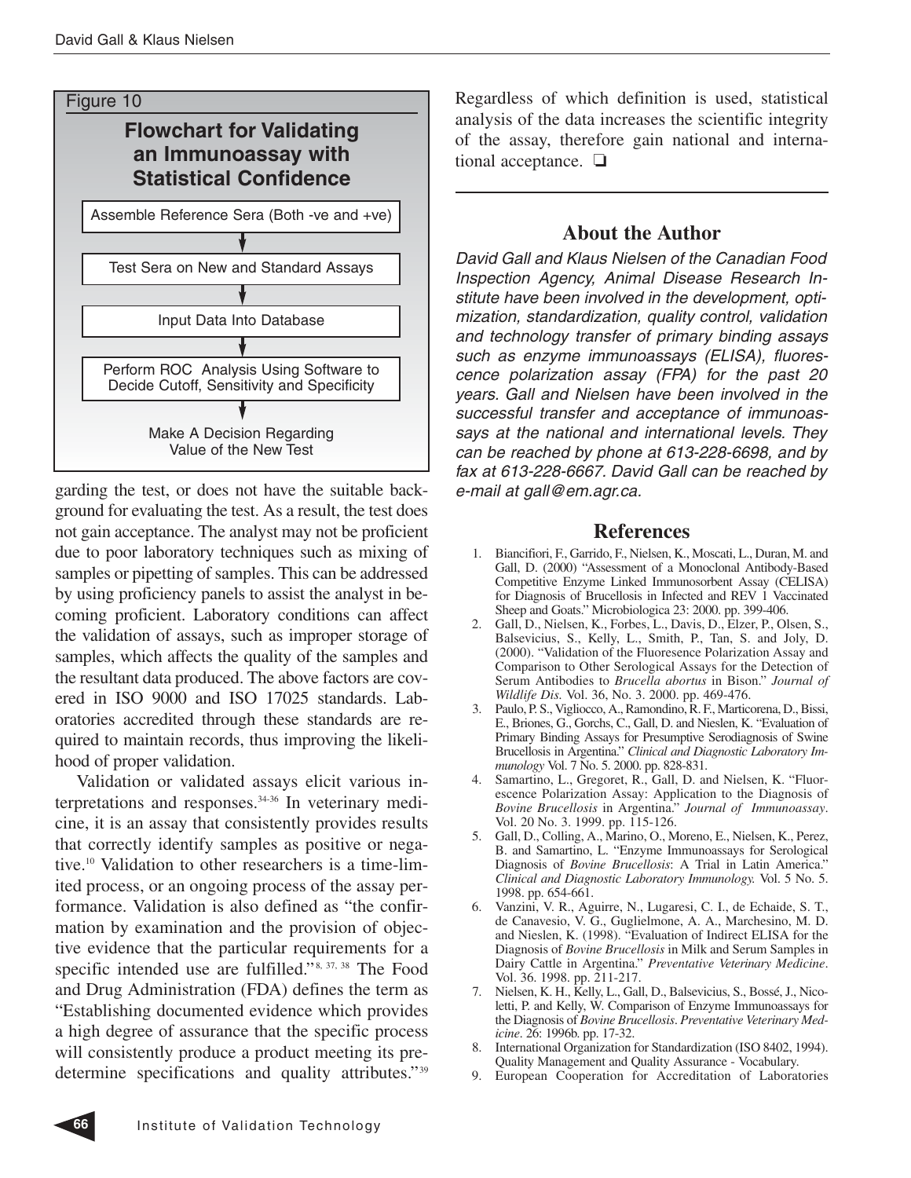Figure 10

**Flowchart for Validating an Immunoassay with Statistical Confidence**

Assemble Reference Sera (Both -ve and +ve)

↓

Test Sera on New and Standard Assays

↓

Input Data Into Database

↓

Perform ROC Analysis Using Software to Decide Cutoff, Sensitivity and Specificity

↓

Make A Decision Regarding Value of the New Test

garding the test, or does not have the suitable background for evaluating the test. As a result, the test does not gain acceptance. The analyst may not be proficient due to poor laboratory techniques such as mixing of samples or pipetting of samples. This can be addressed by using proficiency panels to assist the analyst in becoming proficient. Laboratory conditions can affect the validation of assays, such as improper storage of samples, which affects the quality of the samples and the resultant data produced. The above factors are covered in ISO 9000 and ISO 17025 standards. Laboratories accredited through these standards are required to maintain records, thus improving the likelihood of proper validation.

Validation or validated assays elicit various interpretations and responses.[34-36] In veterinary medicine, it is an assay that consistently provides results that correctly identify samples as positive or negative.[10] Validation to other researchers is a time-limited process, or an ongoing process of the assay performance. Validation is also defined as "the confirmation by examination and the provision of objective evidence that the particular requirements for a specific intended use are fulfilled."[8, 37, 38] The Food and Drug Administration (FDA) defines the term as "Establishing documented evidence which provides a high degree of assurance that the specific process will consistently produce a product meeting its predetermine specifications and quality attributes."[39] Regardless of which definition is used, statistical analysis of the data increases the scientific integrity of the assay, therefore gain national and international acceptance. ❑

## About the Author

*David Gall and Klaus Nielsen of the Canadian Food Inspection Agency, Animal Disease Research Institute have been involved in the development, optimization, standardization, quality control, validation and technology transfer of primary binding assays such as enzyme immunoassays (ELISA), fluorescence polarization assay (FPA) for the past 20 years. Gall and Nielsen have been involved in the successful transfer and acceptance of immunoassays at the national and international levels. They can be reached by phone at 613-228-6698, and by fax at 613-228-6667. David Gall can be reached by e-mail at gall@em.agr.ca.*

## References

1. Biancifiori, F., Garrido, F., Nielsen, K., Moscati, L., Duran, M. and Gall, D. (2000) "Assessment of a Monoclonal Antibody-Based Competitive Enzyme Linked Immunosorbent Assay (CELISA) for Diagnosis of Brucellosis in Infected and REV 1 Vaccinated Sheep and Goats." Microbiologica 23: 2000. pp. 399-406.
2. Gall, D., Nielsen, K., Forbes, L., Davis, D., Elzer, P., Olsen, S., Balsevicius, S., Kelly, L., Smith, P., Tan, S. and Joly, D. (2000). "Validation of the Fluoresence Polarization Assay and Comparison to Other Serological Assays for the Detection of Serum Antibodies to *Brucella abortus* in Bison." *Journal of Wildlife Dis.* Vol. 36, No. 3. 2000. pp. 469-476.
3. Paulo, P. S., Vigliocco, A., Ramondino, R. F., Marticorena, D., Bissi, E., Briones, G., Gorchs, C., Gall, D. and Nieslen, K. "Evaluation of Primary Binding Assays for Presumptive Serodiagnosis of Swine Brucellosis in Argentina." *Clinical and Diagnostic Laboratory Immunology* Vol. 7 No. 5. 2000. pp. 828-831.
4. Samartino, L., Gregoret, R., Gall, D. and Nielsen, K. "Fluorescence Polarization Assay: Application to the Diagnosis of *Bovine Brucellosis* in Argentina." *Journal of Immunoassay*. Vol. 20 No. 3. 1999. pp. 115-126.
5. Gall, D., Colling, A., Marino, O., Moreno, E., Nielsen, K., Perez, B. and Samartino, L. "Enzyme Immunoassays for Serological Diagnosis of *Bovine Brucellosis*: A Trial in Latin America." *Clinical and Diagnostic Laboratory Immunology.* Vol. 5 No. 5. 1998. pp. 654-661.
6. Vanzini, V. R., Aguirre, N., Lugaresi, C. I., de Echaide, S. T., de Canavesio, V. G., Guglielmone, A. A., Marchesino, M. D. and Nieslen, K. (1998). "Evaluation of Indirect ELISA for the Diagnosis of *Bovine Brucellosis* in Milk and Serum Samples in Dairy Cattle in Argentina." *Preventative Veterinary Medicine*. Vol. 36. 1998. pp. 211-217.
7. Nielsen, K. H., Kelly, L., Gall, D., Balsevicius, S., Bossé, J., Nicoletti, P. and Kelly, W. Comparison of Enzyme Immunoassays for the Diagnosis of *Bovine Brucellosis*. *Preventative Veterinary Medicine*. 26: 1996b. pp. 17-32.
8. International Organization for Standardization (ISO 8402, 1994). Quality Management and Quality Assurance - Vocabulary.
9. European Cooperation for Accreditation of Laboratories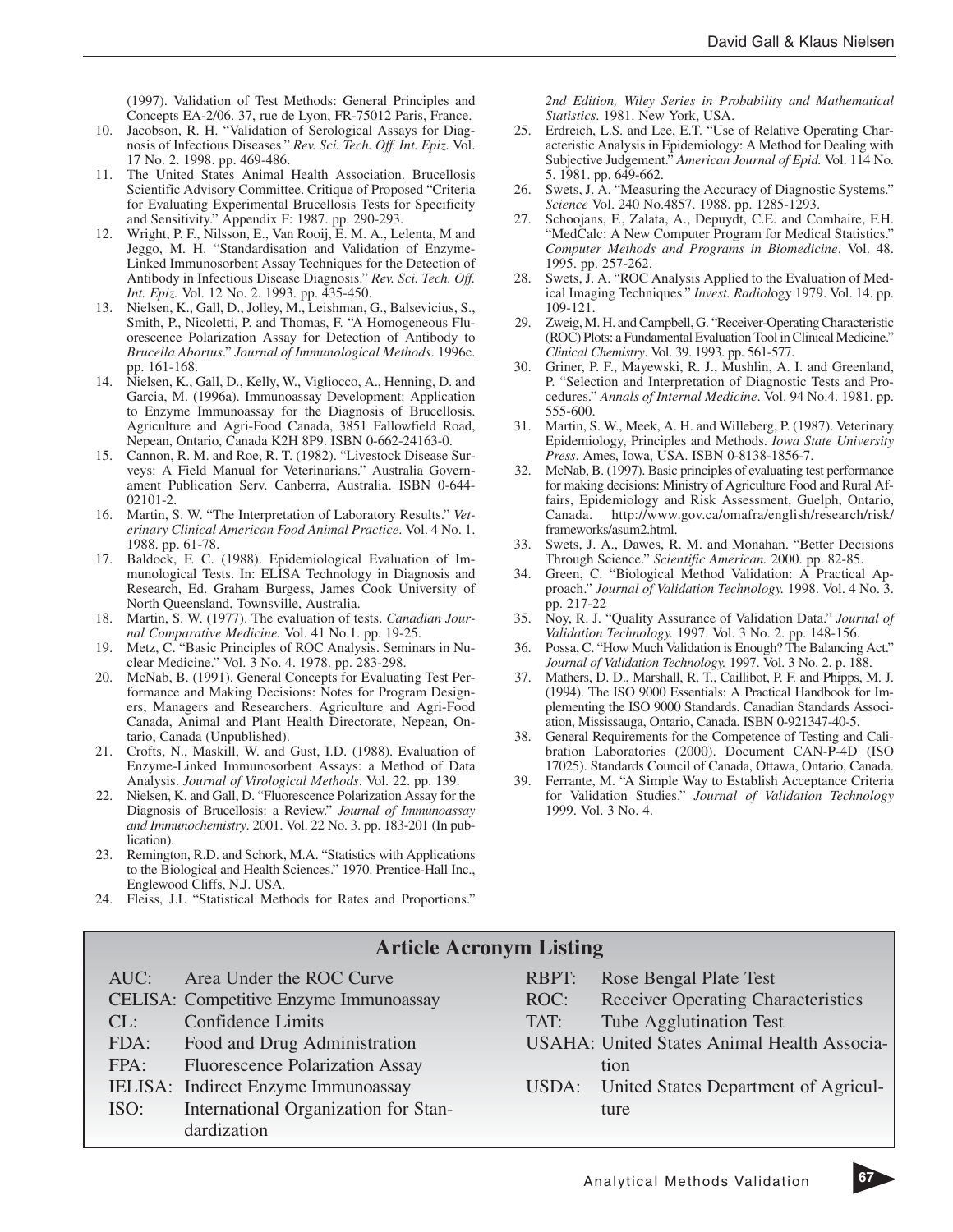(1997). Validation of Test Methods: General Principles and Concepts EA-2/06. 37, rue de Lyon, FR-75012 Paris, France.

10. Jacobson, R. H. "Validation of Serological Assays for Diagnosis of Infectious Diseases." *Rev. Sci. Tech. Off. Int. Epiz.* Vol. 17 No. 2. 1998. pp. 469-486.
11. The United States Animal Health Association. Brucellosis Scientific Advisory Committee. Critique of Proposed "Criteria for Evaluating Experimental Brucellosis Tests for Specificity and Sensitivity." Appendix F: 1987. pp. 290-293.
12. Wright, P. F., Nilsson, E., Van Rooij, E. M. A., Lelenta, M and Jeggo, M. H. "Standardisation and Validation of Enzyme-Linked Immunosorbent Assay Techniques for the Detection of Antibody in Infectious Disease Diagnosis." *Rev. Sci. Tech. Off. Int. Epiz.* Vol. 12 No. 2. 1993. pp. 435-450.
13. Nielsen, K., Gall, D., Jolley, M., Leishman, G., Balsevicius, S., Smith, P., Nicoletti, P. and Thomas, F. "A Homogeneous Fluorescence Polarization Assay for Detection of Antibody to *Brucella Abortus*." *Journal of Immunological Methods*. 1996c. pp. 161-168.
14. Nielsen, K., Gall, D., Kelly, W., Vigliocco, A., Henning, D. and Garcia, M. (1996a). Immunoassay Development: Application to Enzyme Immunoassay for the Diagnosis of Brucellosis. Agriculture and Agri-Food Canada, 3851 Fallowfield Road, Nepean, Ontario, Canada K2H 8P9. ISBN 0-662-24163-0.
15. Cannon, R. M. and Roe, R. T. (1982). "Livestock Disease Surveys: A Field Manual for Veterinarians." Australia Governament Publication Serv. Canberra, Australia. ISBN 0-644-02101-2.
16. Martin, S. W. "The Interpretation of Laboratory Results." *Veterinary Clinical American Food Animal Practice*. Vol. 4 No. 1. 1988. pp. 61-78.
17. Baldock, F. C. (1988). Epidemiological Evaluation of Immunological Tests. In: ELISA Technology in Diagnosis and Research, Ed. Graham Burgess, James Cook University of North Queensland, Townsville, Australia.
18. Martin, S. W. (1977). The evaluation of tests. *Canadian Journal Comparative Medicine.* Vol. 41 No.1. pp. 19-25.
19. Metz, C. "Basic Principles of ROC Analysis. Seminars in Nuclear Medicine." Vol. 3 No. 4. 1978. pp. 283-298.
20. McNab, B. (1991). General Concepts for Evaluating Test Performance and Making Decisions: Notes for Program Designers, Managers and Researchers. Agriculture and Agri-Food Canada, Animal and Plant Health Directorate, Nepean, Ontario, Canada (Unpublished).
21. Crofts, N., Maskill, W. and Gust, I.D. (1988). Evaluation of Enzyme-Linked Immunosorbent Assays: a Method of Data Analysis. *Journal of Virological Methods*. Vol. 22. pp. 139.
22. Nielsen, K. and Gall, D. "Fluorescence Polarization Assay for the Diagnosis of Brucellosis: a Review." *Journal of Immunoassay and Immunochemistry*. 2001. Vol. 22 No. 3. pp. 183-201 (In publication).
23. Remington, R.D. and Schork, M.A. "Statistics with Applications to the Biological and Health Sciences." 1970. Prentice-Hall Inc., Englewood Cliffs, N.J. USA.
24. Fleiss, J.L "Statistical Methods for Rates and Proportions." *2nd Edition, Wiley Series in Probability and Mathematical Statistics*. 1981. New York, USA.
25. Erdreich, L.S. and Lee, E.T. "Use of Relative Operating Characteristic Analysis in Epidemiology: A Method for Dealing with Subjective Judgement." *American Journal of Epid.* Vol. 114 No. 5. 1981. pp. 649-662.
26. Swets, J. A. "Measuring the Accuracy of Diagnostic Systems." *Science* Vol. 240 No.4857. 1988. pp. 1285-1293.
27. Schoojans, F., Zalata, A., Depuydt, C.E. and Comhaire, F.H. "MedCalc: A New Computer Program for Medical Statistics." *Computer Methods and Programs in Biomedicine*. Vol. 48. 1995. pp. 257-262.
28. Swets, J. A. "ROC Analysis Applied to the Evaluation of Medical Imaging Techniques." *Invest. Radiol*ogy 1979. Vol. 14. pp. 109-121.
29. Zweig, M. H. and Campbell, G. "Receiver-Operating Characteristic (ROC) Plots: a Fundamental Evaluation Tool in Clinical Medicine." *Clinical Chemistry*. Vol. 39. 1993. pp. 561-577.
30. Griner, P. F., Mayewski, R. J., Mushlin, A. I. and Greenland, P. "Selection and Interpretation of Diagnostic Tests and Procedures." *Annals of Internal Medicine*. Vol. 94 No.4. 1981. pp. 555-600.
31. Martin, S. W., Meek, A. H. and Willeberg, P. (1987). Veterinary Epidemiology, Principles and Methods. *Iowa State University Press*. Ames, Iowa, USA. ISBN 0-8138-1856-7.
32. McNab, B. (1997). Basic principles of evaluating test performance for making decisions: Ministry of Agriculture Food and Rural Affairs, Epidemiology and Risk Assessment, Guelph, Ontario, Canada. http://www.gov.ca/omafra/english/research/risk/frameworks/asum2.html.
33. Swets, J. A., Dawes, R. M. and Monahan. "Better Decisions Through Science." *Scientific American.* 2000. pp. 82-85.
34. Green, C. "Biological Method Validation: A Practical Approach." *Journal of Validation Technology.* 1998. Vol. 4 No. 3. pp. 217-22
35. Noy, R. J. "Quality Assurance of Validation Data." *Journal of Validation Technology.* 1997. Vol. 3 No. 2. pp. 148-156.
36. Possa, C. "How Much Validation is Enough? The Balancing Act." *Journal of Validation Technology.* 1997. Vol. 3 No. 2. p. 188.
37. Mathers, D. D., Marshall, R. T., Caillibot, P. F. and Phipps, M. J. (1994). The ISO 9000 Essentials: A Practical Handbook for Implementing the ISO 9000 Standards. Canadian Standards Association, Mississauga, Ontario, Canada. ISBN 0-921347-40-5.
38. General Requirements for the Competence of Testing and Calibration Laboratories (2000). Document CAN-P-4D (ISO 17025). Standards Council of Canada, Ottawa, Ontario, Canada.
39. Ferrante, M. "A Simple Way to Establish Acceptance Criteria for Validation Studies." *Journal of Validation Technology* 1999. Vol. 3 No. 4.

## Article Acronym Listing

| Acronym | Definition |
|---|---|
| AUC: | Area Under the ROC Curve |
| CELISA: | Competitive Enzyme Immunoassay |
| CL: | Confidence Limits |
| FDA: | Food and Drug Administration |
| FPA: | Fluorescence Polarization Assay |
| IELISA: | Indirect Enzyme Immunoassay |
| ISO: | International Organization for Standardization |
| RBPT: | Rose Bengal Plate Test |
| ROC: | Receiver Operating Characteristics |
| TAT: | Tube Agglutination Test |
| USAHA: | United States Animal Health Association |
| USDA: | United States Department of Agriculture |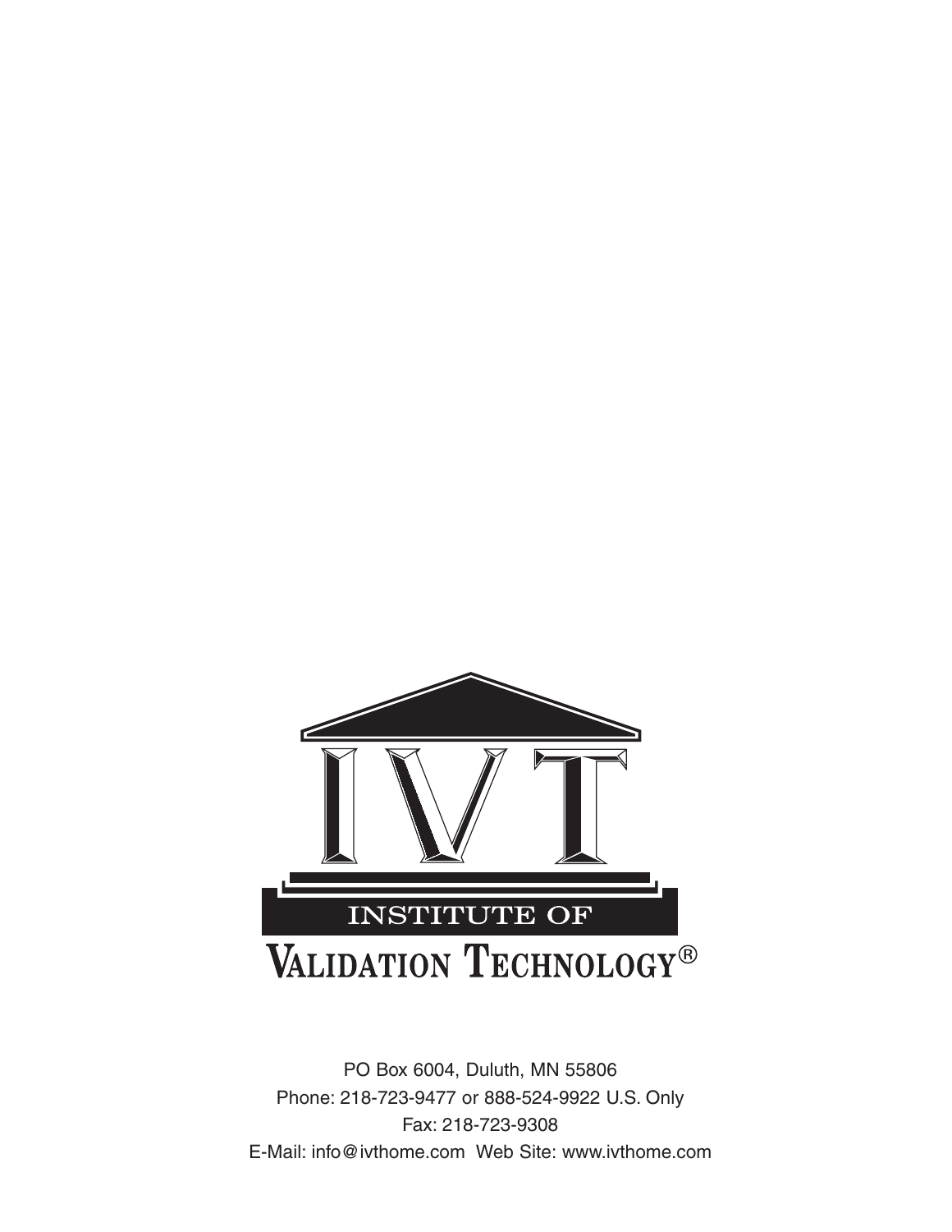IVT

INSTITUTE OF

VALIDATION TECHNOLOGY®

PO Box 6004, Duluth, MN 55806

Phone: 218-723-9477 or 888-524-9922 U.S. Only

Fax: 218-723-9308

E-Mail: info@ivthome.com Web Site: www.ivthome.com